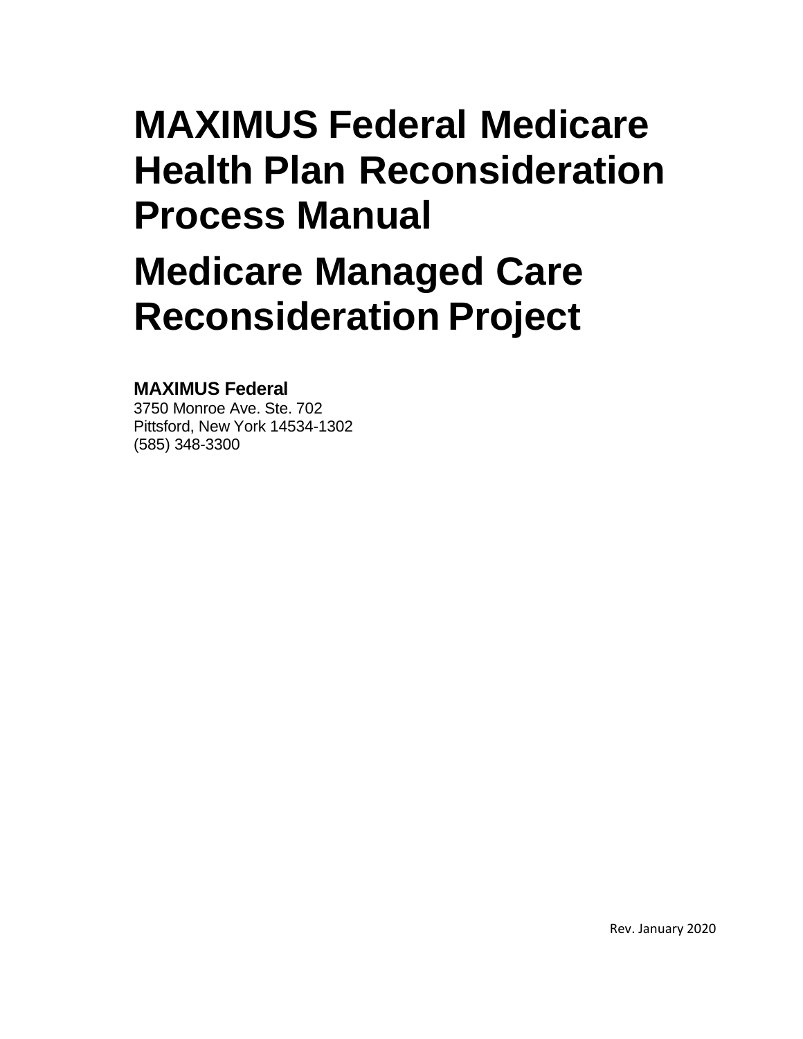# MAXIMUS Federal Medicare Health Plan Reconsideration Process Manual

# Medicare Managed Care Reconsideration Project

**MAXIMUS Federal**
3750 Monroe Ave. Ste. 702
Pittsford, New York 14534-1302
(585) 348-3300

Rev. January 2020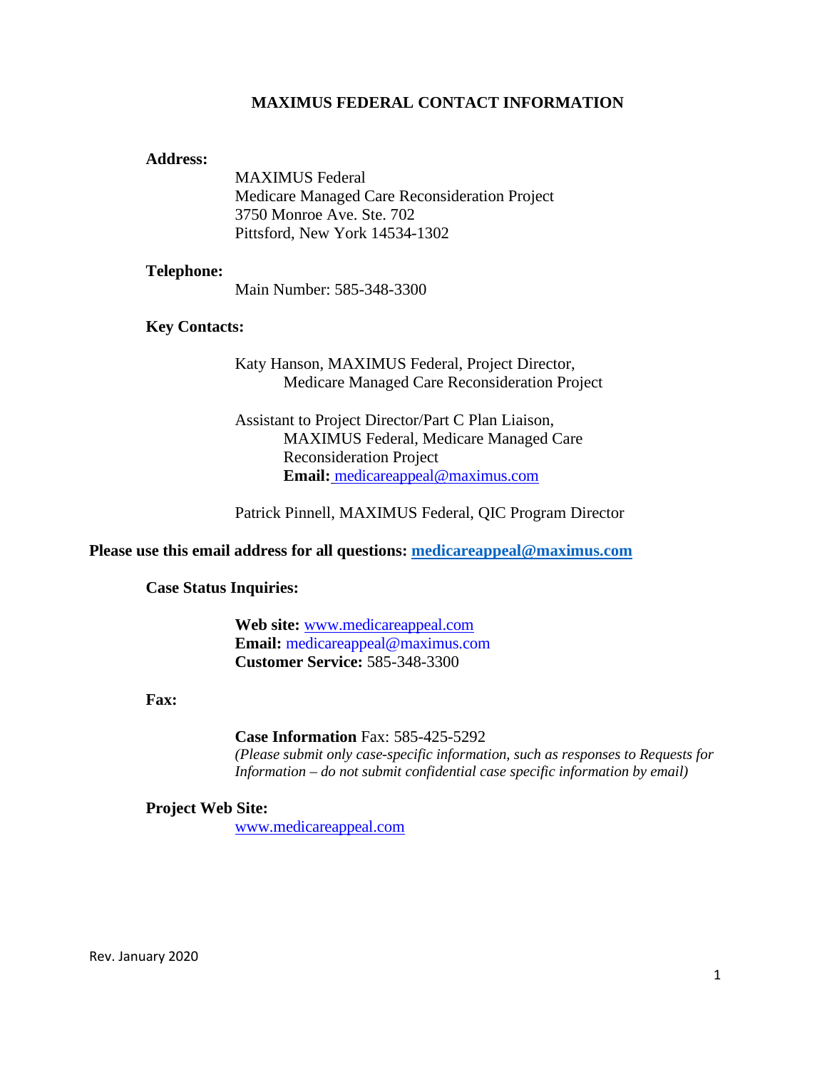# MAXIMUS FEDERAL CONTACT INFORMATION

**Address:**

MAXIMUS Federal
Medicare Managed Care Reconsideration Project
3750 Monroe Ave. Ste. 702
Pittsford, New York 14534-1302

**Telephone:**

Main Number: 585-348-3300

**Key Contacts:**

Katy Hanson, MAXIMUS Federal, Project Director, Medicare Managed Care Reconsideration Project

Assistant to Project Director/Part C Plan Liaison, MAXIMUS Federal, Medicare Managed Care Reconsideration Project
**Email:** medicareappeal@maximus.com

Patrick Pinnell, MAXIMUS Federal, QIC Program Director

**Please use this email address for all questions: medicareappeal@maximus.com**

**Case Status Inquiries:**

**Web site:** www.medicareappeal.com
**Email:** medicareappeal@maximus.com
**Customer Service:** 585-348-3300

**Fax:**

**Case Information** Fax: 585-425-5292
*(Please submit only case-specific information, such as responses to Requests for Information – do not submit confidential case specific information by email)*

**Project Web Site:**

www.medicareappeal.com

Rev. January 2020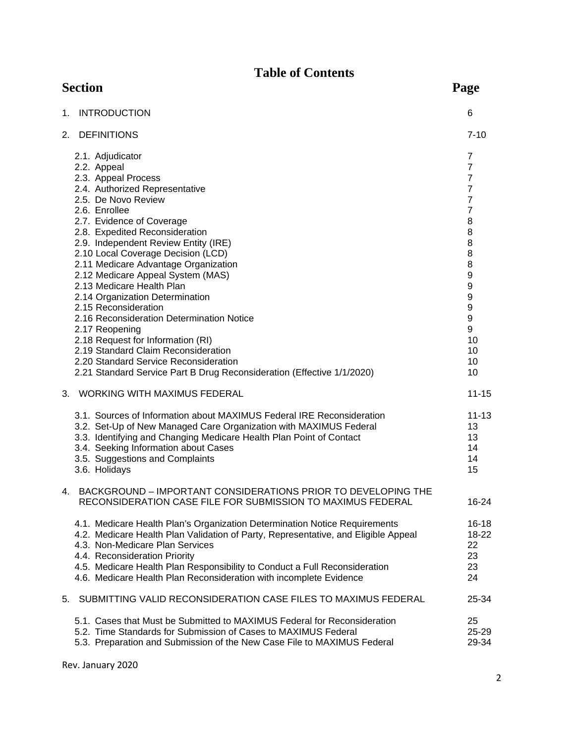# Table of Contents

| Section | Page |
|---|---|
| 1. INTRODUCTION | 6 |
| 2. DEFINITIONS | 7-10 |
| 2.1. Adjudicator | 7 |
| 2.2. Appeal | 7 |
| 2.3. Appeal Process | 7 |
| 2.4. Authorized Representative | 7 |
| 2.5. De Novo Review | 7 |
| 2.6. Enrollee | 7 |
| 2.7. Evidence of Coverage | 8 |
| 2.8. Expedited Reconsideration | 8 |
| 2.9. Independent Review Entity (IRE) | 8 |
| 2.10 Local Coverage Decision (LCD) | 8 |
| 2.11 Medicare Advantage Organization | 8 |
| 2.12 Medicare Appeal System (MAS) | 9 |
| 2.13 Medicare Health Plan | 9 |
| 2.14 Organization Determination | 9 |
| 2.15 Reconsideration | 9 |
| 2.16 Reconsideration Determination Notice | 9 |
| 2.17 Reopening | 9 |
| 2.18 Request for Information (RI) | 10 |
| 2.19 Standard Claim Reconsideration | 10 |
| 2.20 Standard Service Reconsideration | 10 |
| 2.21 Standard Service Part B Drug Reconsideration (Effective 1/1/2020) | 10 |
| 3. WORKING WITH MAXIMUS FEDERAL | 11-15 |
| 3.1. Sources of Information about MAXIMUS Federal IRE Reconsideration | 11-13 |
| 3.2. Set-Up of New Managed Care Organization with MAXIMUS Federal | 13 |
| 3.3. Identifying and Changing Medicare Health Plan Point of Contact | 13 |
| 3.4. Seeking Information about Cases | 14 |
| 3.5. Suggestions and Complaints | 14 |
| 3.6. Holidays | 15 |
| 4. BACKGROUND – IMPORTANT CONSIDERATIONS PRIOR TO DEVELOPING THE RECONSIDERATION CASE FILE FOR SUBMISSION TO MAXIMUS FEDERAL | 16-24 |
| 4.1. Medicare Health Plan's Organization Determination Notice Requirements | 16-18 |
| 4.2. Medicare Health Plan Validation of Party, Representative, and Eligible Appeal | 18-22 |
| 4.3. Non-Medicare Plan Services | 22 |
| 4.4. Reconsideration Priority | 23 |
| 4.5. Medicare Health Plan Responsibility to Conduct a Full Reconsideration | 23 |
| 4.6. Medicare Health Plan Reconsideration with incomplete Evidence | 24 |
| 5. SUBMITTING VALID RECONSIDERATION CASE FILES TO MAXIMUS FEDERAL | 25-34 |
| 5.1. Cases that Must be Submitted to MAXIMUS Federal for Reconsideration | 25 |
| 5.2. Time Standards for Submission of Cases to MAXIMUS Federal | 25-29 |
| 5.3. Preparation and Submission of the New Case File to MAXIMUS Federal | 29-34 |

Rev. January 2020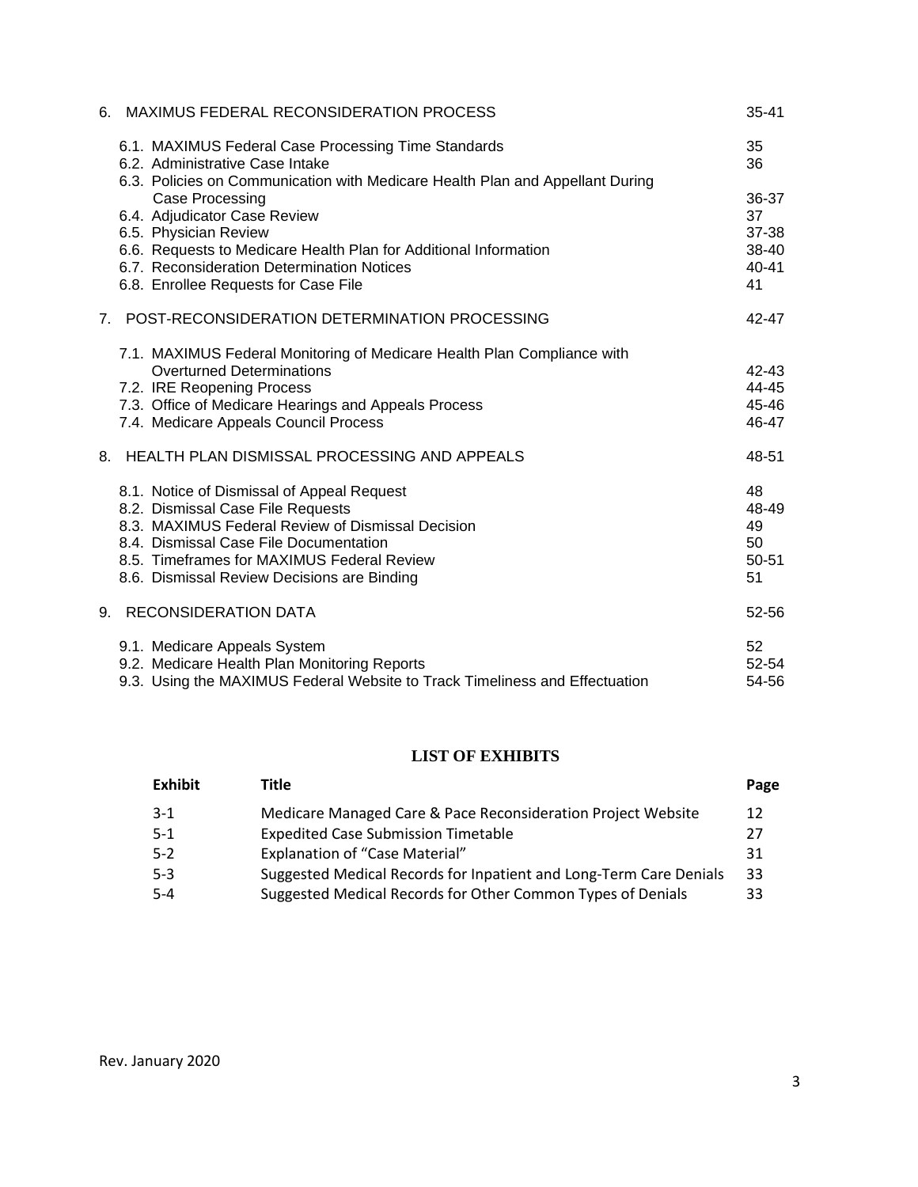| | |
|---|---|
| 6. MAXIMUS FEDERAL RECONSIDERATION PROCESS | 35-41 |
| 6.1. MAXIMUS Federal Case Processing Time Standards | 35 |
| 6.2. Administrative Case Intake | 36 |
| 6.3. Policies on Communication with Medicare Health Plan and Appellant During Case Processing | 36-37 |
| 6.4. Adjudicator Case Review | 37 |
| 6.5. Physician Review | 37-38 |
| 6.6. Requests to Medicare Health Plan for Additional Information | 38-40 |
| 6.7. Reconsideration Determination Notices | 40-41 |
| 6.8. Enrollee Requests for Case File | 41 |
| 7. POST-RECONSIDERATION DETERMINATION PROCESSING | 42-47 |
| 7.1. MAXIMUS Federal Monitoring of Medicare Health Plan Compliance with Overturned Determinations | 42-43 |
| 7.2. IRE Reopening Process | 44-45 |
| 7.3. Office of Medicare Hearings and Appeals Process | 45-46 |
| 7.4. Medicare Appeals Council Process | 46-47 |
| 8. HEALTH PLAN DISMISSAL PROCESSING AND APPEALS | 48-51 |
| 8.1. Notice of Dismissal of Appeal Request | 48 |
| 8.2. Dismissal Case File Requests | 48-49 |
| 8.3. MAXIMUS Federal Review of Dismissal Decision | 49 |
| 8.4. Dismissal Case File Documentation | 50 |
| 8.5. Timeframes for MAXIMUS Federal Review | 50-51 |
| 8.6. Dismissal Review Decisions are Binding | 51 |
| 9. RECONSIDERATION DATA | 52-56 |
| 9.1. Medicare Appeals System | 52 |
| 9.2. Medicare Health Plan Monitoring Reports | 52-54 |
| 9.3. Using the MAXIMUS Federal Website to Track Timeliness and Effectuation | 54-56 |

## LIST OF EXHIBITS

| Exhibit | Title | Page |
|---|---|---|
| 3-1 | Medicare Managed Care & Pace Reconsideration Project Website | 12 |
| 5-1 | Expedited Case Submission Timetable | 27 |
| 5-2 | Explanation of "Case Material" | 31 |
| 5-3 | Suggested Medical Records for Inpatient and Long-Term Care Denials | 33 |
| 5-4 | Suggested Medical Records for Other Common Types of Denials | 33 |

Rev. January 2020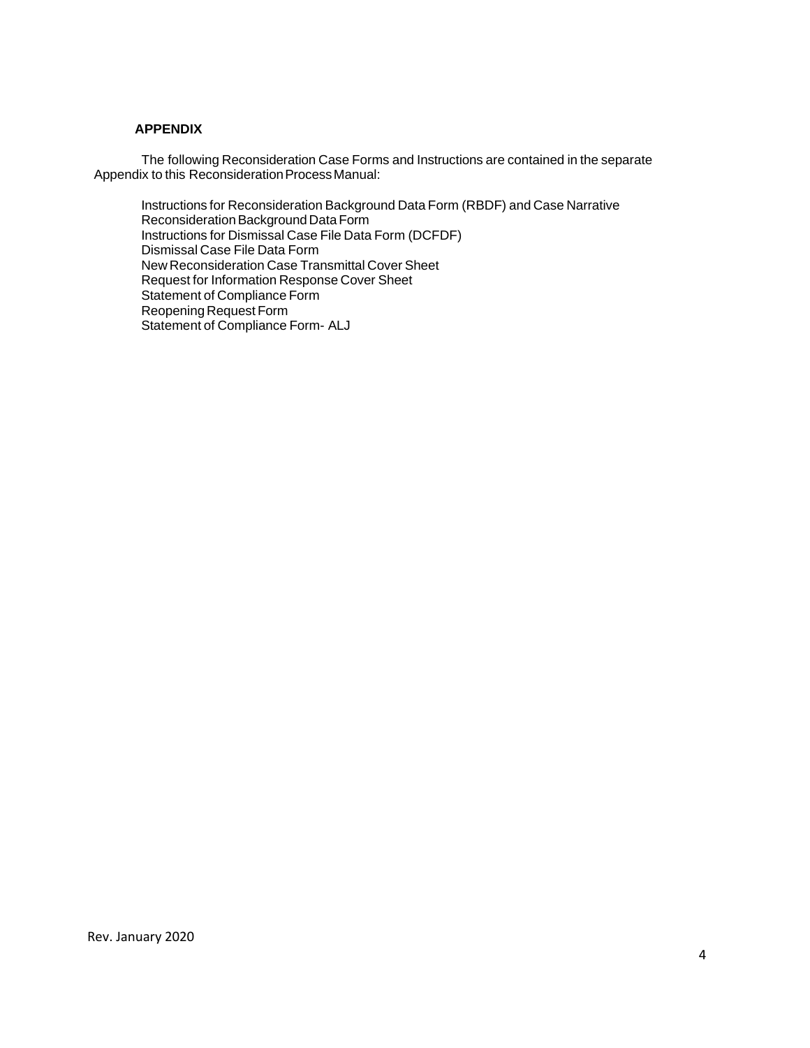## APPENDIX

The following Reconsideration Case Forms and Instructions are contained in the separate Appendix to this Reconsideration Process Manual:

- Instructions for Reconsideration Background Data Form (RBDF) and Case Narrative
- Reconsideration Background Data Form
- Instructions for Dismissal Case File Data Form (DCFDF)
- Dismissal Case File Data Form
- New Reconsideration Case Transmittal Cover Sheet
- Request for Information Response Cover Sheet
- Statement of Compliance Form
- Reopening Request Form
- Statement of Compliance Form- ALJ

Rev. January 2020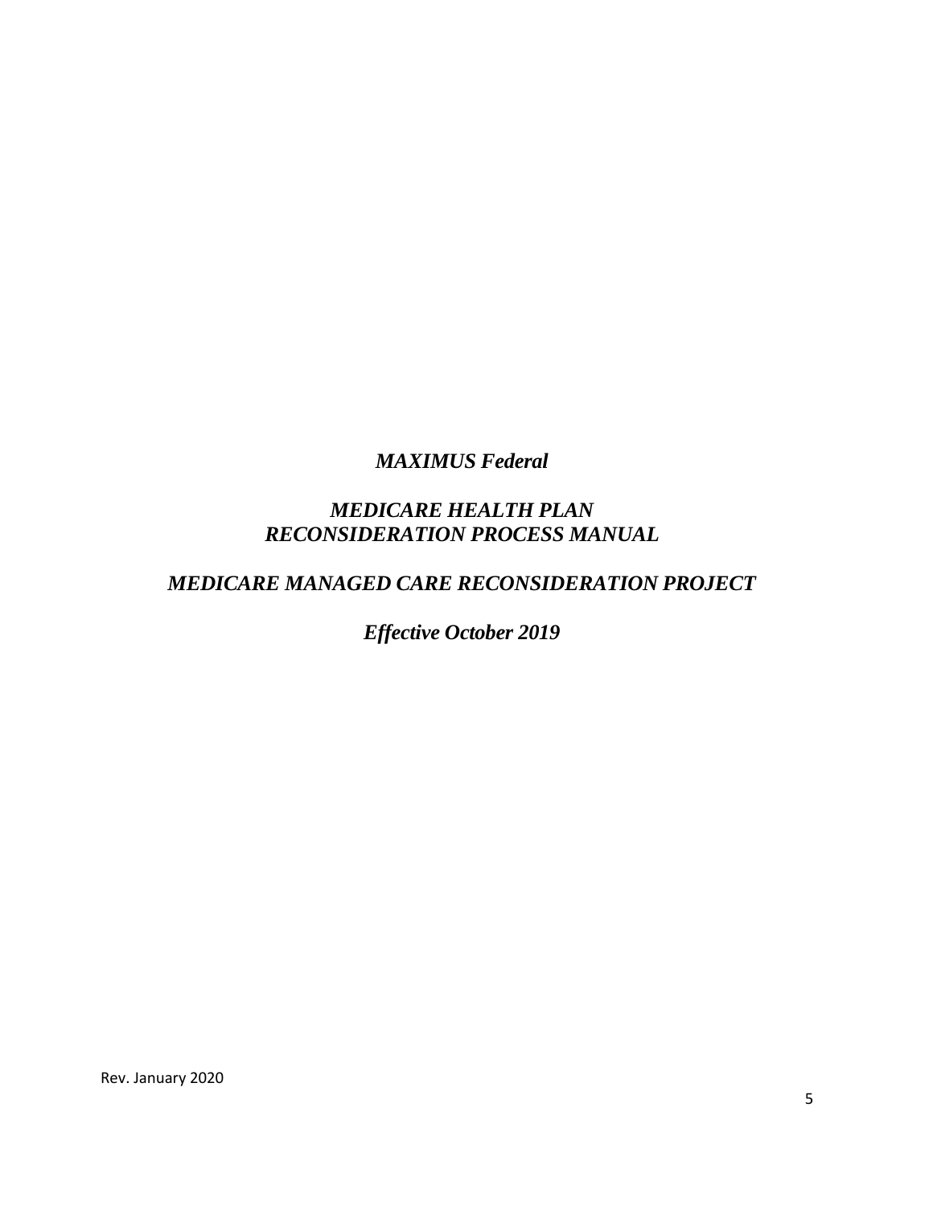*MAXIMUS Federal*

# *MEDICARE HEALTH PLAN RECONSIDERATION PROCESS MANUAL*

## *MEDICARE MANAGED CARE RECONSIDERATION PROJECT*

*Effective October 2019*

Rev. January 2020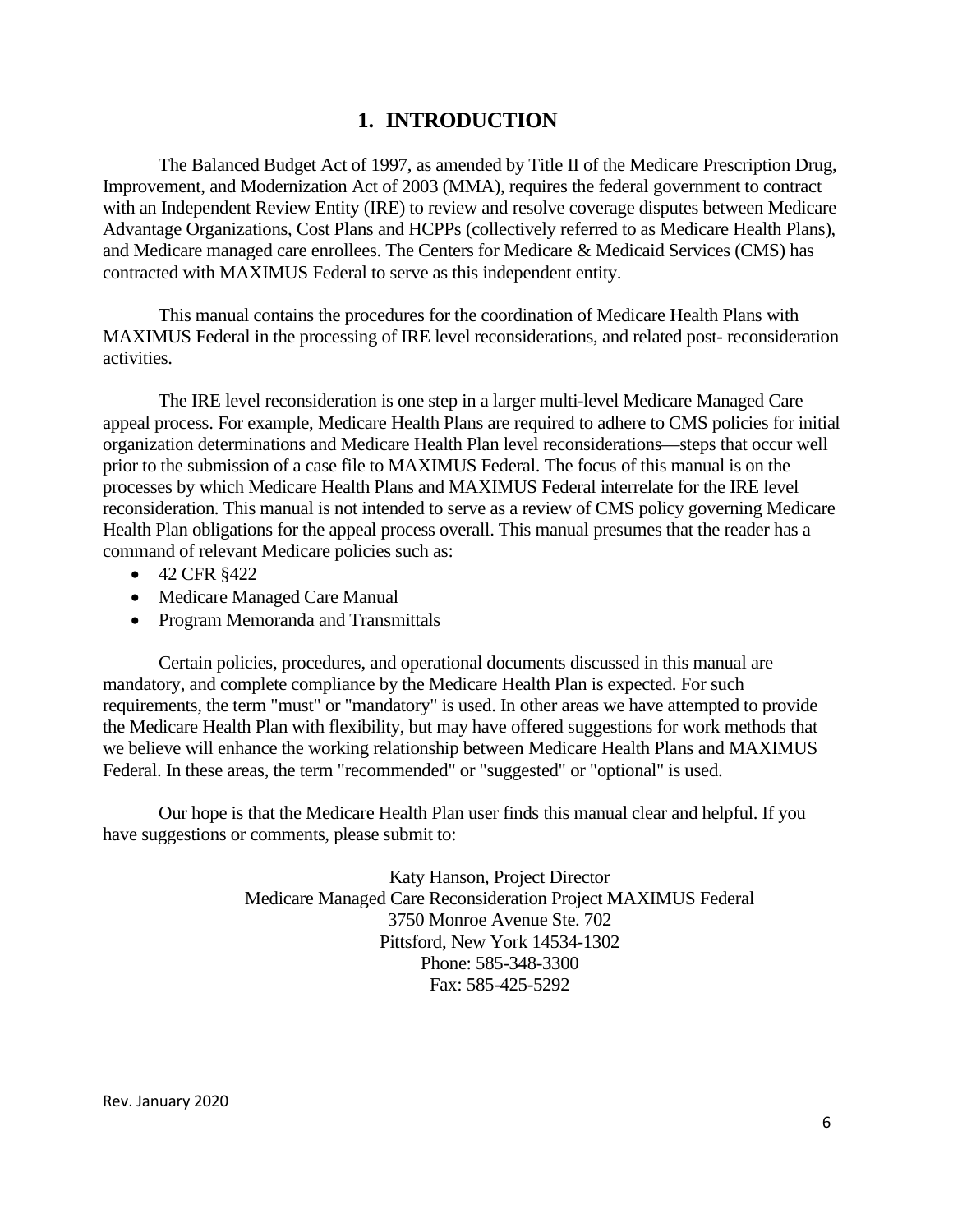# 1. INTRODUCTION

The Balanced Budget Act of 1997, as amended by Title II of the Medicare Prescription Drug, Improvement, and Modernization Act of 2003 (MMA), requires the federal government to contract with an Independent Review Entity (IRE) to review and resolve coverage disputes between Medicare Advantage Organizations, Cost Plans and HCPPs (collectively referred to as Medicare Health Plans), and Medicare managed care enrollees. The Centers for Medicare & Medicaid Services (CMS) has contracted with MAXIMUS Federal to serve as this independent entity.

This manual contains the procedures for the coordination of Medicare Health Plans with MAXIMUS Federal in the processing of IRE level reconsiderations, and related post- reconsideration activities.

The IRE level reconsideration is one step in a larger multi-level Medicare Managed Care appeal process. For example, Medicare Health Plans are required to adhere to CMS policies for initial organization determinations and Medicare Health Plan level reconsiderations—steps that occur well prior to the submission of a case file to MAXIMUS Federal. The focus of this manual is on the processes by which Medicare Health Plans and MAXIMUS Federal interrelate for the IRE level reconsideration. This manual is not intended to serve as a review of CMS policy governing Medicare Health Plan obligations for the appeal process overall. This manual presumes that the reader has a command of relevant Medicare policies such as:

- 42 CFR §422
- Medicare Managed Care Manual
- Program Memoranda and Transmittals

Certain policies, procedures, and operational documents discussed in this manual are mandatory, and complete compliance by the Medicare Health Plan is expected. For such requirements, the term "must" or "mandatory" is used. In other areas we have attempted to provide the Medicare Health Plan with flexibility, but may have offered suggestions for work methods that we believe will enhance the working relationship between Medicare Health Plans and MAXIMUS Federal. In these areas, the term "recommended" or "suggested" or "optional" is used.

Our hope is that the Medicare Health Plan user finds this manual clear and helpful. If you have suggestions or comments, please submit to:

Katy Hanson, Project Director
Medicare Managed Care Reconsideration Project MAXIMUS Federal
3750 Monroe Avenue Ste. 702
Pittsford, New York 14534-1302
Phone: 585-348-3300
Fax: 585-425-5292

Rev. January 2020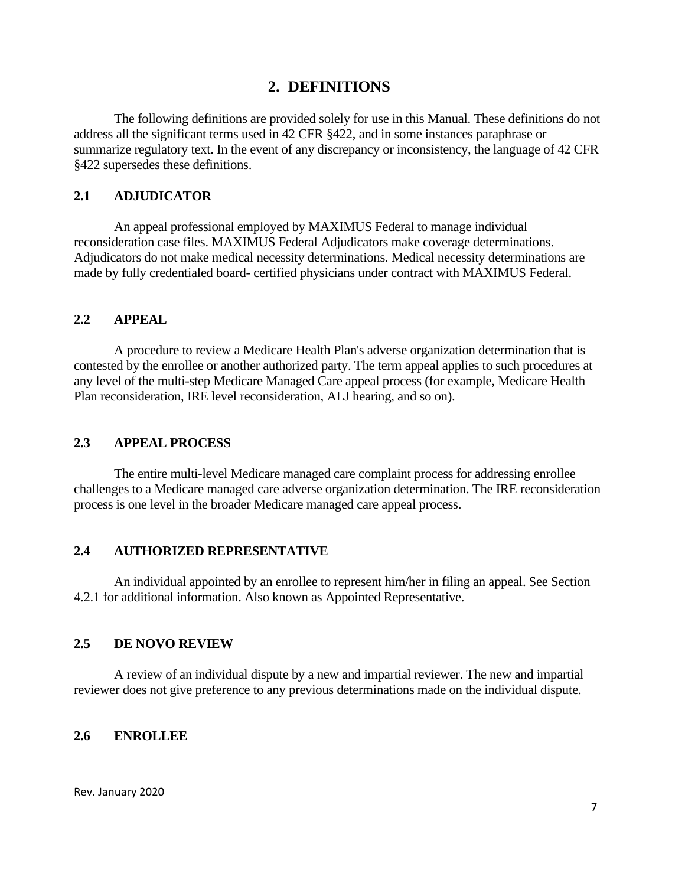# 2. DEFINITIONS

The following definitions are provided solely for use in this Manual. These definitions do not address all the significant terms used in 42 CFR §422, and in some instances paraphrase or summarize regulatory text. In the event of any discrepancy or inconsistency, the language of 42 CFR §422 supersedes these definitions.

## 2.1 ADJUDICATOR

An appeal professional employed by MAXIMUS Federal to manage individual reconsideration case files. MAXIMUS Federal Adjudicators make coverage determinations. Adjudicators do not make medical necessity determinations. Medical necessity determinations are made by fully credentialed board- certified physicians under contract with MAXIMUS Federal.

## 2.2 APPEAL

A procedure to review a Medicare Health Plan's adverse organization determination that is contested by the enrollee or another authorized party. The term appeal applies to such procedures at any level of the multi-step Medicare Managed Care appeal process (for example, Medicare Health Plan reconsideration, IRE level reconsideration, ALJ hearing, and so on).

## 2.3 APPEAL PROCESS

The entire multi-level Medicare managed care complaint process for addressing enrollee challenges to a Medicare managed care adverse organization determination. The IRE reconsideration process is one level in the broader Medicare managed care appeal process.

## 2.4 AUTHORIZED REPRESENTATIVE

An individual appointed by an enrollee to represent him/her in filing an appeal. See Section 4.2.1 for additional information. Also known as Appointed Representative.

## 2.5 DE NOVO REVIEW

A review of an individual dispute by a new and impartial reviewer. The new and impartial reviewer does not give preference to any previous determinations made on the individual dispute.

## 2.6 ENROLLEE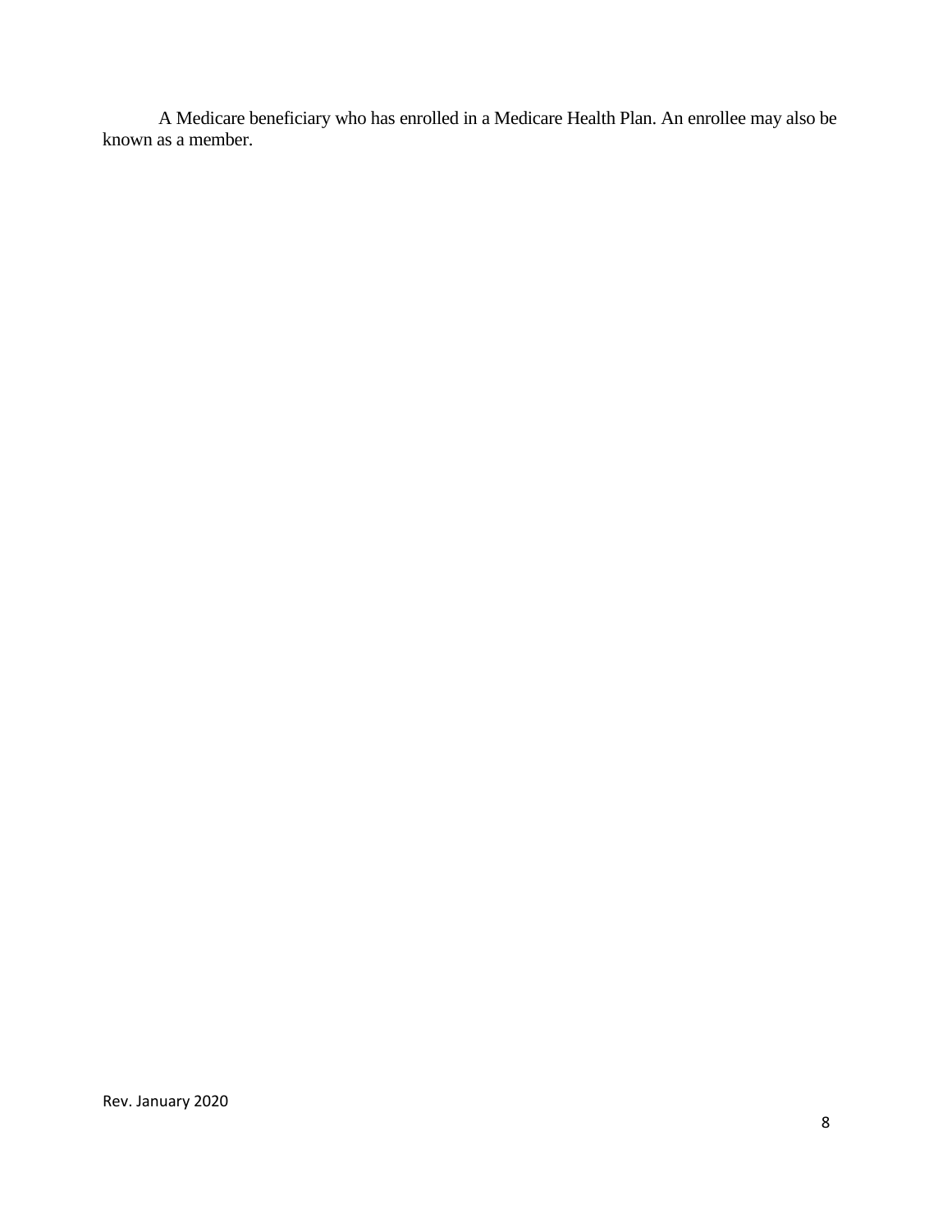A Medicare beneficiary who has enrolled in a Medicare Health Plan. An enrollee may also be known as a member.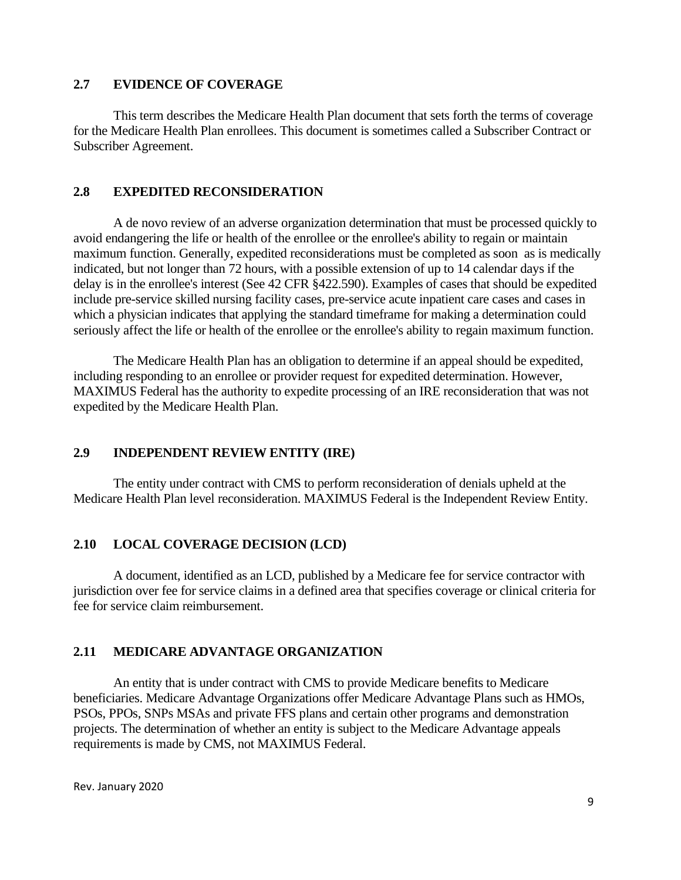### 2.7 EVIDENCE OF COVERAGE

This term describes the Medicare Health Plan document that sets forth the terms of coverage for the Medicare Health Plan enrollees. This document is sometimes called a Subscriber Contract or Subscriber Agreement.

### 2.8 EXPEDITED RECONSIDERATION

A de novo review of an adverse organization determination that must be processed quickly to avoid endangering the life or health of the enrollee or the enrollee's ability to regain or maintain maximum function. Generally, expedited reconsiderations must be completed as soon as is medically indicated, but not longer than 72 hours, with a possible extension of up to 14 calendar days if the delay is in the enrollee's interest (See 42 CFR §422.590). Examples of cases that should be expedited include pre-service skilled nursing facility cases, pre-service acute inpatient care cases and cases in which a physician indicates that applying the standard timeframe for making a determination could seriously affect the life or health of the enrollee or the enrollee's ability to regain maximum function.

The Medicare Health Plan has an obligation to determine if an appeal should be expedited, including responding to an enrollee or provider request for expedited determination. However, MAXIMUS Federal has the authority to expedite processing of an IRE reconsideration that was not expedited by the Medicare Health Plan.

### 2.9 INDEPENDENT REVIEW ENTITY (IRE)

The entity under contract with CMS to perform reconsideration of denials upheld at the Medicare Health Plan level reconsideration. MAXIMUS Federal is the Independent Review Entity.

### 2.10 LOCAL COVERAGE DECISION (LCD)

A document, identified as an LCD, published by a Medicare fee for service contractor with jurisdiction over fee for service claims in a defined area that specifies coverage or clinical criteria for fee for service claim reimbursement.

### 2.11 MEDICARE ADVANTAGE ORGANIZATION

An entity that is under contract with CMS to provide Medicare benefits to Medicare beneficiaries. Medicare Advantage Organizations offer Medicare Advantage Plans such as HMOs, PSOs, PPOs, SNPs MSAs and private FFS plans and certain other programs and demonstration projects. The determination of whether an entity is subject to the Medicare Advantage appeals requirements is made by CMS, not MAXIMUS Federal.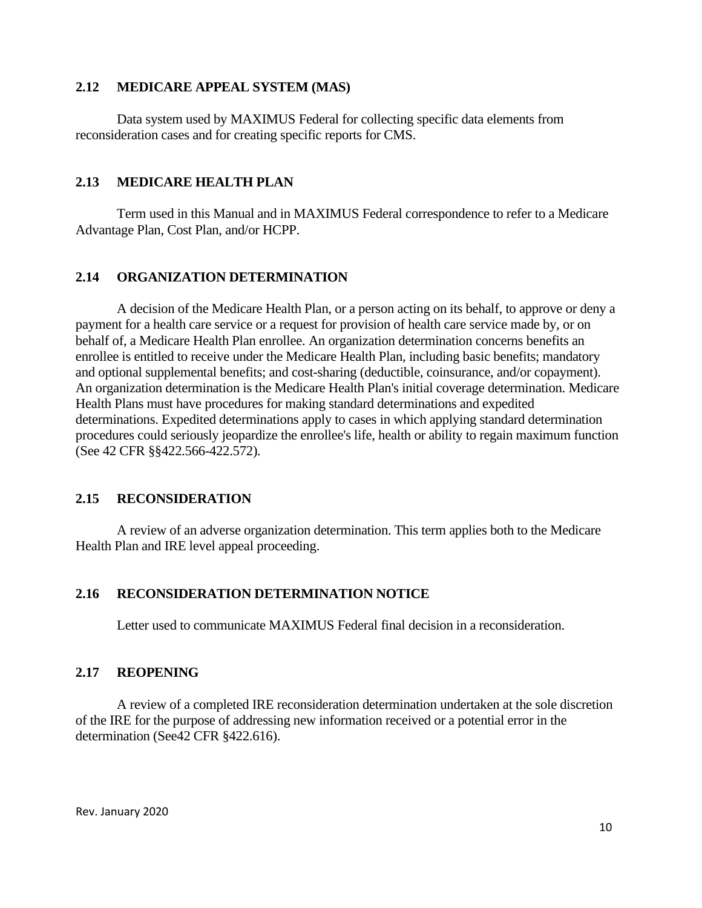### 2.12 MEDICARE APPEAL SYSTEM (MAS)

Data system used by MAXIMUS Federal for collecting specific data elements from reconsideration cases and for creating specific reports for CMS.

### 2.13 MEDICARE HEALTH PLAN

Term used in this Manual and in MAXIMUS Federal correspondence to refer to a Medicare Advantage Plan, Cost Plan, and/or HCPP.

### 2.14 ORGANIZATION DETERMINATION

A decision of the Medicare Health Plan, or a person acting on its behalf, to approve or deny a payment for a health care service or a request for provision of health care service made by, or on behalf of, a Medicare Health Plan enrollee. An organization determination concerns benefits an enrollee is entitled to receive under the Medicare Health Plan, including basic benefits; mandatory and optional supplemental benefits; and cost-sharing (deductible, coinsurance, and/or copayment). An organization determination is the Medicare Health Plan's initial coverage determination. Medicare Health Plans must have procedures for making standard determinations and expedited determinations. Expedited determinations apply to cases in which applying standard determination procedures could seriously jeopardize the enrollee's life, health or ability to regain maximum function (See 42 CFR §§422.566-422.572).

### 2.15 RECONSIDERATION

A review of an adverse organization determination. This term applies both to the Medicare Health Plan and IRE level appeal proceeding.

### 2.16 RECONSIDERATION DETERMINATION NOTICE

Letter used to communicate MAXIMUS Federal final decision in a reconsideration.

### 2.17 REOPENING

A review of a completed IRE reconsideration determination undertaken at the sole discretion of the IRE for the purpose of addressing new information received or a potential error in the determination (See42 CFR §422.616).

Rev. January 2020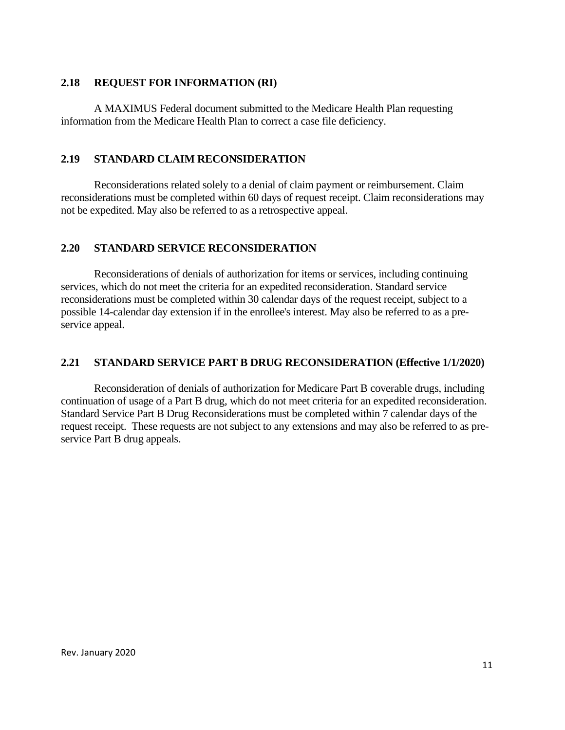### 2.18 REQUEST FOR INFORMATION (RI)

A MAXIMUS Federal document submitted to the Medicare Health Plan requesting information from the Medicare Health Plan to correct a case file deficiency.

### 2.19 STANDARD CLAIM RECONSIDERATION

Reconsiderations related solely to a denial of claim payment or reimbursement. Claim reconsiderations must be completed within 60 days of request receipt. Claim reconsiderations may not be expedited. May also be referred to as a retrospective appeal.

### 2.20 STANDARD SERVICE RECONSIDERATION

Reconsiderations of denials of authorization for items or services, including continuing services, which do not meet the criteria for an expedited reconsideration. Standard service reconsiderations must be completed within 30 calendar days of the request receipt, subject to a possible 14-calendar day extension if in the enrollee's interest. May also be referred to as a pre-service appeal.

### 2.21 STANDARD SERVICE PART B DRUG RECONSIDERATION (Effective 1/1/2020)

Reconsideration of denials of authorization for Medicare Part B coverable drugs, including continuation of usage of a Part B drug, which do not meet criteria for an expedited reconsideration. Standard Service Part B Drug Reconsiderations must be completed within 7 calendar days of the request receipt. These requests are not subject to any extensions and may also be referred to as pre-service Part B drug appeals.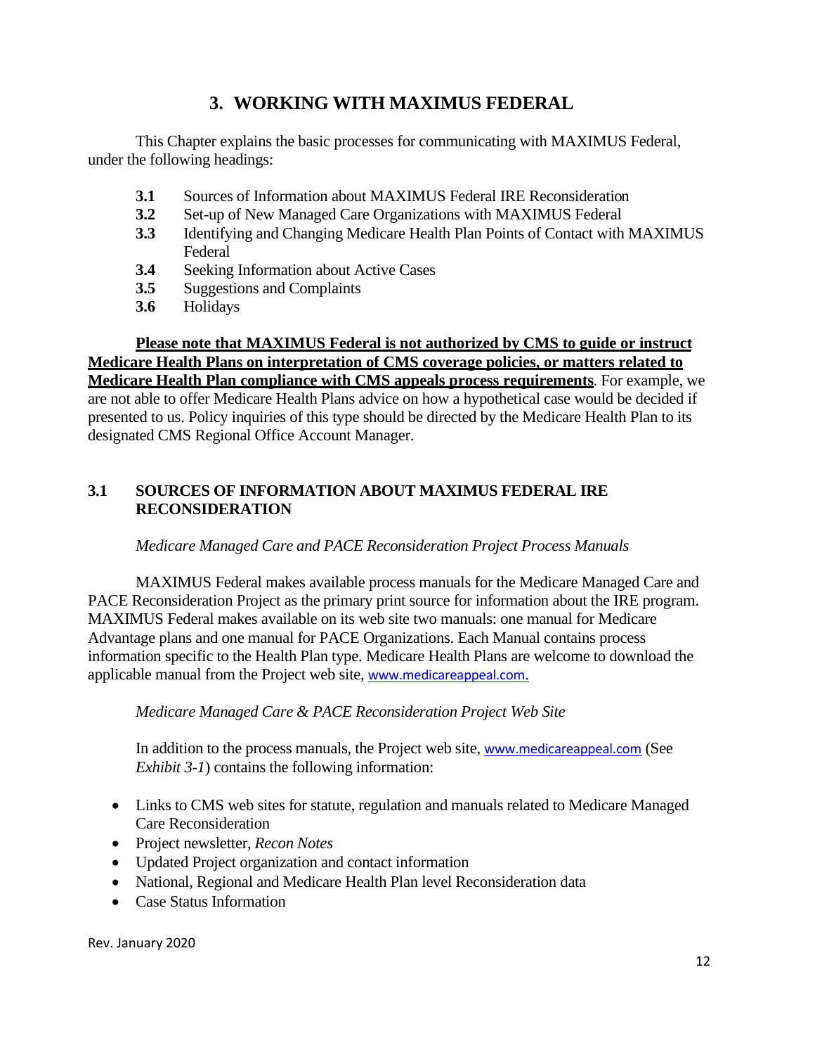# 3. WORKING WITH MAXIMUS FEDERAL

This Chapter explains the basic processes for communicating with MAXIMUS Federal, under the following headings:

- **3.1** Sources of Information about MAXIMUS Federal IRE Reconsideration
- **3.2** Set-up of New Managed Care Organizations with MAXIMUS Federal
- **3.3** Identifying and Changing Medicare Health Plan Points of Contact with MAXIMUS Federal
- **3.4** Seeking Information about Active Cases
- **3.5** Suggestions and Complaints
- **3.6** Holidays

**Please note that MAXIMUS Federal is not authorized by CMS to guide or instruct Medicare Health Plans on interpretation of CMS coverage policies, or matters related to Medicare Health Plan compliance with CMS appeals process requirements**. For example, we are not able to offer Medicare Health Plans advice on how a hypothetical case would be decided if presented to us. Policy inquiries of this type should be directed by the Medicare Health Plan to its designated CMS Regional Office Account Manager.

## 3.1 SOURCES OF INFORMATION ABOUT MAXIMUS FEDERAL IRE RECONSIDERATION

*Medicare Managed Care and PACE Reconsideration Project Process Manuals*

MAXIMUS Federal makes available process manuals for the Medicare Managed Care and PACE Reconsideration Project as the primary print source for information about the IRE program. MAXIMUS Federal makes available on its web site two manuals: one manual for Medicare Advantage plans and one manual for PACE Organizations. Each Manual contains process information specific to the Health Plan type. Medicare Health Plans are welcome to download the applicable manual from the Project web site, www.medicareappeal.com.

*Medicare Managed Care & PACE Reconsideration Project Web Site*

In addition to the process manuals, the Project web site, www.medicareappeal.com (See *Exhibit 3-1*) contains the following information:

- Links to CMS web sites for statute, regulation and manuals related to Medicare Managed Care Reconsideration
- Project newsletter, *Recon Notes*
- Updated Project organization and contact information
- National, Regional and Medicare Health Plan level Reconsideration data
- Case Status Information

Rev. January 2020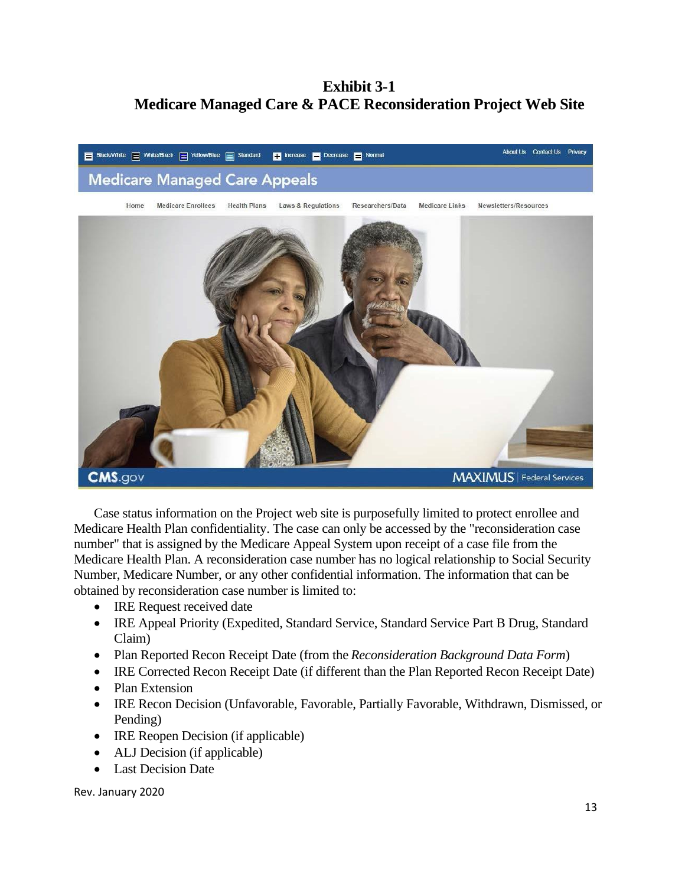## Exhibit 3-1
## Medicare Managed Care & PACE Reconsideration Project Web Site

Case status information on the Project web site is purposefully limited to protect enrollee and Medicare Health Plan confidentiality. The case can only be accessed by the "reconsideration case number" that is assigned by the Medicare Appeal System upon receipt of a case file from the Medicare Health Plan. A reconsideration case number has no logical relationship to Social Security Number, Medicare Number, or any other confidential information. The information that can be obtained by reconsideration case number is limited to:

- IRE Request received date
- IRE Appeal Priority (Expedited, Standard Service, Standard Service Part B Drug, Standard Claim)
- Plan Reported Recon Receipt Date (from the *Reconsideration Background Data Form*)
- IRE Corrected Recon Receipt Date (if different than the Plan Reported Recon Receipt Date)
- Plan Extension
- IRE Recon Decision (Unfavorable, Favorable, Partially Favorable, Withdrawn, Dismissed, or Pending)
- IRE Reopen Decision (if applicable)
- ALJ Decision (if applicable)
- Last Decision Date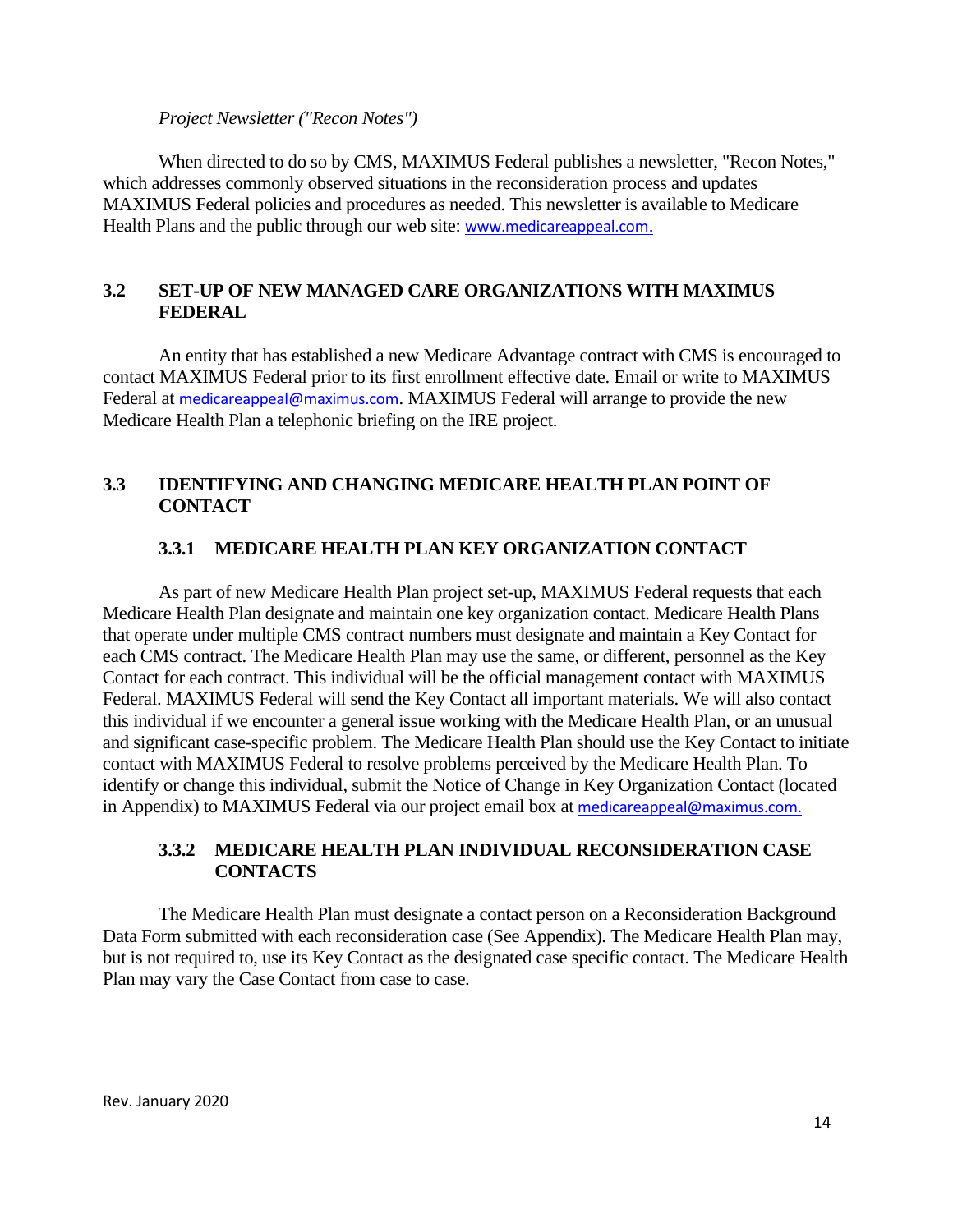*Project Newsletter ("Recon Notes")*

When directed to do so by CMS, MAXIMUS Federal publishes a newsletter, "Recon Notes," which addresses commonly observed situations in the reconsideration process and updates MAXIMUS Federal policies and procedures as needed. This newsletter is available to Medicare Health Plans and the public through our web site: www.medicareappeal.com.

## 3.2 SET-UP OF NEW MANAGED CARE ORGANIZATIONS WITH MAXIMUS FEDERAL

An entity that has established a new Medicare Advantage contract with CMS is encouraged to contact MAXIMUS Federal prior to its first enrollment effective date. Email or write to MAXIMUS Federal at medicareappeal@maximus.com. MAXIMUS Federal will arrange to provide the new Medicare Health Plan a telephonic briefing on the IRE project.

## 3.3 IDENTIFYING AND CHANGING MEDICARE HEALTH PLAN POINT OF CONTACT

### 3.3.1 MEDICARE HEALTH PLAN KEY ORGANIZATION CONTACT

As part of new Medicare Health Plan project set-up, MAXIMUS Federal requests that each Medicare Health Plan designate and maintain one key organization contact. Medicare Health Plans that operate under multiple CMS contract numbers must designate and maintain a Key Contact for each CMS contract. The Medicare Health Plan may use the same, or different, personnel as the Key Contact for each contract. This individual will be the official management contact with MAXIMUS Federal. MAXIMUS Federal will send the Key Contact all important materials. We will also contact this individual if we encounter a general issue working with the Medicare Health Plan, or an unusual and significant case-specific problem. The Medicare Health Plan should use the Key Contact to initiate contact with MAXIMUS Federal to resolve problems perceived by the Medicare Health Plan. To identify or change this individual, submit the Notice of Change in Key Organization Contact (located in Appendix) to MAXIMUS Federal via our project email box at medicareappeal@maximus.com.

### 3.3.2 MEDICARE HEALTH PLAN INDIVIDUAL RECONSIDERATION CASE CONTACTS

The Medicare Health Plan must designate a contact person on a Reconsideration Background Data Form submitted with each reconsideration case (See Appendix). The Medicare Health Plan may, but is not required to, use its Key Contact as the designated case specific contact. The Medicare Health Plan may vary the Case Contact from case to case.

Rev. January 2020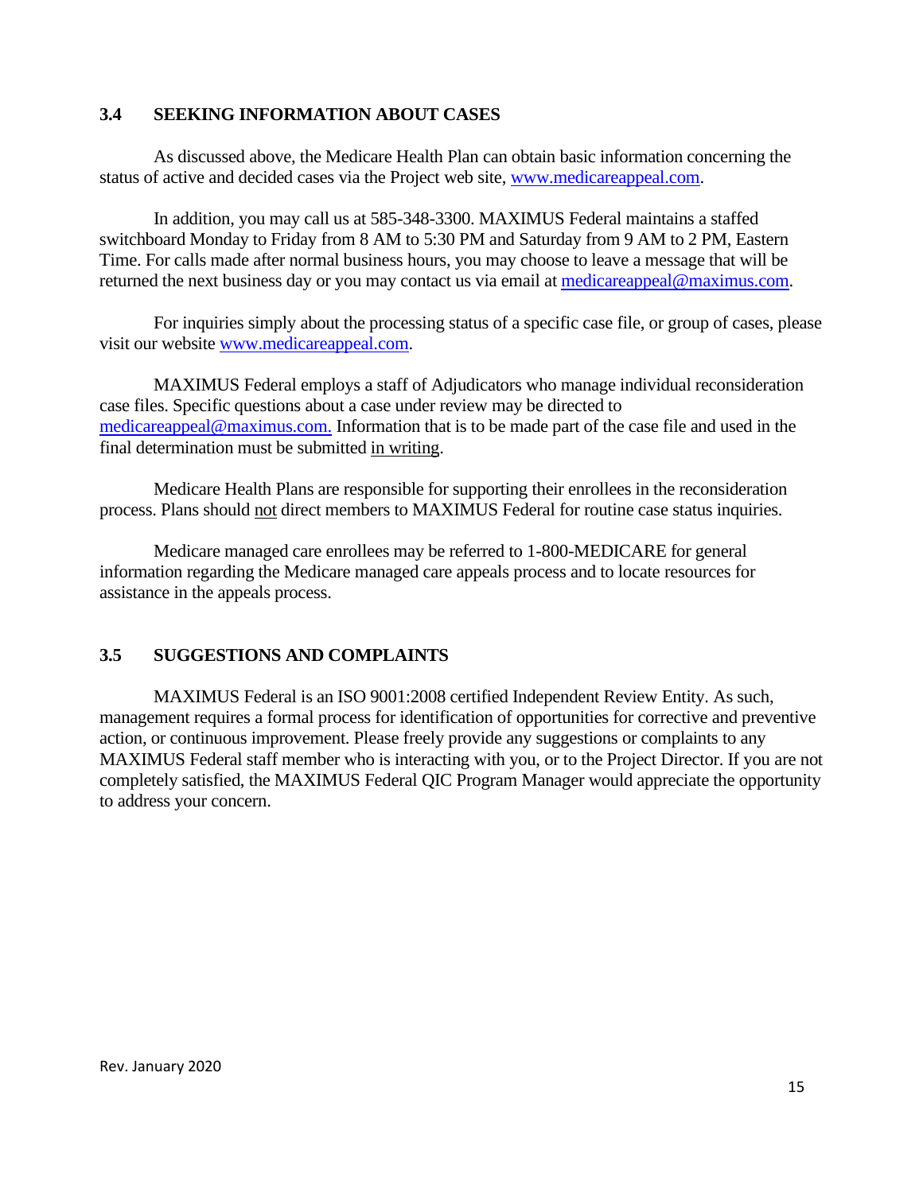### 3.4 SEEKING INFORMATION ABOUT CASES

As discussed above, the Medicare Health Plan can obtain basic information concerning the status of active and decided cases via the Project web site, www.medicareappeal.com.

In addition, you may call us at 585-348-3300. MAXIMUS Federal maintains a staffed switchboard Monday to Friday from 8 AM to 5:30 PM and Saturday from 9 AM to 2 PM, Eastern Time. For calls made after normal business hours, you may choose to leave a message that will be returned the next business day or you may contact us via email at medicareappeal@maximus.com.

For inquiries simply about the processing status of a specific case file, or group of cases, please visit our website www.medicareappeal.com.

MAXIMUS Federal employs a staff of Adjudicators who manage individual reconsideration case files. Specific questions about a case under review may be directed to medicareappeal@maximus.com. Information that is to be made part of the case file and used in the final determination must be submitted in writing.

Medicare Health Plans are responsible for supporting their enrollees in the reconsideration process. Plans should not direct members to MAXIMUS Federal for routine case status inquiries.

Medicare managed care enrollees may be referred to 1-800-MEDICARE for general information regarding the Medicare managed care appeals process and to locate resources for assistance in the appeals process.

### 3.5 SUGGESTIONS AND COMPLAINTS

MAXIMUS Federal is an ISO 9001:2008 certified Independent Review Entity. As such, management requires a formal process for identification of opportunities for corrective and preventive action, or continuous improvement. Please freely provide any suggestions or complaints to any MAXIMUS Federal staff member who is interacting with you, or to the Project Director. If you are not completely satisfied, the MAXIMUS Federal QIC Program Manager would appreciate the opportunity to address your concern.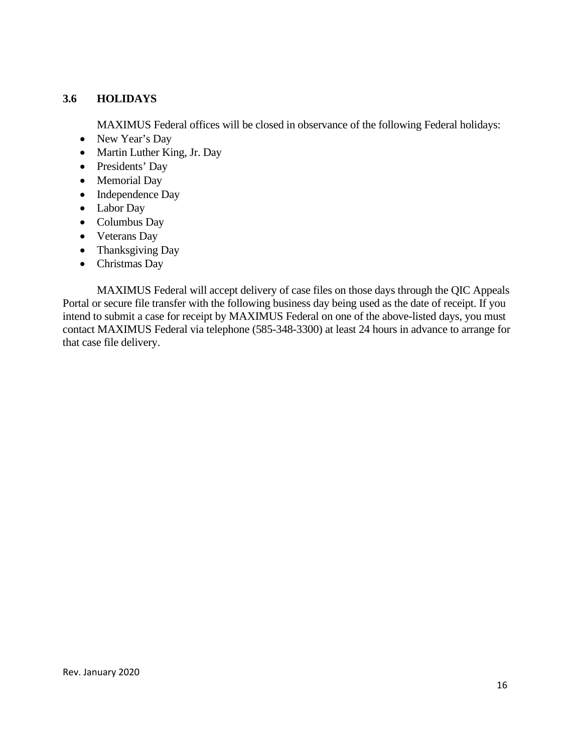### 3.6 HOLIDAYS

MAXIMUS Federal offices will be closed in observance of the following Federal holidays:

- New Year's Day
- Martin Luther King, Jr. Day
- Presidents' Day
- Memorial Day
- Independence Day
- Labor Day
- Columbus Day
- Veterans Day
- Thanksgiving Day
- Christmas Day

MAXIMUS Federal will accept delivery of case files on those days through the QIC Appeals Portal or secure file transfer with the following business day being used as the date of receipt. If you intend to submit a case for receipt by MAXIMUS Federal on one of the above-listed days, you must contact MAXIMUS Federal via telephone (585-348-3300) at least 24 hours in advance to arrange for that case file delivery.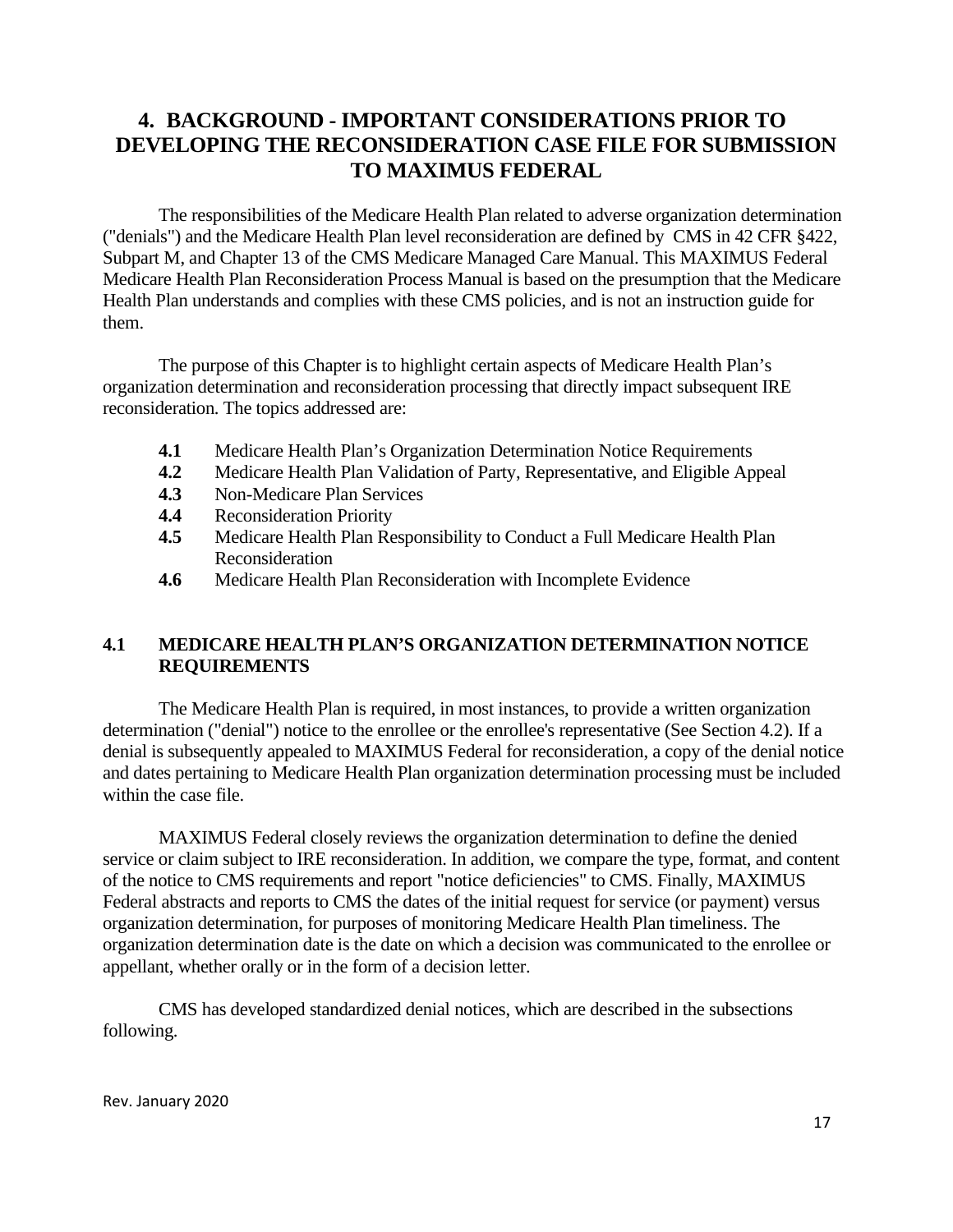# 4. BACKGROUND - IMPORTANT CONSIDERATIONS PRIOR TO DEVELOPING THE RECONSIDERATION CASE FILE FOR SUBMISSION TO MAXIMUS FEDERAL

The responsibilities of the Medicare Health Plan related to adverse organization determination ("denials") and the Medicare Health Plan level reconsideration are defined by CMS in 42 CFR §422, Subpart M, and Chapter 13 of the CMS Medicare Managed Care Manual. This MAXIMUS Federal Medicare Health Plan Reconsideration Process Manual is based on the presumption that the Medicare Health Plan understands and complies with these CMS policies, and is not an instruction guide for them.

The purpose of this Chapter is to highlight certain aspects of Medicare Health Plan's organization determination and reconsideration processing that directly impact subsequent IRE reconsideration. The topics addressed are:

- **4.1** Medicare Health Plan's Organization Determination Notice Requirements
- **4.2** Medicare Health Plan Validation of Party, Representative, and Eligible Appeal
- **4.3** Non-Medicare Plan Services
- **4.4** Reconsideration Priority
- **4.5** Medicare Health Plan Responsibility to Conduct a Full Medicare Health Plan Reconsideration
- **4.6** Medicare Health Plan Reconsideration with Incomplete Evidence

## 4.1 MEDICARE HEALTH PLAN'S ORGANIZATION DETERMINATION NOTICE REQUIREMENTS

The Medicare Health Plan is required, in most instances, to provide a written organization determination ("denial") notice to the enrollee or the enrollee's representative (See Section 4.2). If a denial is subsequently appealed to MAXIMUS Federal for reconsideration, a copy of the denial notice and dates pertaining to Medicare Health Plan organization determination processing must be included within the case file.

MAXIMUS Federal closely reviews the organization determination to define the denied service or claim subject to IRE reconsideration. In addition, we compare the type, format, and content of the notice to CMS requirements and report "notice deficiencies" to CMS. Finally, MAXIMUS Federal abstracts and reports to CMS the dates of the initial request for service (or payment) versus organization determination, for purposes of monitoring Medicare Health Plan timeliness. The organization determination date is the date on which a decision was communicated to the enrollee or appellant, whether orally or in the form of a decision letter.

CMS has developed standardized denial notices, which are described in the subsections following.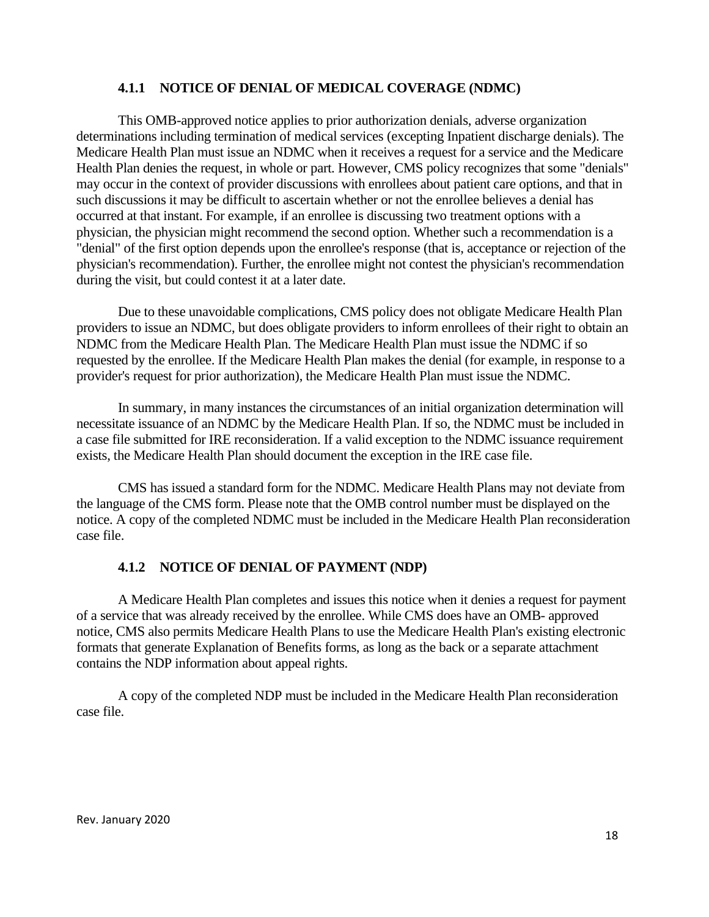### 4.1.1 NOTICE OF DENIAL OF MEDICAL COVERAGE (NDMC)

This OMB-approved notice applies to prior authorization denials, adverse organization determinations including termination of medical services (excepting Inpatient discharge denials). The Medicare Health Plan must issue an NDMC when it receives a request for a service and the Medicare Health Plan denies the request, in whole or part. However, CMS policy recognizes that some "denials" may occur in the context of provider discussions with enrollees about patient care options, and that in such discussions it may be difficult to ascertain whether or not the enrollee believes a denial has occurred at that instant. For example, if an enrollee is discussing two treatment options with a physician, the physician might recommend the second option. Whether such a recommendation is a "denial" of the first option depends upon the enrollee's response (that is, acceptance or rejection of the physician's recommendation). Further, the enrollee might not contest the physician's recommendation during the visit, but could contest it at a later date.

Due to these unavoidable complications, CMS policy does not obligate Medicare Health Plan providers to issue an NDMC, but does obligate providers to inform enrollees of their right to obtain an NDMC from the Medicare Health Plan. The Medicare Health Plan must issue the NDMC if so requested by the enrollee. If the Medicare Health Plan makes the denial (for example, in response to a provider's request for prior authorization), the Medicare Health Plan must issue the NDMC.

In summary, in many instances the circumstances of an initial organization determination will necessitate issuance of an NDMC by the Medicare Health Plan. If so, the NDMC must be included in a case file submitted for IRE reconsideration. If a valid exception to the NDMC issuance requirement exists, the Medicare Health Plan should document the exception in the IRE case file.

CMS has issued a standard form for the NDMC. Medicare Health Plans may not deviate from the language of the CMS form. Please note that the OMB control number must be displayed on the notice. A copy of the completed NDMC must be included in the Medicare Health Plan reconsideration case file.

### 4.1.2 NOTICE OF DENIAL OF PAYMENT (NDP)

A Medicare Health Plan completes and issues this notice when it denies a request for payment of a service that was already received by the enrollee. While CMS does have an OMB- approved notice, CMS also permits Medicare Health Plans to use the Medicare Health Plan's existing electronic formats that generate Explanation of Benefits forms, as long as the back or a separate attachment contains the NDP information about appeal rights.

A copy of the completed NDP must be included in the Medicare Health Plan reconsideration case file.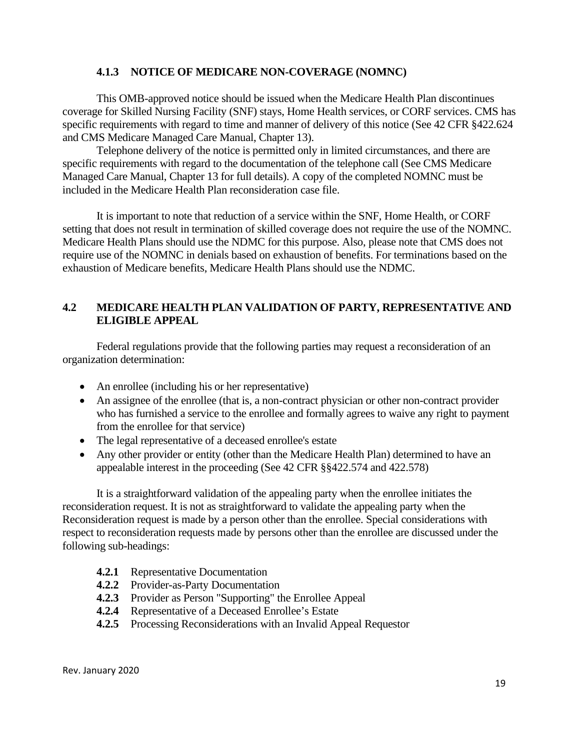### 4.1.3 NOTICE OF MEDICARE NON-COVERAGE (NOMNC)

This OMB-approved notice should be issued when the Medicare Health Plan discontinues coverage for Skilled Nursing Facility (SNF) stays, Home Health services, or CORF services. CMS has specific requirements with regard to time and manner of delivery of this notice (See 42 CFR §422.624 and CMS Medicare Managed Care Manual, Chapter 13).

Telephone delivery of the notice is permitted only in limited circumstances, and there are specific requirements with regard to the documentation of the telephone call (See CMS Medicare Managed Care Manual, Chapter 13 for full details). A copy of the completed NOMNC must be included in the Medicare Health Plan reconsideration case file.

It is important to note that reduction of a service within the SNF, Home Health, or CORF setting that does not result in termination of skilled coverage does not require the use of the NOMNC. Medicare Health Plans should use the NDMC for this purpose. Also, please note that CMS does not require use of the NOMNC in denials based on exhaustion of benefits. For terminations based on the exhaustion of Medicare benefits, Medicare Health Plans should use the NDMC.

## 4.2 MEDICARE HEALTH PLAN VALIDATION OF PARTY, REPRESENTATIVE AND ELIGIBLE APPEAL

Federal regulations provide that the following parties may request a reconsideration of an organization determination:

- An enrollee (including his or her representative)
- An assignee of the enrollee (that is, a non-contract physician or other non-contract provider who has furnished a service to the enrollee and formally agrees to waive any right to payment from the enrollee for that service)
- The legal representative of a deceased enrollee's estate
- Any other provider or entity (other than the Medicare Health Plan) determined to have an appealable interest in the proceeding (See 42 CFR §§422.574 and 422.578)

It is a straightforward validation of the appealing party when the enrollee initiates the reconsideration request. It is not as straightforward to validate the appealing party when the Reconsideration request is made by a person other than the enrollee. Special considerations with respect to reconsideration requests made by persons other than the enrollee are discussed under the following sub-headings:

- **4.2.1** Representative Documentation
- **4.2.2** Provider-as-Party Documentation
- **4.2.3** Provider as Person "Supporting" the Enrollee Appeal
- **4.2.4** Representative of a Deceased Enrollee's Estate
- **4.2.5** Processing Reconsiderations with an Invalid Appeal Requestor

Rev. January 2020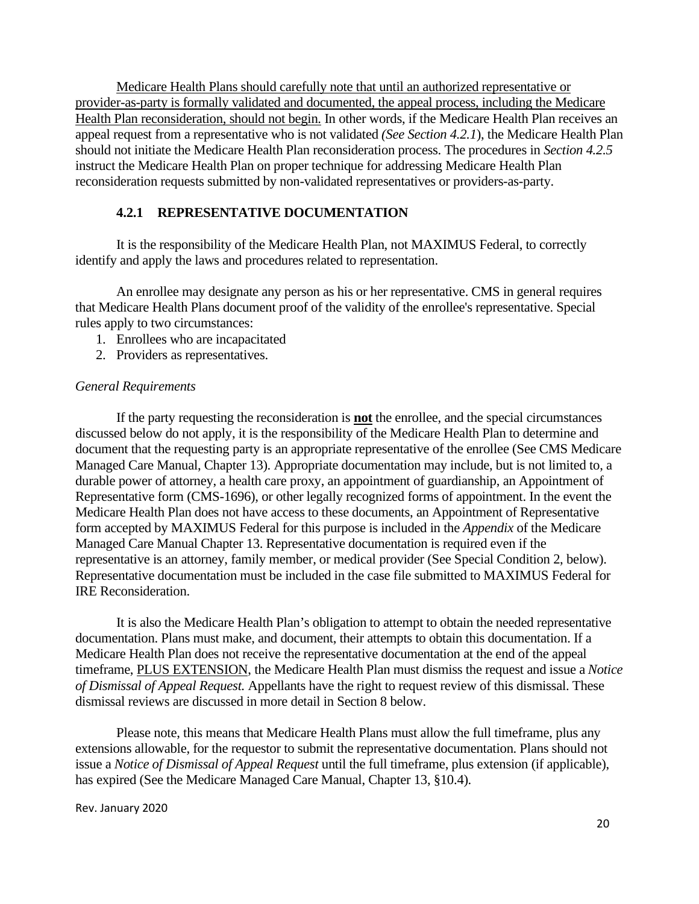<u>Medicare Health Plans should carefully note that until an authorized representative or provider-as-party is formally validated and documented, the appeal process, including the Medicare Health Plan reconsideration, should not begin.</u> In other words, if the Medicare Health Plan receives an appeal request from a representative who is not validated *(See Section 4.2.1*), the Medicare Health Plan should not initiate the Medicare Health Plan reconsideration process. The procedures in *Section 4.2.5* instruct the Medicare Health Plan on proper technique for addressing Medicare Health Plan reconsideration requests submitted by non-validated representatives or providers-as-party.

### 4.2.1 REPRESENTATIVE DOCUMENTATION

It is the responsibility of the Medicare Health Plan, not MAXIMUS Federal, to correctly identify and apply the laws and procedures related to representation.

An enrollee may designate any person as his or her representative. CMS in general requires that Medicare Health Plans document proof of the validity of the enrollee's representative. Special rules apply to two circumstances:

1. Enrollees who are incapacitated
2. Providers as representatives.

*General Requirements*

If the party requesting the reconsideration is <u>**not**</u> the enrollee, and the special circumstances discussed below do not apply, it is the responsibility of the Medicare Health Plan to determine and document that the requesting party is an appropriate representative of the enrollee (See CMS Medicare Managed Care Manual, Chapter 13). Appropriate documentation may include, but is not limited to, a durable power of attorney, a health care proxy, an appointment of guardianship, an Appointment of Representative form (CMS-1696), or other legally recognized forms of appointment. In the event the Medicare Health Plan does not have access to these documents, an Appointment of Representative form accepted by MAXIMUS Federal for this purpose is included in the *Appendix* of the Medicare Managed Care Manual Chapter 13. Representative documentation is required even if the representative is an attorney, family member, or medical provider (See Special Condition 2, below). Representative documentation must be included in the case file submitted to MAXIMUS Federal for IRE Reconsideration.

It is also the Medicare Health Plan's obligation to attempt to obtain the needed representative documentation. Plans must make, and document, their attempts to obtain this documentation. If a Medicare Health Plan does not receive the representative documentation at the end of the appeal timeframe, <u>PLUS EXTENSION</u>, the Medicare Health Plan must dismiss the request and issue a *Notice of Dismissal of Appeal Request.* Appellants have the right to request review of this dismissal. These dismissal reviews are discussed in more detail in Section 8 below.

Please note, this means that Medicare Health Plans must allow the full timeframe, plus any extensions allowable, for the requestor to submit the representative documentation. Plans should not issue a *Notice of Dismissal of Appeal Request* until the full timeframe, plus extension (if applicable), has expired (See the Medicare Managed Care Manual, Chapter 13, §10.4).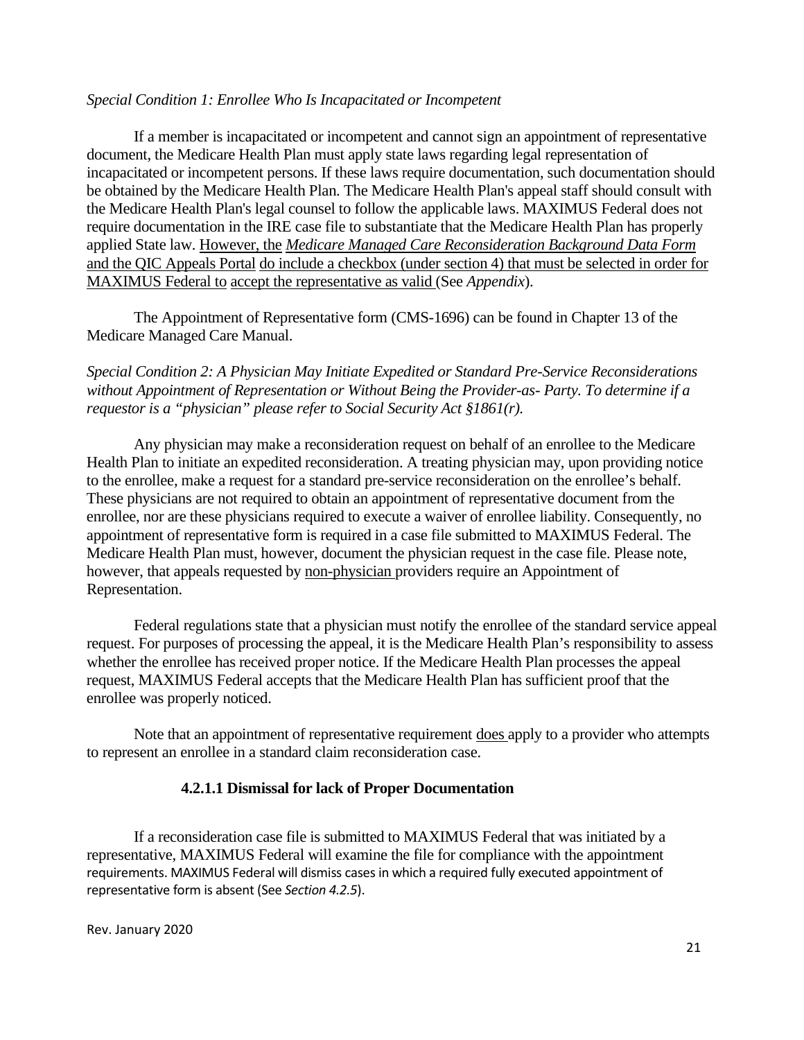*Special Condition 1: Enrollee Who Is Incapacitated or Incompetent*

If a member is incapacitated or incompetent and cannot sign an appointment of representative document, the Medicare Health Plan must apply state laws regarding legal representation of incapacitated or incompetent persons. If these laws require documentation, such documentation should be obtained by the Medicare Health Plan. The Medicare Health Plan's appeal staff should consult with the Medicare Health Plan's legal counsel to follow the applicable laws. MAXIMUS Federal does not require documentation in the IRE case file to substantiate that the Medicare Health Plan has properly applied State law. However, the *Medicare Managed Care Reconsideration Background Data Form* and the QIC Appeals Portal do include a checkbox (under section 4) that must be selected in order for MAXIMUS Federal to accept the representative as valid (See *Appendix*).

The Appointment of Representative form (CMS-1696) can be found in Chapter 13 of the Medicare Managed Care Manual.

*Special Condition 2: A Physician May Initiate Expedited or Standard Pre-Service Reconsiderations without Appointment of Representation or Without Being the Provider-as- Party. To determine if a requestor is a "physician" please refer to Social Security Act §1861(r).*

Any physician may make a reconsideration request on behalf of an enrollee to the Medicare Health Plan to initiate an expedited reconsideration. A treating physician may, upon providing notice to the enrollee, make a request for a standard pre-service reconsideration on the enrollee's behalf. These physicians are not required to obtain an appointment of representative document from the enrollee, nor are these physicians required to execute a waiver of enrollee liability. Consequently, no appointment of representative form is required in a case file submitted to MAXIMUS Federal. The Medicare Health Plan must, however, document the physician request in the case file. Please note, however, that appeals requested by non-physician providers require an Appointment of Representation.

Federal regulations state that a physician must notify the enrollee of the standard service appeal request. For purposes of processing the appeal, it is the Medicare Health Plan's responsibility to assess whether the enrollee has received proper notice. If the Medicare Health Plan processes the appeal request, MAXIMUS Federal accepts that the Medicare Health Plan has sufficient proof that the enrollee was properly noticed.

Note that an appointment of representative requirement does apply to a provider who attempts to represent an enrollee in a standard claim reconsideration case.

#### 4.2.1.1 Dismissal for lack of Proper Documentation

If a reconsideration case file is submitted to MAXIMUS Federal that was initiated by a representative, MAXIMUS Federal will examine the file for compliance with the appointment requirements. MAXIMUS Federal will dismiss cases in which a required fully executed appointment of representative form is absent (See *Section 4.2.5*).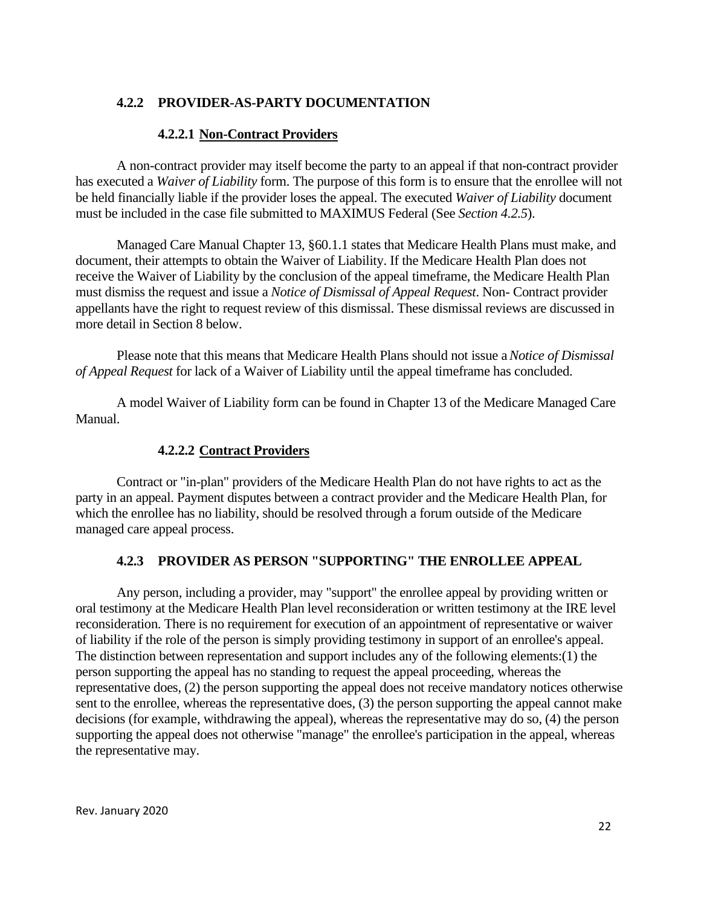### 4.2.2 PROVIDER-AS-PARTY DOCUMENTATION

#### 4.2.2.1 Non-Contract Providers

A non-contract provider may itself become the party to an appeal if that non-contract provider has executed a *Waiver of Liability* form. The purpose of this form is to ensure that the enrollee will not be held financially liable if the provider loses the appeal. The executed *Waiver of Liability* document must be included in the case file submitted to MAXIMUS Federal (See *Section 4.2.5*).

Managed Care Manual Chapter 13, §60.1.1 states that Medicare Health Plans must make, and document, their attempts to obtain the Waiver of Liability. If the Medicare Health Plan does not receive the Waiver of Liability by the conclusion of the appeal timeframe, the Medicare Health Plan must dismiss the request and issue a *Notice of Dismissal of Appeal Request*. Non- Contract provider appellants have the right to request review of this dismissal. These dismissal reviews are discussed in more detail in Section 8 below.

Please note that this means that Medicare Health Plans should not issue a *Notice of Dismissal of Appeal Request* for lack of a Waiver of Liability until the appeal timeframe has concluded.

A model Waiver of Liability form can be found in Chapter 13 of the Medicare Managed Care Manual.

#### 4.2.2.2 Contract Providers

Contract or "in-plan" providers of the Medicare Health Plan do not have rights to act as the party in an appeal. Payment disputes between a contract provider and the Medicare Health Plan, for which the enrollee has no liability, should be resolved through a forum outside of the Medicare managed care appeal process.

### 4.2.3 PROVIDER AS PERSON "SUPPORTING" THE ENROLLEE APPEAL

Any person, including a provider, may "support" the enrollee appeal by providing written or oral testimony at the Medicare Health Plan level reconsideration or written testimony at the IRE level reconsideration. There is no requirement for execution of an appointment of representative or waiver of liability if the role of the person is simply providing testimony in support of an enrollee's appeal. The distinction between representation and support includes any of the following elements:(1) the person supporting the appeal has no standing to request the appeal proceeding, whereas the representative does, (2) the person supporting the appeal does not receive mandatory notices otherwise sent to the enrollee, whereas the representative does, (3) the person supporting the appeal cannot make decisions (for example, withdrawing the appeal), whereas the representative may do so, (4) the person supporting the appeal does not otherwise "manage" the enrollee's participation in the appeal, whereas the representative may.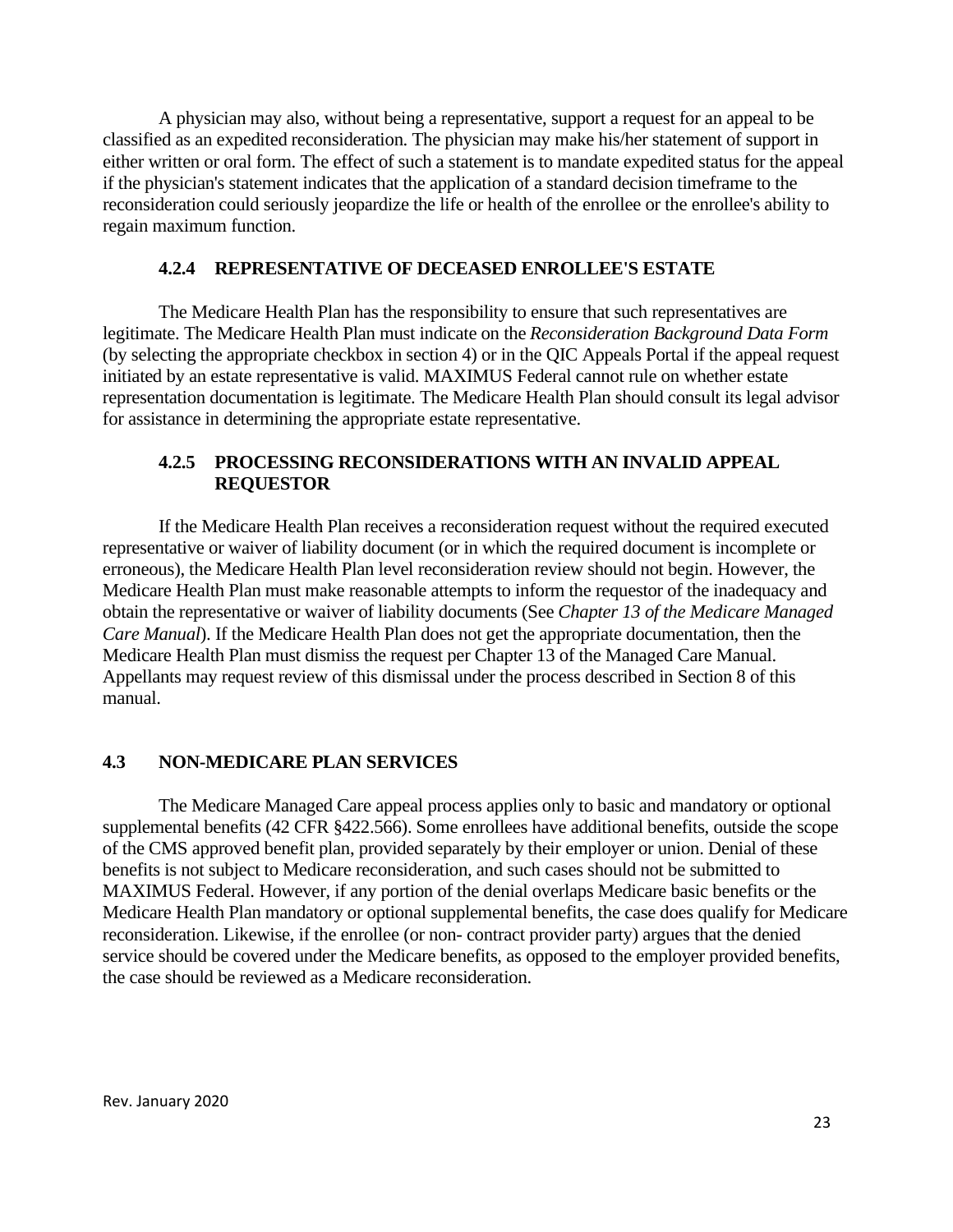A physician may also, without being a representative, support a request for an appeal to be classified as an expedited reconsideration. The physician may make his/her statement of support in either written or oral form. The effect of such a statement is to mandate expedited status for the appeal if the physician's statement indicates that the application of a standard decision timeframe to the reconsideration could seriously jeopardize the life or health of the enrollee or the enrollee's ability to regain maximum function.

### 4.2.4 REPRESENTATIVE OF DECEASED ENROLLEE'S ESTATE

The Medicare Health Plan has the responsibility to ensure that such representatives are legitimate. The Medicare Health Plan must indicate on the *Reconsideration Background Data Form* (by selecting the appropriate checkbox in section 4) or in the QIC Appeals Portal if the appeal request initiated by an estate representative is valid. MAXIMUS Federal cannot rule on whether estate representation documentation is legitimate. The Medicare Health Plan should consult its legal advisor for assistance in determining the appropriate estate representative.

### 4.2.5 PROCESSING RECONSIDERATIONS WITH AN INVALID APPEAL REQUESTOR

If the Medicare Health Plan receives a reconsideration request without the required executed representative or waiver of liability document (or in which the required document is incomplete or erroneous), the Medicare Health Plan level reconsideration review should not begin. However, the Medicare Health Plan must make reasonable attempts to inform the requestor of the inadequacy and obtain the representative or waiver of liability documents (See *Chapter 13 of the Medicare Managed Care Manual*). If the Medicare Health Plan does not get the appropriate documentation, then the Medicare Health Plan must dismiss the request per Chapter 13 of the Managed Care Manual. Appellants may request review of this dismissal under the process described in Section 8 of this manual.

## 4.3 NON-MEDICARE PLAN SERVICES

The Medicare Managed Care appeal process applies only to basic and mandatory or optional supplemental benefits (42 CFR §422.566). Some enrollees have additional benefits, outside the scope of the CMS approved benefit plan, provided separately by their employer or union. Denial of these benefits is not subject to Medicare reconsideration, and such cases should not be submitted to MAXIMUS Federal. However, if any portion of the denial overlaps Medicare basic benefits or the Medicare Health Plan mandatory or optional supplemental benefits, the case does qualify for Medicare reconsideration. Likewise, if the enrollee (or non- contract provider party) argues that the denied service should be covered under the Medicare benefits, as opposed to the employer provided benefits, the case should be reviewed as a Medicare reconsideration.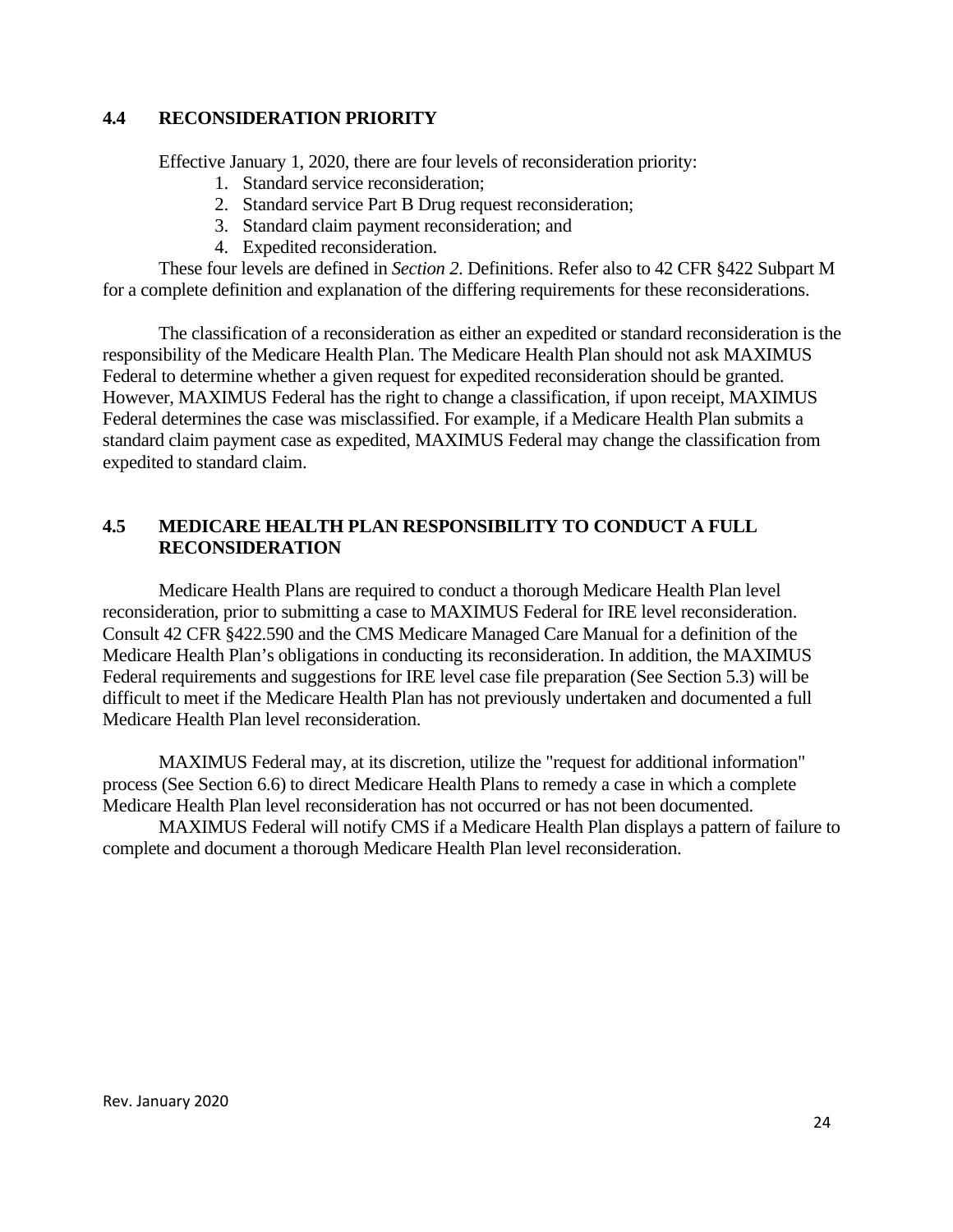## 4.4 RECONSIDERATION PRIORITY

Effective January 1, 2020, there are four levels of reconsideration priority:

1. Standard service reconsideration;
2. Standard service Part B Drug request reconsideration;
3. Standard claim payment reconsideration; and
4. Expedited reconsideration.

These four levels are defined in *Section 2.* Definitions. Refer also to 42 CFR §422 Subpart M for a complete definition and explanation of the differing requirements for these reconsiderations.

The classification of a reconsideration as either an expedited or standard reconsideration is the responsibility of the Medicare Health Plan. The Medicare Health Plan should not ask MAXIMUS Federal to determine whether a given request for expedited reconsideration should be granted. However, MAXIMUS Federal has the right to change a classification, if upon receipt, MAXIMUS Federal determines the case was misclassified. For example, if a Medicare Health Plan submits a standard claim payment case as expedited, MAXIMUS Federal may change the classification from expedited to standard claim.

## 4.5 MEDICARE HEALTH PLAN RESPONSIBILITY TO CONDUCT A FULL RECONSIDERATION

Medicare Health Plans are required to conduct a thorough Medicare Health Plan level reconsideration, prior to submitting a case to MAXIMUS Federal for IRE level reconsideration. Consult 42 CFR §422.590 and the CMS Medicare Managed Care Manual for a definition of the Medicare Health Plan's obligations in conducting its reconsideration. In addition, the MAXIMUS Federal requirements and suggestions for IRE level case file preparation (See Section 5.3) will be difficult to meet if the Medicare Health Plan has not previously undertaken and documented a full Medicare Health Plan level reconsideration.

MAXIMUS Federal may, at its discretion, utilize the "request for additional information" process (See Section 6.6) to direct Medicare Health Plans to remedy a case in which a complete Medicare Health Plan level reconsideration has not occurred or has not been documented.

MAXIMUS Federal will notify CMS if a Medicare Health Plan displays a pattern of failure to complete and document a thorough Medicare Health Plan level reconsideration.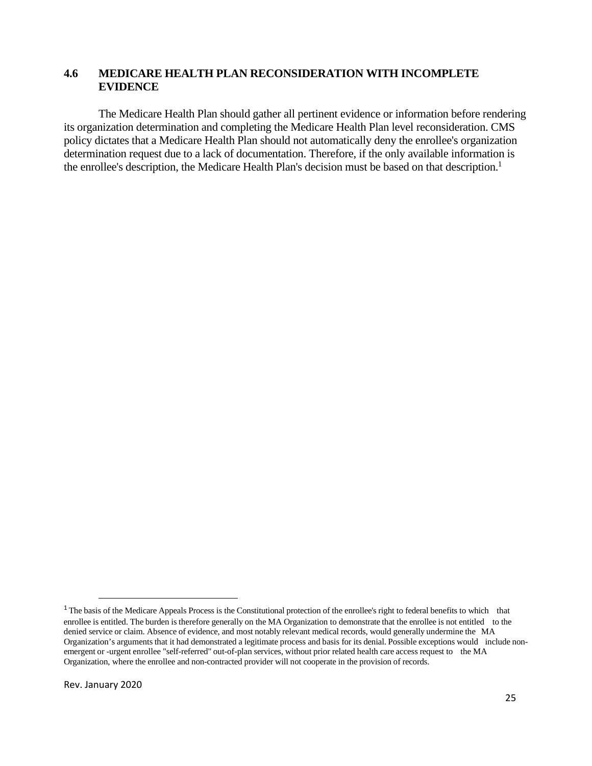## 4.6 MEDICARE HEALTH PLAN RECONSIDERATION WITH INCOMPLETE EVIDENCE

The Medicare Health Plan should gather all pertinent evidence or information before rendering its organization determination and completing the Medicare Health Plan level reconsideration. CMS policy dictates that a Medicare Health Plan should not automatically deny the enrollee's organization determination request due to a lack of documentation. Therefore, if the only available information is the enrollee's description, the Medicare Health Plan's decision must be based on that description.[1]

---

[1] The basis of the Medicare Appeals Process is the Constitutional protection of the enrollee's right to federal benefits to which that enrollee is entitled. The burden is therefore generally on the MA Organization to demonstrate that the enrollee is not entitled to the denied service or claim. Absence of evidence, and most notably relevant medical records, would generally undermine the MA Organization's arguments that it had demonstrated a legitimate process and basis for its denial. Possible exceptions would include non-emergent or -urgent enrollee "self-referred" out-of-plan services, without prior related health care access request to the MA Organization, where the enrollee and non-contracted provider will not cooperate in the provision of records.

Rev. January 2020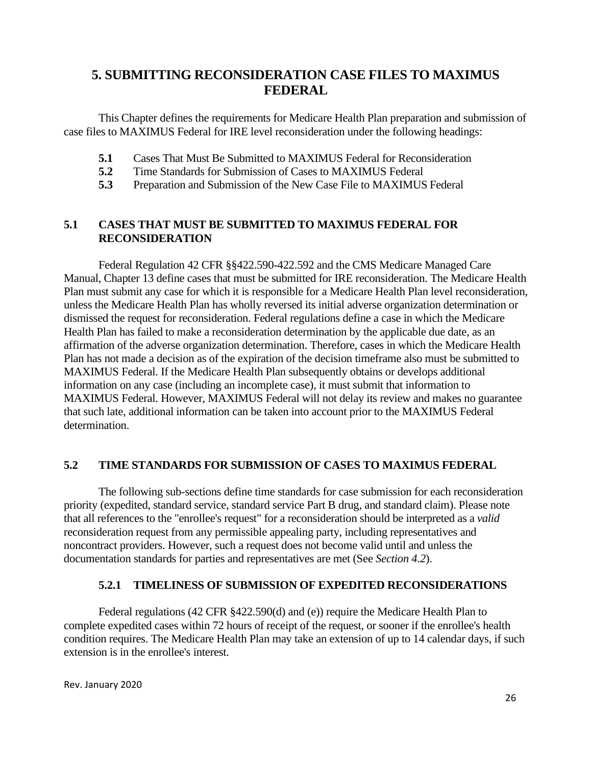# 5. SUBMITTING RECONSIDERATION CASE FILES TO MAXIMUS FEDERAL

This Chapter defines the requirements for Medicare Health Plan preparation and submission of case files to MAXIMUS Federal for IRE level reconsideration under the following headings:

- **5.1** Cases That Must Be Submitted to MAXIMUS Federal for Reconsideration
- **5.2** Time Standards for Submission of Cases to MAXIMUS Federal
- **5.3** Preparation and Submission of the New Case File to MAXIMUS Federal

## 5.1 CASES THAT MUST BE SUBMITTED TO MAXIMUS FEDERAL FOR RECONSIDERATION

Federal Regulation 42 CFR §§422.590-422.592 and the CMS Medicare Managed Care Manual, Chapter 13 define cases that must be submitted for IRE reconsideration. The Medicare Health Plan must submit any case for which it is responsible for a Medicare Health Plan level reconsideration, unless the Medicare Health Plan has wholly reversed its initial adverse organization determination or dismissed the request for reconsideration. Federal regulations define a case in which the Medicare Health Plan has failed to make a reconsideration determination by the applicable due date, as an affirmation of the adverse organization determination. Therefore, cases in which the Medicare Health Plan has not made a decision as of the expiration of the decision timeframe also must be submitted to MAXIMUS Federal. If the Medicare Health Plan subsequently obtains or develops additional information on any case (including an incomplete case), it must submit that information to MAXIMUS Federal. However, MAXIMUS Federal will not delay its review and makes no guarantee that such late, additional information can be taken into account prior to the MAXIMUS Federal determination.

## 5.2 TIME STANDARDS FOR SUBMISSION OF CASES TO MAXIMUS FEDERAL

The following sub-sections define time standards for case submission for each reconsideration priority (expedited, standard service, standard service Part B drug, and standard claim). Please note that all references to the "enrollee's request" for a reconsideration should be interpreted as a *valid* reconsideration request from any permissible appealing party, including representatives and noncontract providers. However, such a request does not become valid until and unless the documentation standards for parties and representatives are met (See *Section 4.2*).

### 5.2.1 TIMELINESS OF SUBMISSION OF EXPEDITED RECONSIDERATIONS

Federal regulations (42 CFR §422.590(d) and (e)) require the Medicare Health Plan to complete expedited cases within 72 hours of receipt of the request, or sooner if the enrollee's health condition requires. The Medicare Health Plan may take an extension of up to 14 calendar days, if such extension is in the enrollee's interest.

Rev. January 2020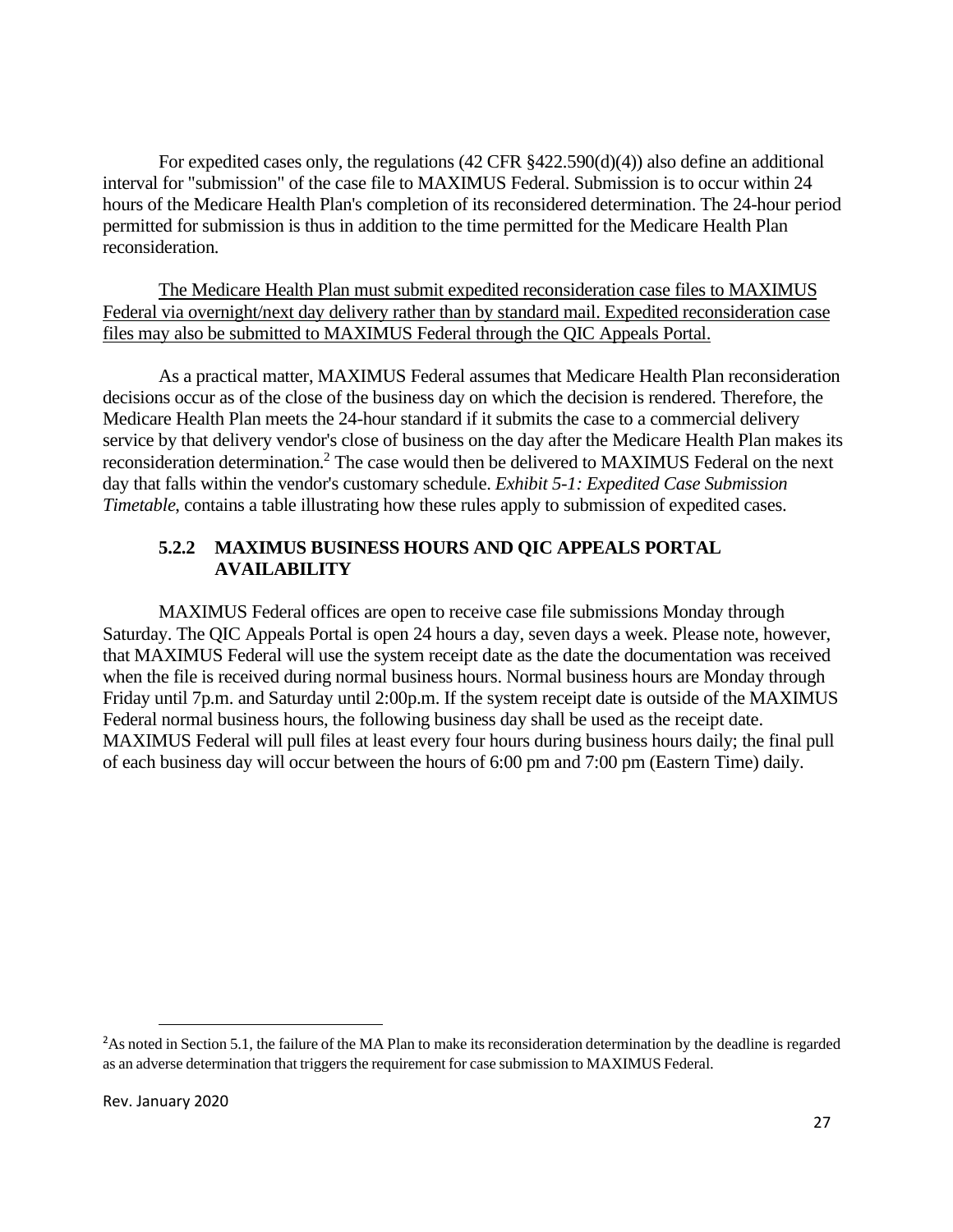For expedited cases only, the regulations (42 CFR §422.590(d)(4)) also define an additional interval for "submission" of the case file to MAXIMUS Federal. Submission is to occur within 24 hours of the Medicare Health Plan's completion of its reconsidered determination. The 24-hour period permitted for submission is thus in addition to the time permitted for the Medicare Health Plan reconsideration.

<u>The Medicare Health Plan must submit expedited reconsideration case files to MAXIMUS Federal via overnight/next day delivery rather than by standard mail. Expedited reconsideration case files may also be submitted to MAXIMUS Federal through the QIC Appeals Portal.</u>

As a practical matter, MAXIMUS Federal assumes that Medicare Health Plan reconsideration decisions occur as of the close of the business day on which the decision is rendered. Therefore, the Medicare Health Plan meets the 24-hour standard if it submits the case to a commercial delivery service by that delivery vendor's close of business on the day after the Medicare Health Plan makes its reconsideration determination.[2] The case would then be delivered to MAXIMUS Federal on the next day that falls within the vendor's customary schedule. *Exhibit 5-1: Expedited Case Submission Timetable*, contains a table illustrating how these rules apply to submission of expedited cases.

### 5.2.2 MAXIMUS BUSINESS HOURS AND QIC APPEALS PORTAL AVAILABILITY

MAXIMUS Federal offices are open to receive case file submissions Monday through Saturday. The QIC Appeals Portal is open 24 hours a day, seven days a week. Please note, however, that MAXIMUS Federal will use the system receipt date as the date the documentation was received when the file is received during normal business hours. Normal business hours are Monday through Friday until 7p.m. and Saturday until 2:00p.m. If the system receipt date is outside of the MAXIMUS Federal normal business hours, the following business day shall be used as the receipt date. MAXIMUS Federal will pull files at least every four hours during business hours daily; the final pull of each business day will occur between the hours of 6:00 pm and 7:00 pm (Eastern Time) daily.

---

[2] As noted in Section 5.1, the failure of the MA Plan to make its reconsideration determination by the deadline is regarded as an adverse determination that triggers the requirement for case submission to MAXIMUS Federal.

Rev. January 2020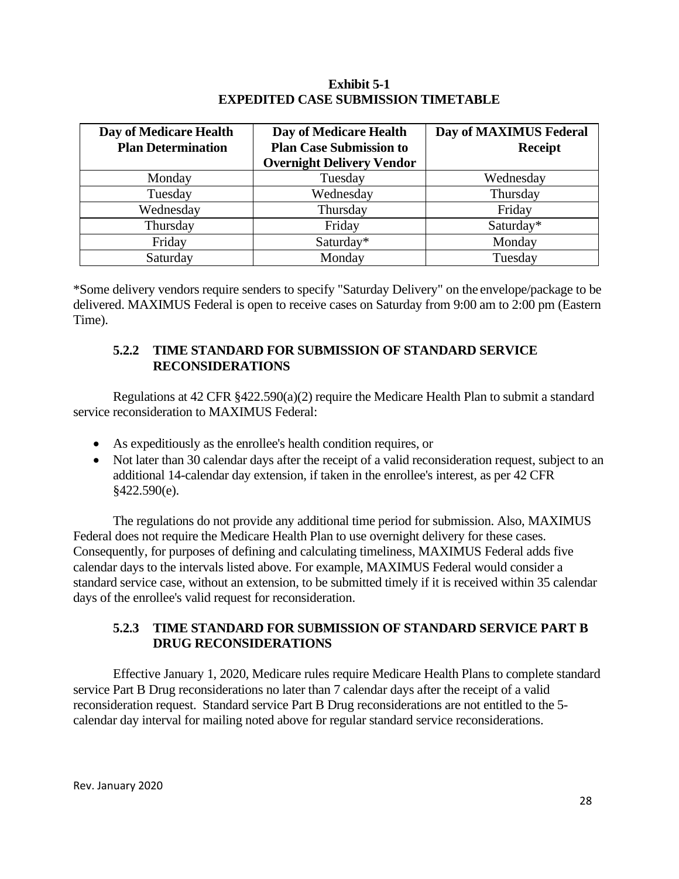**Exhibit 5-1**
**EXPEDITED CASE SUBMISSION TIMETABLE**

| Day of Medicare Health Plan Determination | Day of Medicare Health Plan Case Submission to Overnight Delivery Vendor | Day of MAXIMUS Federal Receipt |
|---|---|---|
| Monday | Tuesday | Wednesday |
| Tuesday | Wednesday | Thursday |
| Wednesday | Thursday | Friday |
| Thursday | Friday | Saturday* |
| Friday | Saturday* | Monday |
| Saturday | Monday | Tuesday |

*Some delivery vendors require senders to specify "Saturday Delivery" on the envelope/package to be delivered. MAXIMUS Federal is open to receive cases on Saturday from 9:00 am to 2:00 pm (Eastern Time).

### 5.2.2 TIME STANDARD FOR SUBMISSION OF STANDARD SERVICE RECONSIDERATIONS

Regulations at 42 CFR §422.590(a)(2) require the Medicare Health Plan to submit a standard service reconsideration to MAXIMUS Federal:

- As expeditiously as the enrollee's health condition requires, or
- Not later than 30 calendar days after the receipt of a valid reconsideration request, subject to an additional 14-calendar day extension, if taken in the enrollee's interest, as per 42 CFR §422.590(e).

The regulations do not provide any additional time period for submission. Also, MAXIMUS Federal does not require the Medicare Health Plan to use overnight delivery for these cases. Consequently, for purposes of defining and calculating timeliness, MAXIMUS Federal adds five calendar days to the intervals listed above. For example, MAXIMUS Federal would consider a standard service case, without an extension, to be submitted timely if it is received within 35 calendar days of the enrollee's valid request for reconsideration.

### 5.2.3 TIME STANDARD FOR SUBMISSION OF STANDARD SERVICE PART B DRUG RECONSIDERATIONS

Effective January 1, 2020, Medicare rules require Medicare Health Plans to complete standard service Part B Drug reconsiderations no later than 7 calendar days after the receipt of a valid reconsideration request. Standard service Part B Drug reconsiderations are not entitled to the 5-calendar day interval for mailing noted above for regular standard service reconsiderations.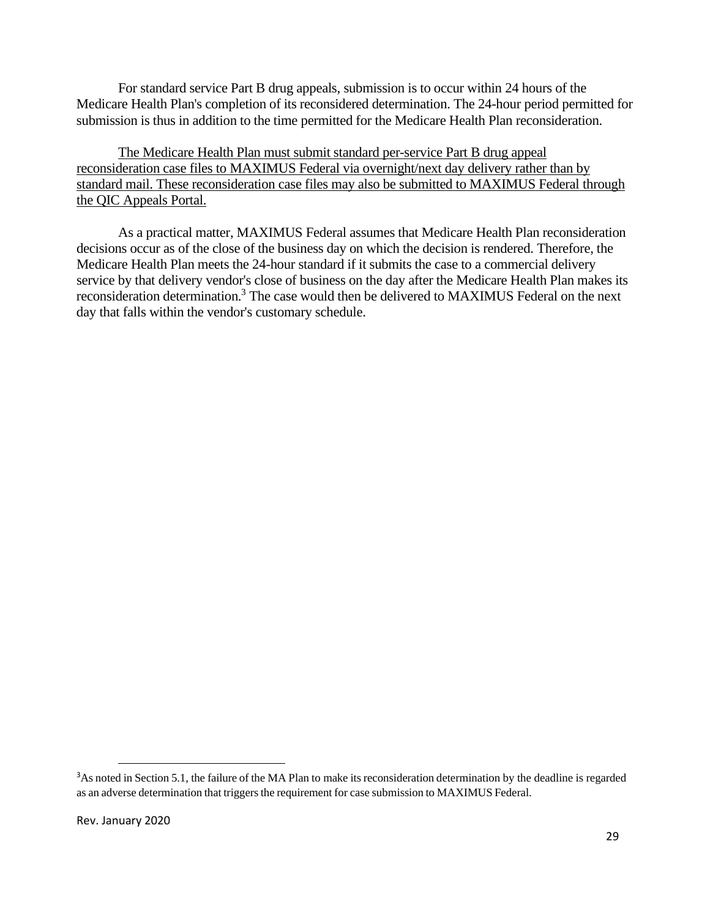For standard service Part B drug appeals, submission is to occur within 24 hours of the Medicare Health Plan's completion of its reconsidered determination. The 24-hour period permitted for submission is thus in addition to the time permitted for the Medicare Health Plan reconsideration.

<u>The Medicare Health Plan must submit standard per-service Part B drug appeal reconsideration case files to MAXIMUS Federal via overnight/next day delivery rather than by standard mail. These reconsideration case files may also be submitted to MAXIMUS Federal through the QIC Appeals Portal.</u>

As a practical matter, MAXIMUS Federal assumes that Medicare Health Plan reconsideration decisions occur as of the close of the business day on which the decision is rendered. Therefore, the Medicare Health Plan meets the 24-hour standard if it submits the case to a commercial delivery service by that delivery vendor's close of business on the day after the Medicare Health Plan makes its reconsideration determination.[3] The case would then be delivered to MAXIMUS Federal on the next day that falls within the vendor's customary schedule.

---

[3] As noted in Section 5.1, the failure of the MA Plan to make its reconsideration determination by the deadline is regarded as an adverse determination that triggers the requirement for case submission to MAXIMUS Federal.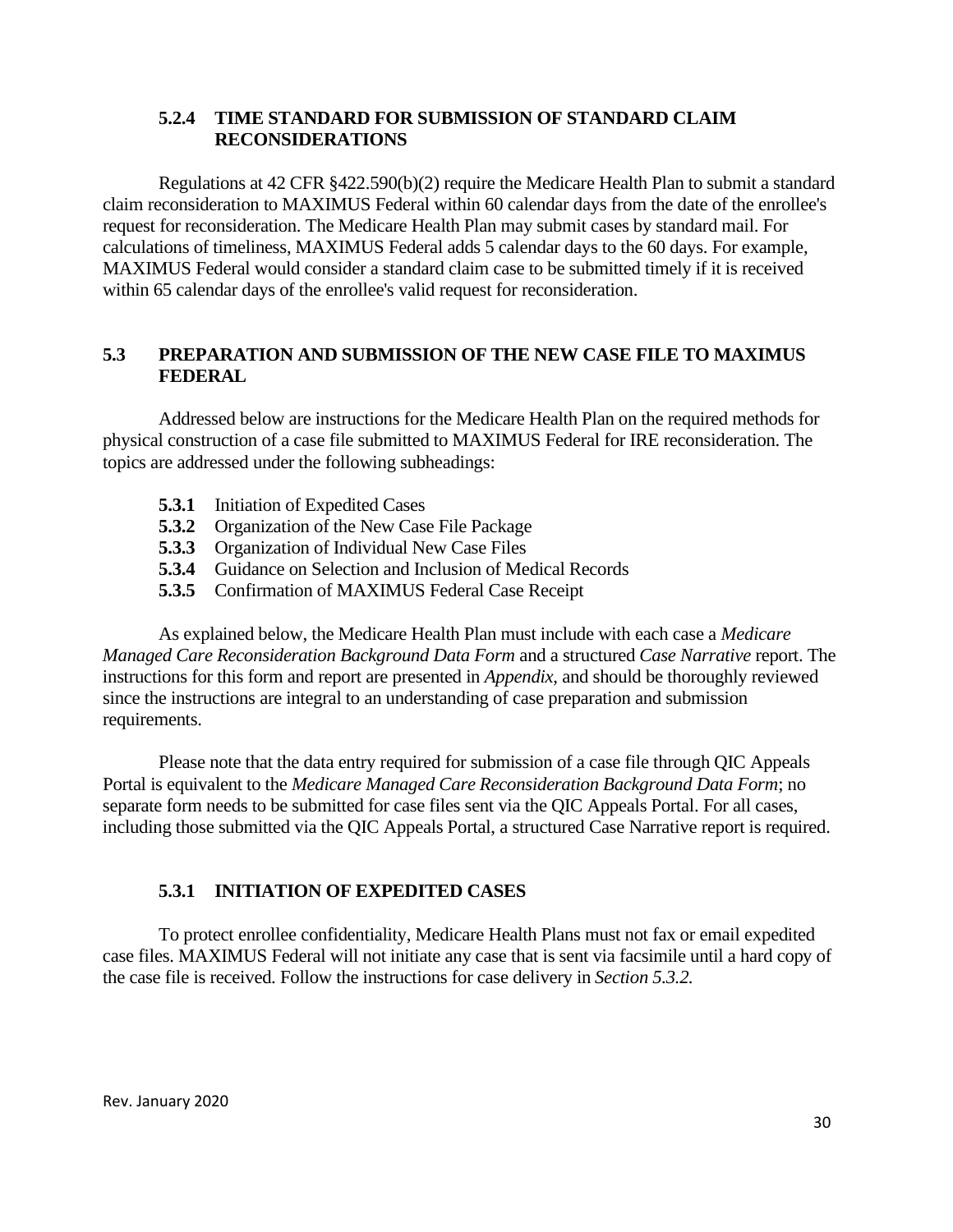### 5.2.4 TIME STANDARD FOR SUBMISSION OF STANDARD CLAIM RECONSIDERATIONS

Regulations at 42 CFR §422.590(b)(2) require the Medicare Health Plan to submit a standard claim reconsideration to MAXIMUS Federal within 60 calendar days from the date of the enrollee's request for reconsideration. The Medicare Health Plan may submit cases by standard mail. For calculations of timeliness, MAXIMUS Federal adds 5 calendar days to the 60 days. For example, MAXIMUS Federal would consider a standard claim case to be submitted timely if it is received within 65 calendar days of the enrollee's valid request for reconsideration.

## 5.3 PREPARATION AND SUBMISSION OF THE NEW CASE FILE TO MAXIMUS FEDERAL

Addressed below are instructions for the Medicare Health Plan on the required methods for physical construction of a case file submitted to MAXIMUS Federal for IRE reconsideration. The topics are addressed under the following subheadings:

- **5.3.1** Initiation of Expedited Cases
- **5.3.2** Organization of the New Case File Package
- **5.3.3** Organization of Individual New Case Files
- **5.3.4** Guidance on Selection and Inclusion of Medical Records
- **5.3.5** Confirmation of MAXIMUS Federal Case Receipt

As explained below, the Medicare Health Plan must include with each case a *Medicare Managed Care Reconsideration Background Data Form* and a structured *Case Narrative* report. The instructions for this form and report are presented in *Appendix*, and should be thoroughly reviewed since the instructions are integral to an understanding of case preparation and submission requirements.

Please note that the data entry required for submission of a case file through QIC Appeals Portal is equivalent to the *Medicare Managed Care Reconsideration Background Data Form*; no separate form needs to be submitted for case files sent via the QIC Appeals Portal. For all cases, including those submitted via the QIC Appeals Portal, a structured Case Narrative report is required.

### 5.3.1 INITIATION OF EXPEDITED CASES

To protect enrollee confidentiality, Medicare Health Plans must not fax or email expedited case files. MAXIMUS Federal will not initiate any case that is sent via facsimile until a hard copy of the case file is received. Follow the instructions for case delivery in *Section 5.3.2.*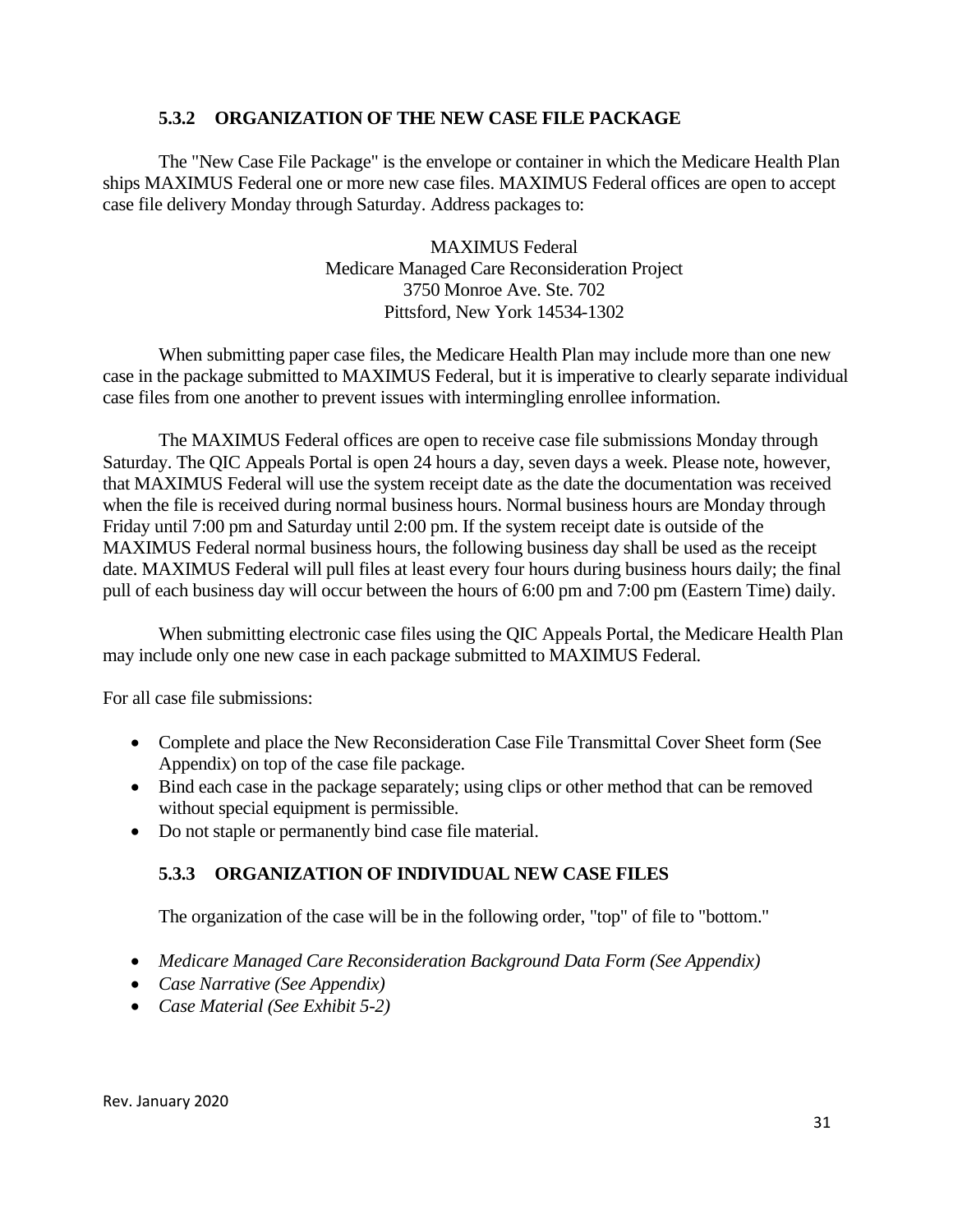### 5.3.2 ORGANIZATION OF THE NEW CASE FILE PACKAGE

The "New Case File Package" is the envelope or container in which the Medicare Health Plan ships MAXIMUS Federal one or more new case files. MAXIMUS Federal offices are open to accept case file delivery Monday through Saturday. Address packages to:

MAXIMUS Federal
Medicare Managed Care Reconsideration Project
3750 Monroe Ave. Ste. 702
Pittsford, New York 14534-1302

When submitting paper case files, the Medicare Health Plan may include more than one new case in the package submitted to MAXIMUS Federal, but it is imperative to clearly separate individual case files from one another to prevent issues with intermingling enrollee information.

The MAXIMUS Federal offices are open to receive case file submissions Monday through Saturday. The QIC Appeals Portal is open 24 hours a day, seven days a week. Please note, however, that MAXIMUS Federal will use the system receipt date as the date the documentation was received when the file is received during normal business hours. Normal business hours are Monday through Friday until 7:00 pm and Saturday until 2:00 pm. If the system receipt date is outside of the MAXIMUS Federal normal business hours, the following business day shall be used as the receipt date. MAXIMUS Federal will pull files at least every four hours during business hours daily; the final pull of each business day will occur between the hours of 6:00 pm and 7:00 pm (Eastern Time) daily.

When submitting electronic case files using the QIC Appeals Portal, the Medicare Health Plan may include only one new case in each package submitted to MAXIMUS Federal.

For all case file submissions:

- Complete and place the New Reconsideration Case File Transmittal Cover Sheet form (See Appendix) on top of the case file package.
- Bind each case in the package separately; using clips or other method that can be removed without special equipment is permissible.
- Do not staple or permanently bind case file material.

### 5.3.3 ORGANIZATION OF INDIVIDUAL NEW CASE FILES

The organization of the case will be in the following order, "top" of file to "bottom."

- *Medicare Managed Care Reconsideration Background Data Form (See Appendix)*
- *Case Narrative (See Appendix)*
- *Case Material (See Exhibit 5-2)*

Rev. January 2020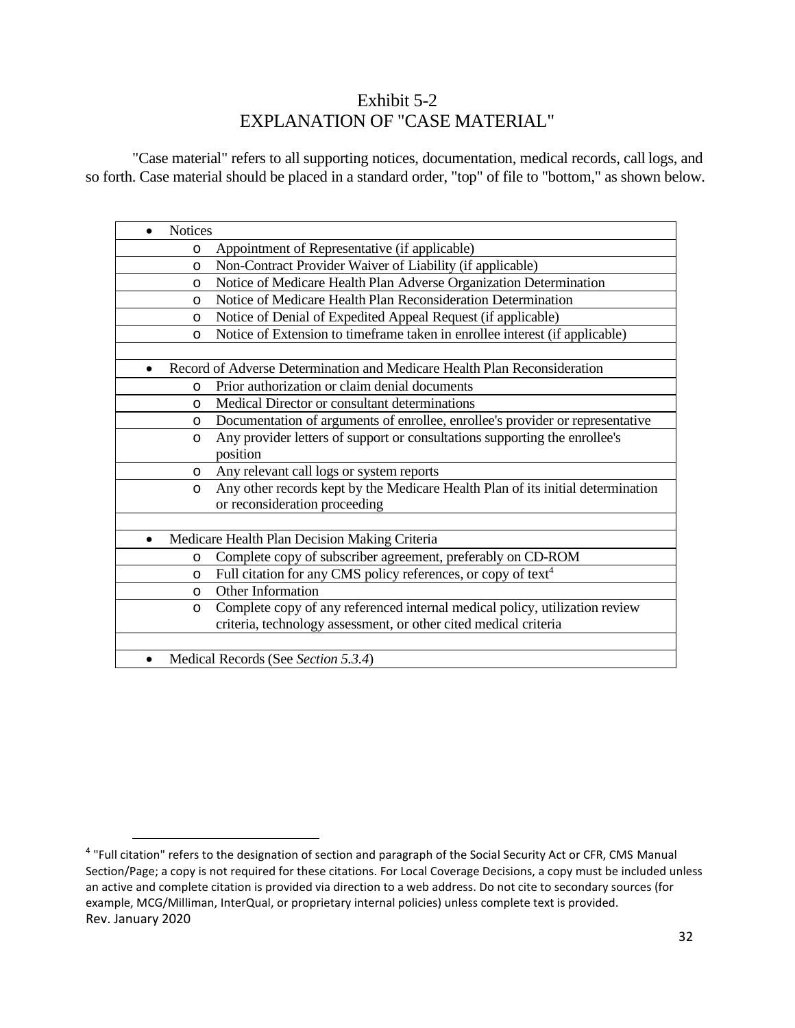# Exhibit 5-2
# EXPLANATION OF "CASE MATERIAL"

"Case material" refers to all supporting notices, documentation, medical records, call logs, and so forth. Case material should be placed in a standard order, "top" of file to "bottom," as shown below.

| |
|---|
| • Notices |
| o Appointment of Representative (if applicable) |
| o Non-Contract Provider Waiver of Liability (if applicable) |
| o Notice of Medicare Health Plan Adverse Organization Determination |
| o Notice of Medicare Health Plan Reconsideration Determination |
| o Notice of Denial of Expedited Appeal Request (if applicable) |
| o Notice of Extension to timeframe taken in enrollee interest (if applicable) |
| |
| • Record of Adverse Determination and Medicare Health Plan Reconsideration |
| o Prior authorization or claim denial documents |
| o Medical Director or consultant determinations |
| o Documentation of arguments of enrollee, enrollee's provider or representative |
| o Any provider letters of support or consultations supporting the enrollee's position |
| o Any relevant call logs or system reports |
| o Any other records kept by the Medicare Health Plan of its initial determination or reconsideration proceeding |
| |
| • Medicare Health Plan Decision Making Criteria |
| o Complete copy of subscriber agreement, preferably on CD-ROM |
| o Full citation for any CMS policy references, or copy of text[4] |
| o Other Information |
| o Complete copy of any referenced internal medical policy, utilization review criteria, technology assessment, or other cited medical criteria |
| |
| • Medical Records (See *Section 5.3.4*) |

[4] "Full citation" refers to the designation of section and paragraph of the Social Security Act or CFR, CMS Manual Section/Page; a copy is not required for these citations. For Local Coverage Decisions, a copy must be included unless an active and complete citation is provided via direction to a web address. Do not cite to secondary sources (for example, MCG/Milliman, InterQual, or proprietary internal policies) unless complete text is provided.

Rev. January 2020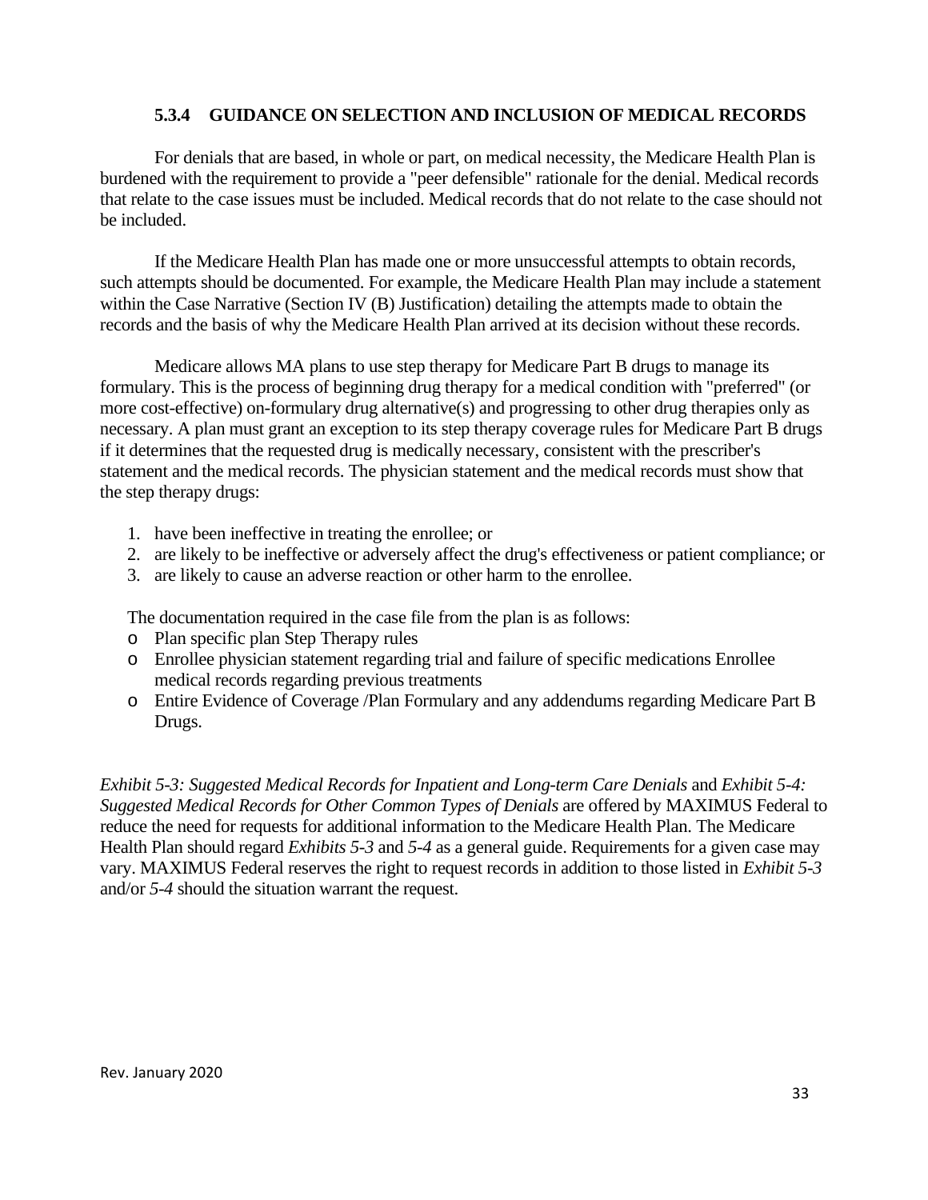### 5.3.4 GUIDANCE ON SELECTION AND INCLUSION OF MEDICAL RECORDS

For denials that are based, in whole or part, on medical necessity, the Medicare Health Plan is burdened with the requirement to provide a "peer defensible" rationale for the denial. Medical records that relate to the case issues must be included. Medical records that do not relate to the case should not be included.

If the Medicare Health Plan has made one or more unsuccessful attempts to obtain records, such attempts should be documented. For example, the Medicare Health Plan may include a statement within the Case Narrative (Section IV (B) Justification) detailing the attempts made to obtain the records and the basis of why the Medicare Health Plan arrived at its decision without these records.

Medicare allows MA plans to use step therapy for Medicare Part B drugs to manage its formulary. This is the process of beginning drug therapy for a medical condition with "preferred" (or more cost-effective) on-formulary drug alternative(s) and progressing to other drug therapies only as necessary. A plan must grant an exception to its step therapy coverage rules for Medicare Part B drugs if it determines that the requested drug is medically necessary, consistent with the prescriber's statement and the medical records. The physician statement and the medical records must show that the step therapy drugs:

1. have been ineffective in treating the enrollee; or
2. are likely to be ineffective or adversely affect the drug's effectiveness or patient compliance; or
3. are likely to cause an adverse reaction or other harm to the enrollee.

The documentation required in the case file from the plan is as follows:

- Plan specific plan Step Therapy rules
- Enrollee physician statement regarding trial and failure of specific medications Enrollee medical records regarding previous treatments
- Entire Evidence of Coverage /Plan Formulary and any addendums regarding Medicare Part B Drugs.

*Exhibit 5-3: Suggested Medical Records for Inpatient and Long-term Care Denials* and *Exhibit 5-4: Suggested Medical Records for Other Common Types of Denials* are offered by MAXIMUS Federal to reduce the need for requests for additional information to the Medicare Health Plan. The Medicare Health Plan should regard *Exhibits 5-3* and *5-4* as a general guide. Requirements for a given case may vary. MAXIMUS Federal reserves the right to request records in addition to those listed in *Exhibit 5-3* and/or *5-4* should the situation warrant the request.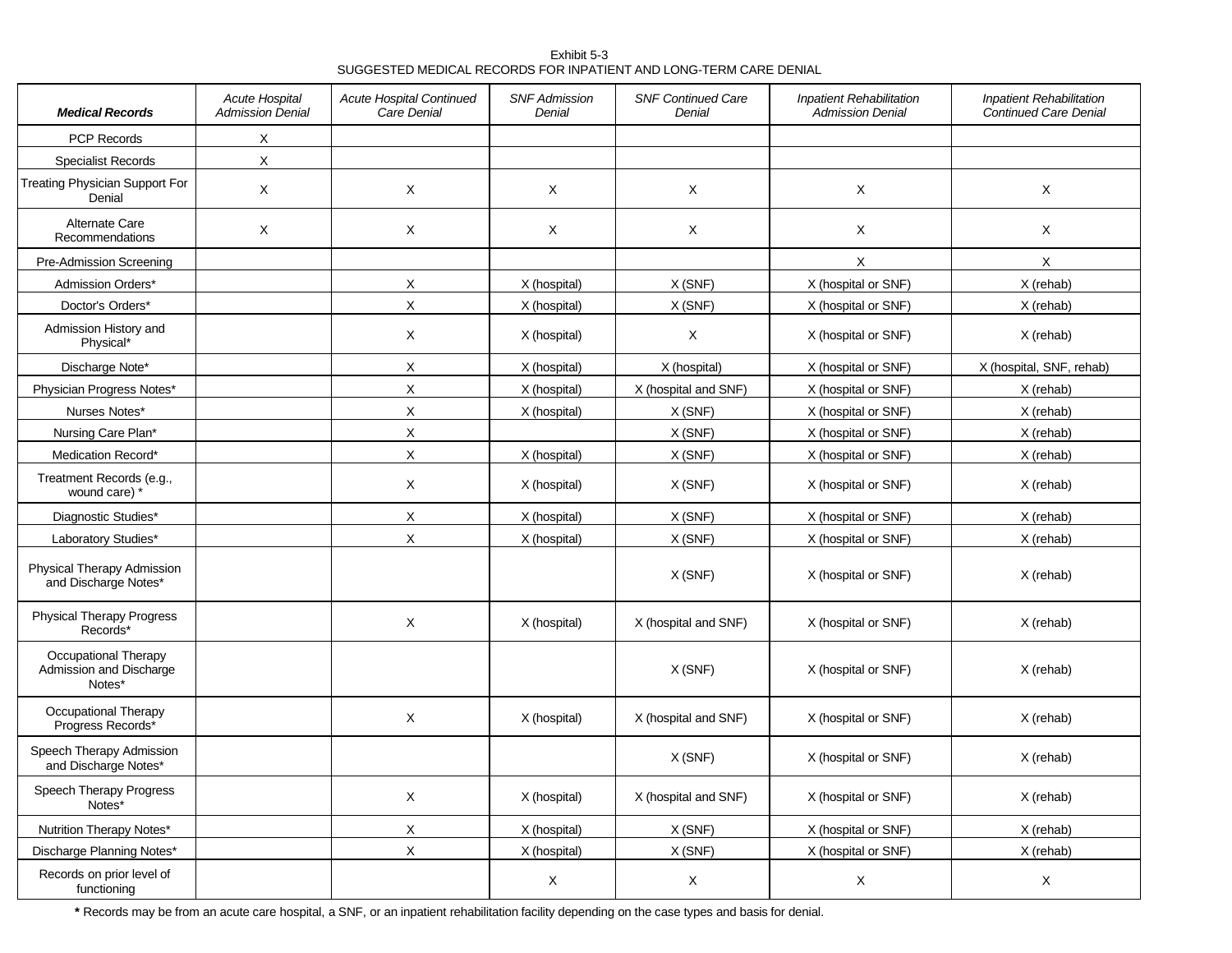Exhibit 5-3
SUGGESTED MEDICAL RECORDS FOR INPATIENT AND LONG-TERM CARE DENIAL

| ***Medical Records*** | *Acute Hospital Admission Denial* | *Acute Hospital Continued Care Denial* | *SNF Admission Denial* | *SNF Continued Care Denial* | *Inpatient Rehabilitation Admission Denial* | *Inpatient Rehabilitation Continued Care Denial* |
|---|---|---|---|---|---|---|
| PCP Records | X | | | | | |
| Specialist Records | X | | | | | |
| Treating Physician Support For Denial | X | X | X | X | X | X |
| Alternate Care Recommendations | X | X | X | X | X | X |
| Pre-Admission Screening | | | | | X | X |
| Admission Orders* | | X | X (hospital) | X (SNF) | X (hospital or SNF) | X (rehab) |
| Doctor's Orders* | | X | X (hospital) | X (SNF) | X (hospital or SNF) | X (rehab) |
| Admission History and Physical* | | X | X (hospital) | X | X (hospital or SNF) | X (rehab) |
| Discharge Note* | | X | X (hospital) | X (hospital) | X (hospital or SNF) | X (hospital, SNF, rehab) |
| Physician Progress Notes* | | X | X (hospital) | X (hospital and SNF) | X (hospital or SNF) | X (rehab) |
| Nurses Notes* | | X | X (hospital) | X (SNF) | X (hospital or SNF) | X (rehab) |
| Nursing Care Plan* | | X | | X (SNF) | X (hospital or SNF) | X (rehab) |
| Medication Record* | | X | X (hospital) | X (SNF) | X (hospital or SNF) | X (rehab) |
| Treatment Records (e.g., wound care) * | | X | X (hospital) | X (SNF) | X (hospital or SNF) | X (rehab) |
| Diagnostic Studies* | | X | X (hospital) | X (SNF) | X (hospital or SNF) | X (rehab) |
| Laboratory Studies* | | X | X (hospital) | X (SNF) | X (hospital or SNF) | X (rehab) |
| Physical Therapy Admission and Discharge Notes* | | | | X (SNF) | X (hospital or SNF) | X (rehab) |
| Physical Therapy Progress Records* | | X | X (hospital) | X (hospital and SNF) | X (hospital or SNF) | X (rehab) |
| Occupational Therapy Admission and Discharge Notes* | | | | X (SNF) | X (hospital or SNF) | X (rehab) |
| Occupational Therapy Progress Records* | | X | X (hospital) | X (hospital and SNF) | X (hospital or SNF) | X (rehab) |
| Speech Therapy Admission and Discharge Notes* | | | | X (SNF) | X (hospital or SNF) | X (rehab) |
| Speech Therapy Progress Notes* | | X | X (hospital) | X (hospital and SNF) | X (hospital or SNF) | X (rehab) |
| Nutrition Therapy Notes* | | X | X (hospital) | X (SNF) | X (hospital or SNF) | X (rehab) |
| Discharge Planning Notes* | | X | X (hospital) | X (SNF) | X (hospital or SNF) | X (rehab) |
| Records on prior level of functioning | | | X | X | X | X |

**\*** Records may be from an acute care hospital, a SNF, or an inpatient rehabilitation facility depending on the case types and basis for denial.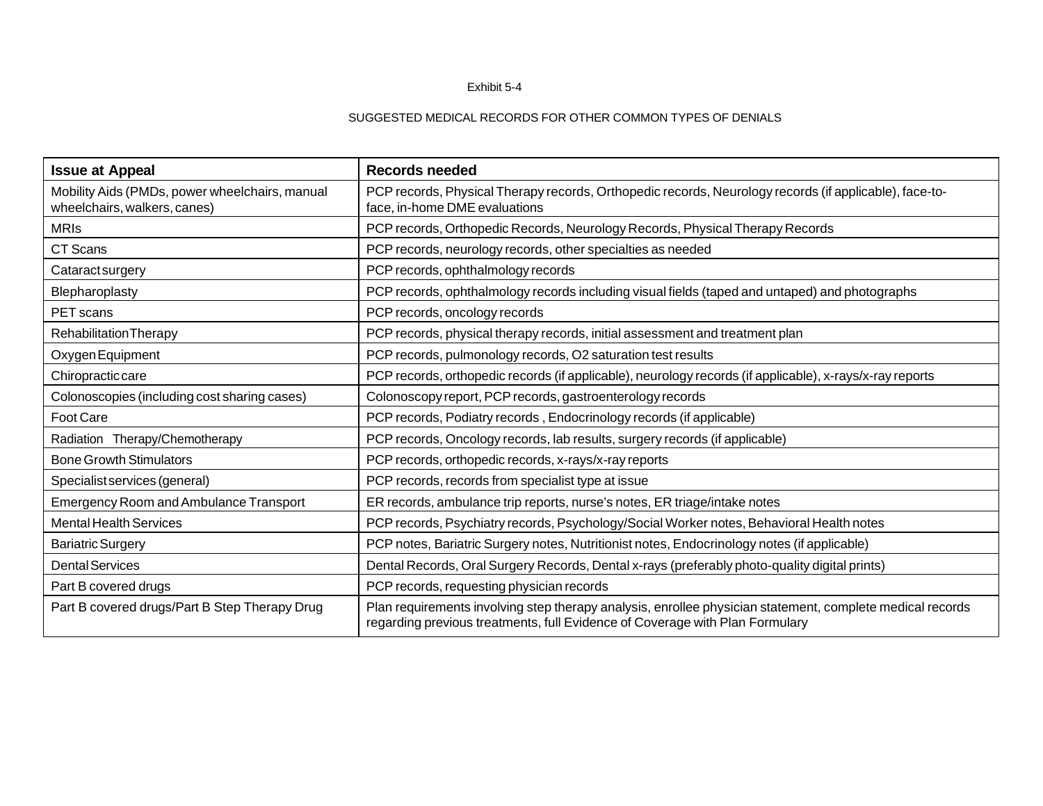Exhibit 5-4

SUGGESTED MEDICAL RECORDS FOR OTHER COMMON TYPES OF DENIALS

| **Issue at Appeal** | **Records needed** |
|---|---|
| Mobility Aids (PMDs, power wheelchairs, manual wheelchairs, walkers, canes) | PCP records, Physical Therapy records, Orthopedic records, Neurology records (if applicable), face-to-face, in-home DME evaluations |
| MRIs | PCP records, Orthopedic Records, Neurology Records, Physical Therapy Records |
| CT Scans | PCP records, neurology records, other specialties as needed |
| Cataract surgery | PCP records, ophthalmology records |
| Blepharoplasty | PCP records, ophthalmology records including visual fields (taped and untaped) and photographs |
| PET scans | PCP records, oncology records |
| Rehabilitation Therapy | PCP records, physical therapy records, initial assessment and treatment plan |
| Oxygen Equipment | PCP records, pulmonology records, O2 saturation test results |
| Chiropractic care | PCP records, orthopedic records (if applicable), neurology records (if applicable), x-rays/x-ray reports |
| Colonoscopies (including cost sharing cases) | Colonoscopy report, PCP records, gastroenterology records |
| Foot Care | PCP records, Podiatry records , Endocrinology records (if applicable) |
| Radiation Therapy/Chemotherapy | PCP records, Oncology records, lab results, surgery records (if applicable) |
| Bone Growth Stimulators | PCP records, orthopedic records, x-rays/x-ray reports |
| Specialist services (general) | PCP records, records from specialist type at issue |
| Emergency Room and Ambulance Transport | ER records, ambulance trip reports, nurse's notes, ER triage/intake notes |
| Mental Health Services | PCP records, Psychiatry records, Psychology/Social Worker notes, Behavioral Health notes |
| Bariatric Surgery | PCP notes, Bariatric Surgery notes, Nutritionist notes, Endocrinology notes (if applicable) |
| Dental Services | Dental Records, Oral Surgery Records, Dental x-rays (preferably photo-quality digital prints) |
| Part B covered drugs | PCP records, requesting physician records |
| Part B covered drugs/Part B Step Therapy Drug | Plan requirements involving step therapy analysis, enrollee physician statement, complete medical records regarding previous treatments, full Evidence of Coverage with Plan Formulary |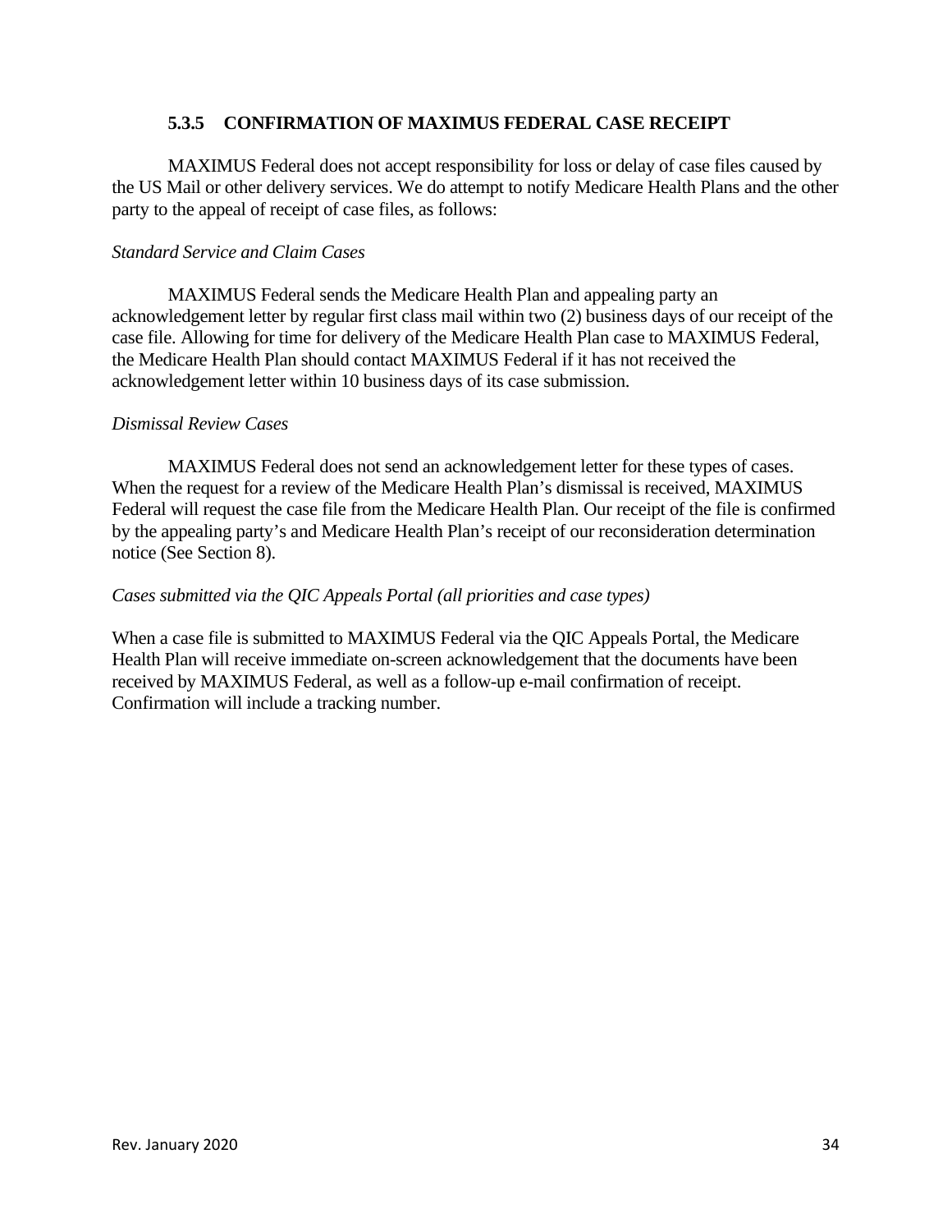### 5.3.5 CONFIRMATION OF MAXIMUS FEDERAL CASE RECEIPT

MAXIMUS Federal does not accept responsibility for loss or delay of case files caused by the US Mail or other delivery services. We do attempt to notify Medicare Health Plans and the other party to the appeal of receipt of case files, as follows:

*Standard Service and Claim Cases*

MAXIMUS Federal sends the Medicare Health Plan and appealing party an acknowledgement letter by regular first class mail within two (2) business days of our receipt of the case file. Allowing for time for delivery of the Medicare Health Plan case to MAXIMUS Federal, the Medicare Health Plan should contact MAXIMUS Federal if it has not received the acknowledgement letter within 10 business days of its case submission.

*Dismissal Review Cases*

MAXIMUS Federal does not send an acknowledgement letter for these types of cases. When the request for a review of the Medicare Health Plan's dismissal is received, MAXIMUS Federal will request the case file from the Medicare Health Plan. Our receipt of the file is confirmed by the appealing party's and Medicare Health Plan's receipt of our reconsideration determination notice (See Section 8).

*Cases submitted via the QIC Appeals Portal (all priorities and case types)*

When a case file is submitted to MAXIMUS Federal via the QIC Appeals Portal, the Medicare Health Plan will receive immediate on-screen acknowledgement that the documents have been received by MAXIMUS Federal, as well as a follow-up e-mail confirmation of receipt. Confirmation will include a tracking number.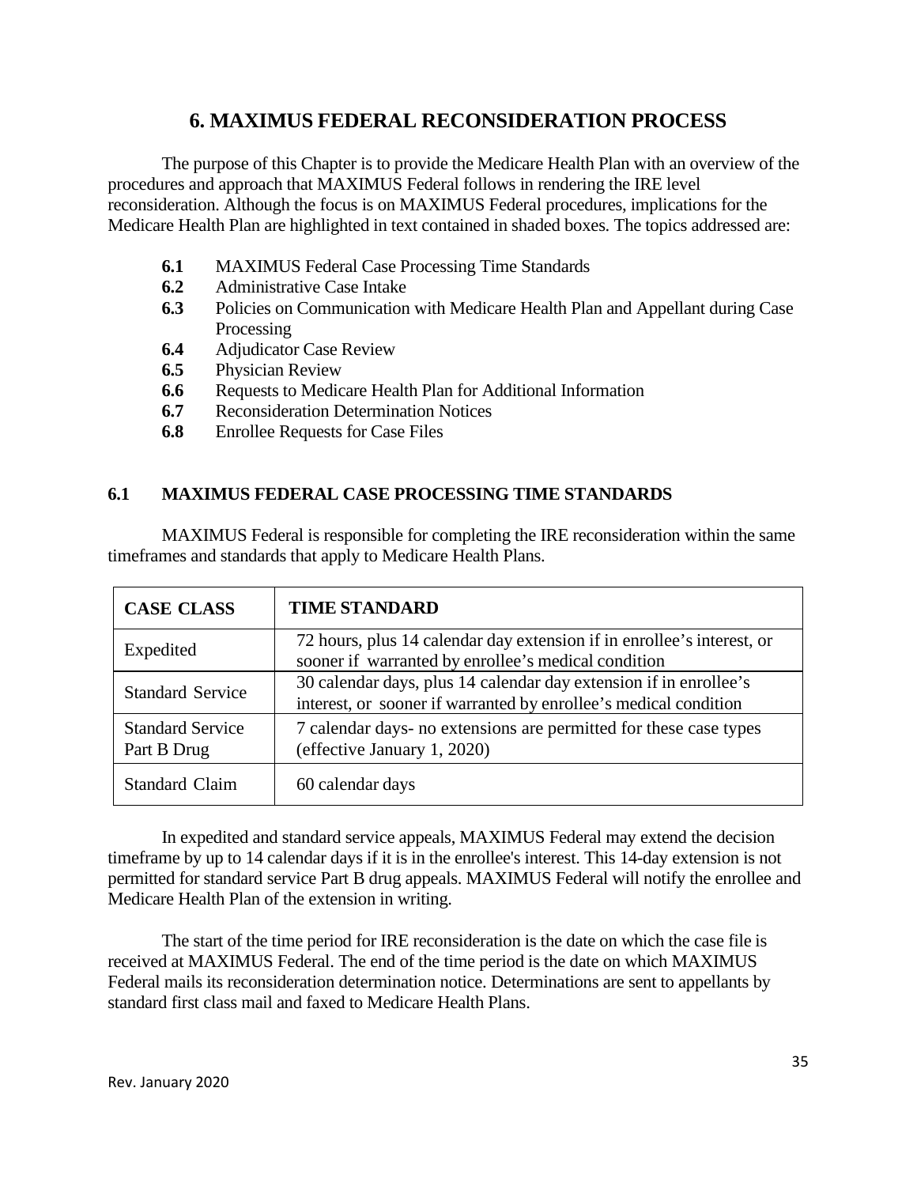# 6. MAXIMUS FEDERAL RECONSIDERATION PROCESS

The purpose of this Chapter is to provide the Medicare Health Plan with an overview of the procedures and approach that MAXIMUS Federal follows in rendering the IRE level reconsideration. Although the focus is on MAXIMUS Federal procedures, implications for the Medicare Health Plan are highlighted in text contained in shaded boxes. The topics addressed are:

- **6.1** MAXIMUS Federal Case Processing Time Standards
- **6.2** Administrative Case Intake
- **6.3** Policies on Communication with Medicare Health Plan and Appellant during Case Processing
- **6.4** Adjudicator Case Review
- **6.5** Physician Review
- **6.6** Requests to Medicare Health Plan for Additional Information
- **6.7** Reconsideration Determination Notices
- **6.8** Enrollee Requests for Case Files

## 6.1 MAXIMUS FEDERAL CASE PROCESSING TIME STANDARDS

MAXIMUS Federal is responsible for completing the IRE reconsideration within the same timeframes and standards that apply to Medicare Health Plans.

| CASE CLASS | TIME STANDARD |
|---|---|
| Expedited | 72 hours, plus 14 calendar day extension if in enrollee's interest, or sooner if warranted by enrollee's medical condition |
| Standard Service | 30 calendar days, plus 14 calendar day extension if in enrollee's interest, or sooner if warranted by enrollee's medical condition |
| Standard Service Part B Drug | 7 calendar days- no extensions are permitted for these case types (effective January 1, 2020) |
| Standard Claim | 60 calendar days |

In expedited and standard service appeals, MAXIMUS Federal may extend the decision timeframe by up to 14 calendar days if it is in the enrollee's interest. This 14-day extension is not permitted for standard service Part B drug appeals. MAXIMUS Federal will notify the enrollee and Medicare Health Plan of the extension in writing.

The start of the time period for IRE reconsideration is the date on which the case file is received at MAXIMUS Federal. The end of the time period is the date on which MAXIMUS Federal mails its reconsideration determination notice. Determinations are sent to appellants by standard first class mail and faxed to Medicare Health Plans.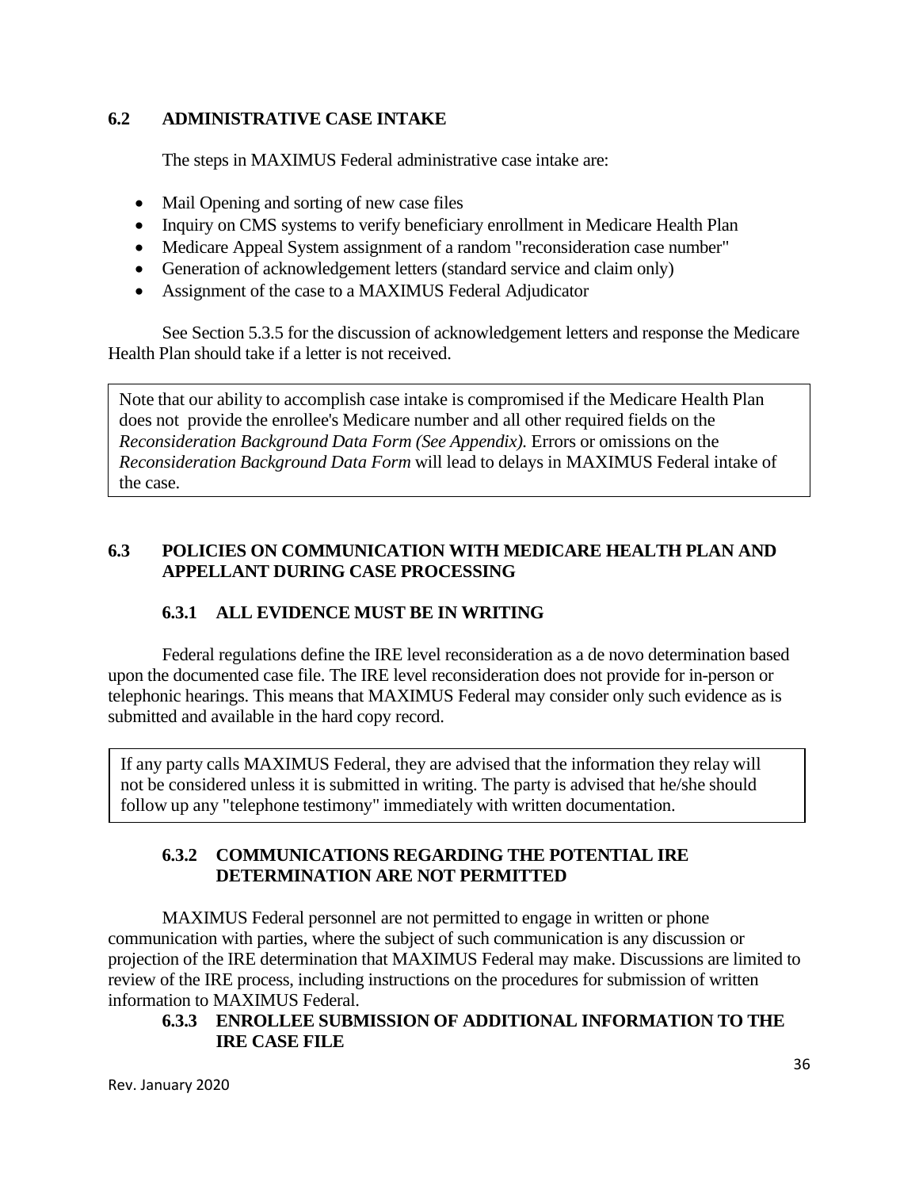## 6.2 ADMINISTRATIVE CASE INTAKE

The steps in MAXIMUS Federal administrative case intake are:

- Mail Opening and sorting of new case files
- Inquiry on CMS systems to verify beneficiary enrollment in Medicare Health Plan
- Medicare Appeal System assignment of a random "reconsideration case number"
- Generation of acknowledgement letters (standard service and claim only)
- Assignment of the case to a MAXIMUS Federal Adjudicator

See Section 5.3.5 for the discussion of acknowledgement letters and response the Medicare Health Plan should take if a letter is not received.

Note that our ability to accomplish case intake is compromised if the Medicare Health Plan does not provide the enrollee's Medicare number and all other required fields on the *Reconsideration Background Data Form (See Appendix).* Errors or omissions on the *Reconsideration Background Data Form* will lead to delays in MAXIMUS Federal intake of the case.

## 6.3 POLICIES ON COMMUNICATION WITH MEDICARE HEALTH PLAN AND APPELLANT DURING CASE PROCESSING

### 6.3.1 ALL EVIDENCE MUST BE IN WRITING

Federal regulations define the IRE level reconsideration as a de novo determination based upon the documented case file. The IRE level reconsideration does not provide for in-person or telephonic hearings. This means that MAXIMUS Federal may consider only such evidence as is submitted and available in the hard copy record.

If any party calls MAXIMUS Federal, they are advised that the information they relay will not be considered unless it is submitted in writing. The party is advised that he/she should follow up any "telephone testimony" immediately with written documentation.

### 6.3.2 COMMUNICATIONS REGARDING THE POTENTIAL IRE DETERMINATION ARE NOT PERMITTED

MAXIMUS Federal personnel are not permitted to engage in written or phone communication with parties, where the subject of such communication is any discussion or projection of the IRE determination that MAXIMUS Federal may make. Discussions are limited to review of the IRE process, including instructions on the procedures for submission of written information to MAXIMUS Federal.

### 6.3.3 ENROLLEE SUBMISSION OF ADDITIONAL INFORMATION TO THE IRE CASE FILE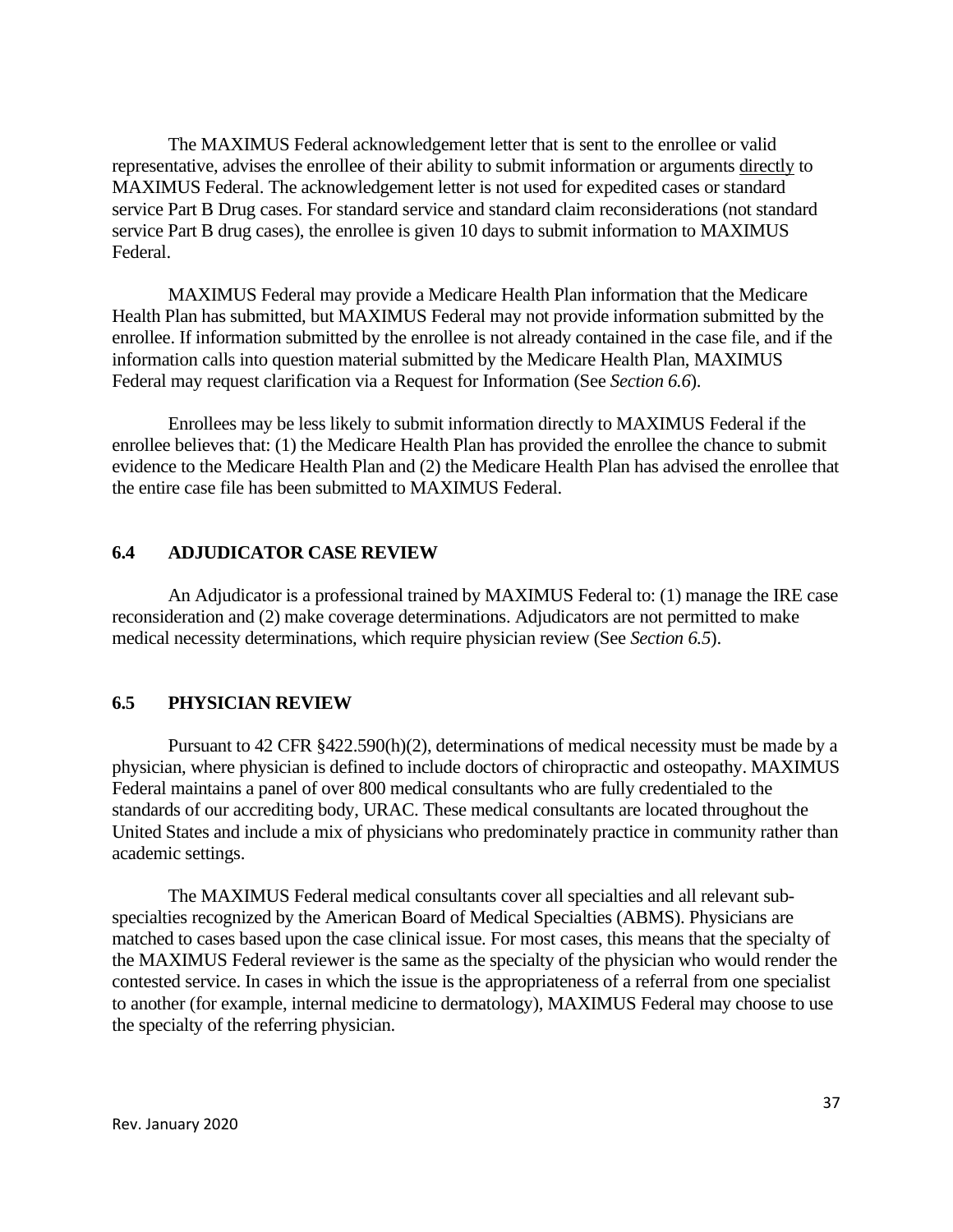The MAXIMUS Federal acknowledgement letter that is sent to the enrollee or valid representative, advises the enrollee of their ability to submit information or arguments <u>directly</u> to MAXIMUS Federal. The acknowledgement letter is not used for expedited cases or standard service Part B Drug cases. For standard service and standard claim reconsiderations (not standard service Part B drug cases), the enrollee is given 10 days to submit information to MAXIMUS Federal.

MAXIMUS Federal may provide a Medicare Health Plan information that the Medicare Health Plan has submitted, but MAXIMUS Federal may not provide information submitted by the enrollee. If information submitted by the enrollee is not already contained in the case file, and if the information calls into question material submitted by the Medicare Health Plan, MAXIMUS Federal may request clarification via a Request for Information (See *Section 6.6*).

Enrollees may be less likely to submit information directly to MAXIMUS Federal if the enrollee believes that: (1) the Medicare Health Plan has provided the enrollee the chance to submit evidence to the Medicare Health Plan and (2) the Medicare Health Plan has advised the enrollee that the entire case file has been submitted to MAXIMUS Federal.

## 6.4 ADJUDICATOR CASE REVIEW

An Adjudicator is a professional trained by MAXIMUS Federal to: (1) manage the IRE case reconsideration and (2) make coverage determinations. Adjudicators are not permitted to make medical necessity determinations, which require physician review (See *Section 6.5*).

## 6.5 PHYSICIAN REVIEW

Pursuant to 42 CFR §422.590(h)(2), determinations of medical necessity must be made by a physician, where physician is defined to include doctors of chiropractic and osteopathy. MAXIMUS Federal maintains a panel of over 800 medical consultants who are fully credentialed to the standards of our accrediting body, URAC. These medical consultants are located throughout the United States and include a mix of physicians who predominately practice in community rather than academic settings.

The MAXIMUS Federal medical consultants cover all specialties and all relevant sub-specialties recognized by the American Board of Medical Specialties (ABMS). Physicians are matched to cases based upon the case clinical issue. For most cases, this means that the specialty of the MAXIMUS Federal reviewer is the same as the specialty of the physician who would render the contested service. In cases in which the issue is the appropriateness of a referral from one specialist to another (for example, internal medicine to dermatology), MAXIMUS Federal may choose to use the specialty of the referring physician.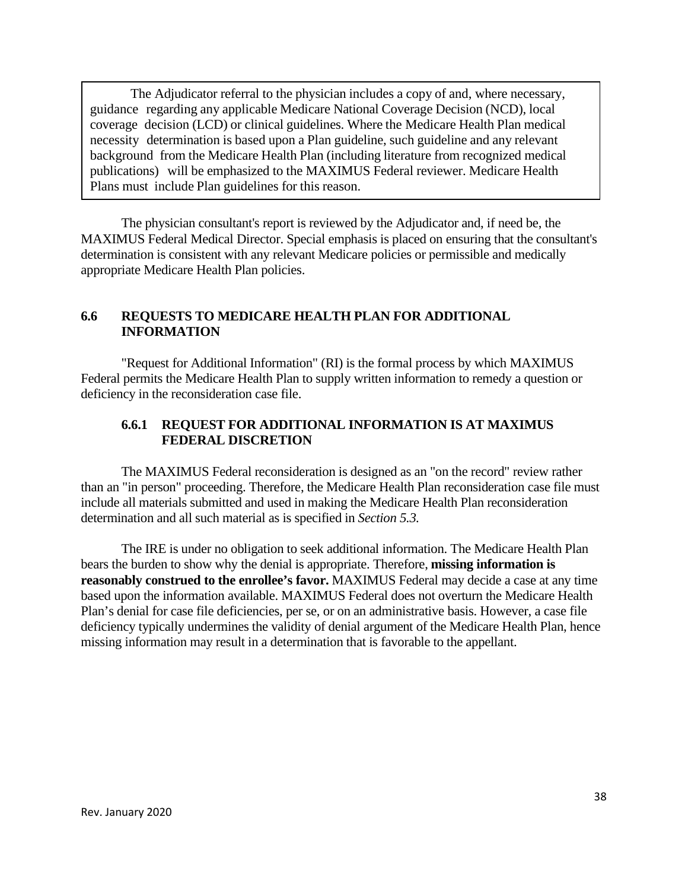> The Adjudicator referral to the physician includes a copy of and, where necessary, guidance regarding any applicable Medicare National Coverage Decision (NCD), local coverage decision (LCD) or clinical guidelines. Where the Medicare Health Plan medical necessity determination is based upon a Plan guideline, such guideline and any relevant background from the Medicare Health Plan (including literature from recognized medical publications) will be emphasized to the MAXIMUS Federal reviewer. Medicare Health Plans must include Plan guidelines for this reason.

The physician consultant's report is reviewed by the Adjudicator and, if need be, the MAXIMUS Federal Medical Director. Special emphasis is placed on ensuring that the consultant's determination is consistent with any relevant Medicare policies or permissible and medically appropriate Medicare Health Plan policies.

## 6.6 REQUESTS TO MEDICARE HEALTH PLAN FOR ADDITIONAL INFORMATION

"Request for Additional Information" (RI) is the formal process by which MAXIMUS Federal permits the Medicare Health Plan to supply written information to remedy a question or deficiency in the reconsideration case file.

### 6.6.1 REQUEST FOR ADDITIONAL INFORMATION IS AT MAXIMUS FEDERAL DISCRETION

The MAXIMUS Federal reconsideration is designed as an "on the record" review rather than an "in person" proceeding. Therefore, the Medicare Health Plan reconsideration case file must include all materials submitted and used in making the Medicare Health Plan reconsideration determination and all such material as is specified in *Section 5.3.*

The IRE is under no obligation to seek additional information. The Medicare Health Plan bears the burden to show why the denial is appropriate. Therefore, **missing information is reasonably construed to the enrollee's favor.** MAXIMUS Federal may decide a case at any time based upon the information available. MAXIMUS Federal does not overturn the Medicare Health Plan's denial for case file deficiencies, per se, or on an administrative basis. However, a case file deficiency typically undermines the validity of denial argument of the Medicare Health Plan, hence missing information may result in a determination that is favorable to the appellant.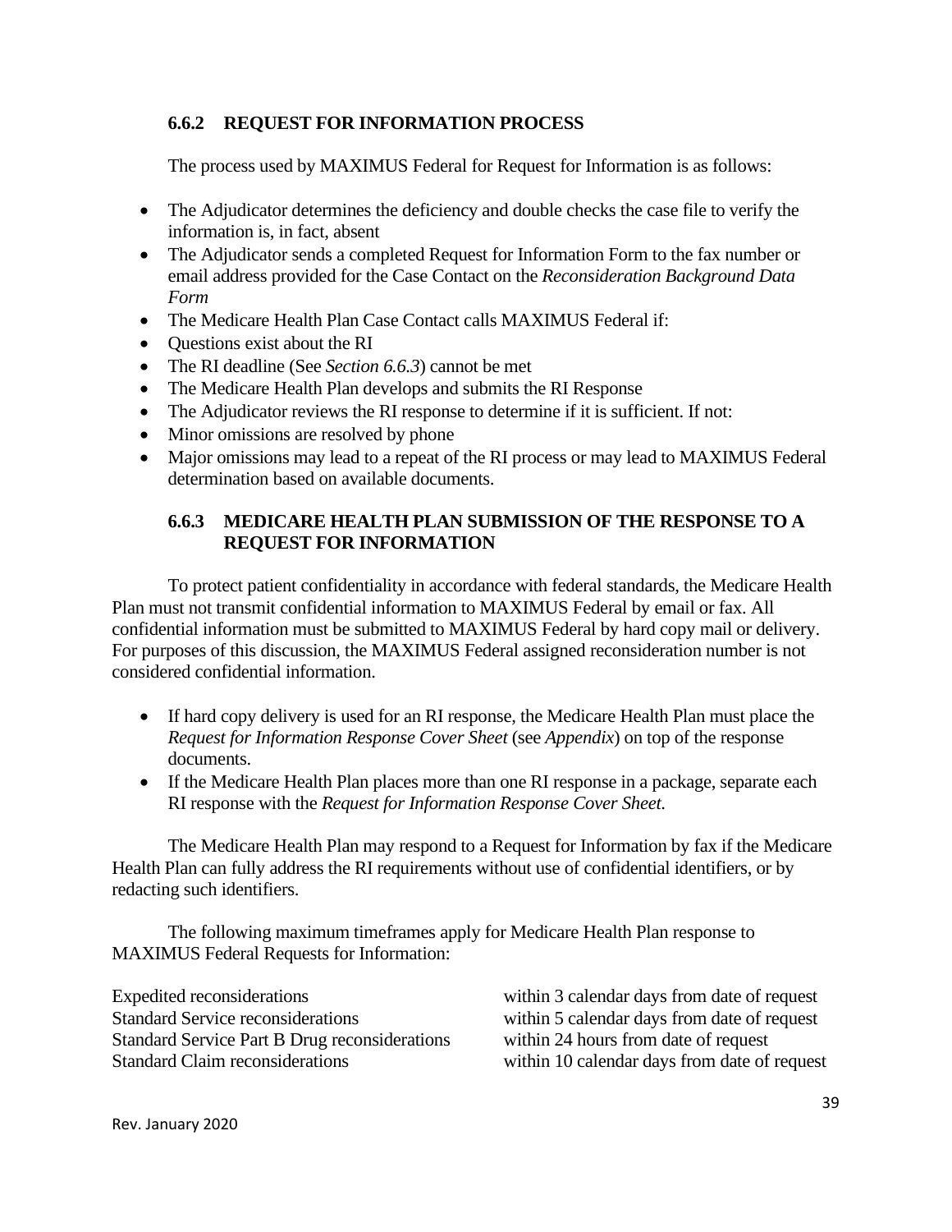### 6.6.2 REQUEST FOR INFORMATION PROCESS

The process used by MAXIMUS Federal for Request for Information is as follows:

- The Adjudicator determines the deficiency and double checks the case file to verify the information is, in fact, absent
- The Adjudicator sends a completed Request for Information Form to the fax number or email address provided for the Case Contact on the *Reconsideration Background Data Form*
- The Medicare Health Plan Case Contact calls MAXIMUS Federal if:
- Questions exist about the RI
- The RI deadline (See *Section 6.6.3*) cannot be met
- The Medicare Health Plan develops and submits the RI Response
- The Adjudicator reviews the RI response to determine if it is sufficient. If not:
- Minor omissions are resolved by phone
- Major omissions may lead to a repeat of the RI process or may lead to MAXIMUS Federal determination based on available documents.

### 6.6.3 MEDICARE HEALTH PLAN SUBMISSION OF THE RESPONSE TO A REQUEST FOR INFORMATION

To protect patient confidentiality in accordance with federal standards, the Medicare Health Plan must not transmit confidential information to MAXIMUS Federal by email or fax. All confidential information must be submitted to MAXIMUS Federal by hard copy mail or delivery. For purposes of this discussion, the MAXIMUS Federal assigned reconsideration number is not considered confidential information.

- If hard copy delivery is used for an RI response, the Medicare Health Plan must place the *Request for Information Response Cover Sheet* (see *Appendix*) on top of the response documents.
- If the Medicare Health Plan places more than one RI response in a package, separate each RI response with the *Request for Information Response Cover Sheet.*

The Medicare Health Plan may respond to a Request for Information by fax if the Medicare Health Plan can fully address the RI requirements without use of confidential identifiers, or by redacting such identifiers.

The following maximum timeframes apply for Medicare Health Plan response to MAXIMUS Federal Requests for Information:

| | |
|---|---|
| Expedited reconsiderations | within 3 calendar days from date of request |
| Standard Service reconsiderations | within 5 calendar days from date of request |
| Standard Service Part B Drug reconsiderations | within 24 hours from date of request |
| Standard Claim reconsiderations | within 10 calendar days from date of request |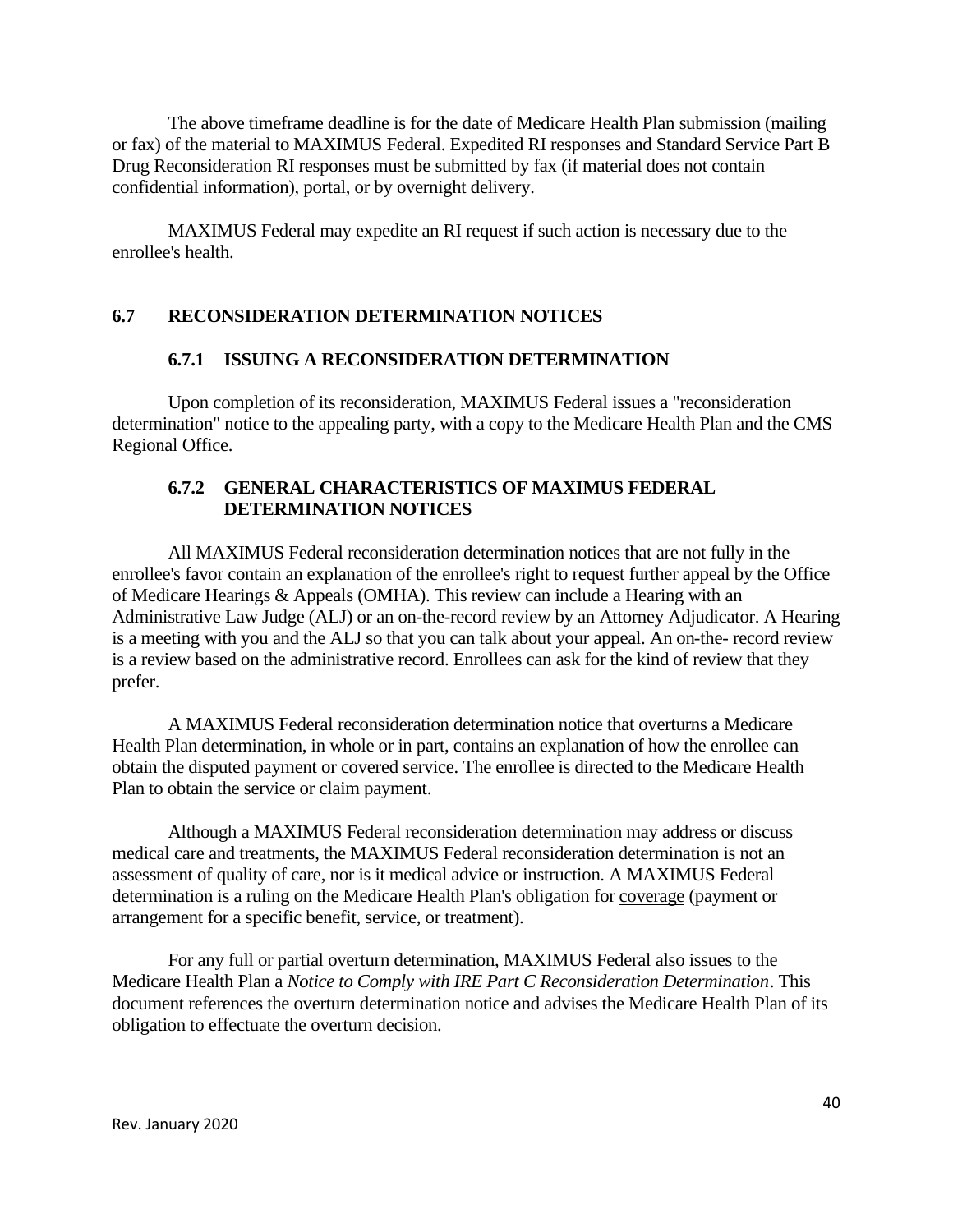The above timeframe deadline is for the date of Medicare Health Plan submission (mailing or fax) of the material to MAXIMUS Federal. Expedited RI responses and Standard Service Part B Drug Reconsideration RI responses must be submitted by fax (if material does not contain confidential information), portal, or by overnight delivery.

MAXIMUS Federal may expedite an RI request if such action is necessary due to the enrollee's health.

## 6.7 RECONSIDERATION DETERMINATION NOTICES

### 6.7.1 ISSUING A RECONSIDERATION DETERMINATION

Upon completion of its reconsideration, MAXIMUS Federal issues a "reconsideration determination" notice to the appealing party, with a copy to the Medicare Health Plan and the CMS Regional Office.

### 6.7.2 GENERAL CHARACTERISTICS OF MAXIMUS FEDERAL DETERMINATION NOTICES

All MAXIMUS Federal reconsideration determination notices that are not fully in the enrollee's favor contain an explanation of the enrollee's right to request further appeal by the Office of Medicare Hearings & Appeals (OMHA). This review can include a Hearing with an Administrative Law Judge (ALJ) or an on-the-record review by an Attorney Adjudicator. A Hearing is a meeting with you and the ALJ so that you can talk about your appeal. An on-the- record review is a review based on the administrative record. Enrollees can ask for the kind of review that they prefer.

A MAXIMUS Federal reconsideration determination notice that overturns a Medicare Health Plan determination, in whole or in part, contains an explanation of how the enrollee can obtain the disputed payment or covered service. The enrollee is directed to the Medicare Health Plan to obtain the service or claim payment.

Although a MAXIMUS Federal reconsideration determination may address or discuss medical care and treatments, the MAXIMUS Federal reconsideration determination is not an assessment of quality of care, nor is it medical advice or instruction. A MAXIMUS Federal determination is a ruling on the Medicare Health Plan's obligation for coverage (payment or arrangement for a specific benefit, service, or treatment).

For any full or partial overturn determination, MAXIMUS Federal also issues to the Medicare Health Plan a *Notice to Comply with IRE Part C Reconsideration Determination*. This document references the overturn determination notice and advises the Medicare Health Plan of its obligation to effectuate the overturn decision.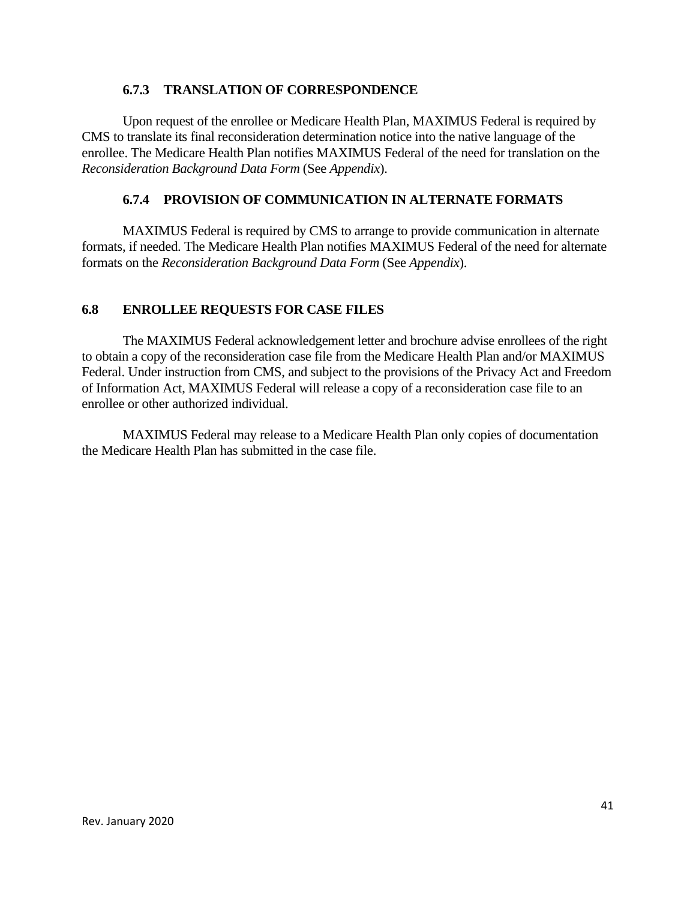### 6.7.3 TRANSLATION OF CORRESPONDENCE

Upon request of the enrollee or Medicare Health Plan, MAXIMUS Federal is required by CMS to translate its final reconsideration determination notice into the native language of the enrollee. The Medicare Health Plan notifies MAXIMUS Federal of the need for translation on the *Reconsideration Background Data Form* (See *Appendix*).

### 6.7.4 PROVISION OF COMMUNICATION IN ALTERNATE FORMATS

MAXIMUS Federal is required by CMS to arrange to provide communication in alternate formats, if needed. The Medicare Health Plan notifies MAXIMUS Federal of the need for alternate formats on the *Reconsideration Background Data Form* (See *Appendix*).

## 6.8 ENROLLEE REQUESTS FOR CASE FILES

The MAXIMUS Federal acknowledgement letter and brochure advise enrollees of the right to obtain a copy of the reconsideration case file from the Medicare Health Plan and/or MAXIMUS Federal. Under instruction from CMS, and subject to the provisions of the Privacy Act and Freedom of Information Act, MAXIMUS Federal will release a copy of a reconsideration case file to an enrollee or other authorized individual.

MAXIMUS Federal may release to a Medicare Health Plan only copies of documentation the Medicare Health Plan has submitted in the case file.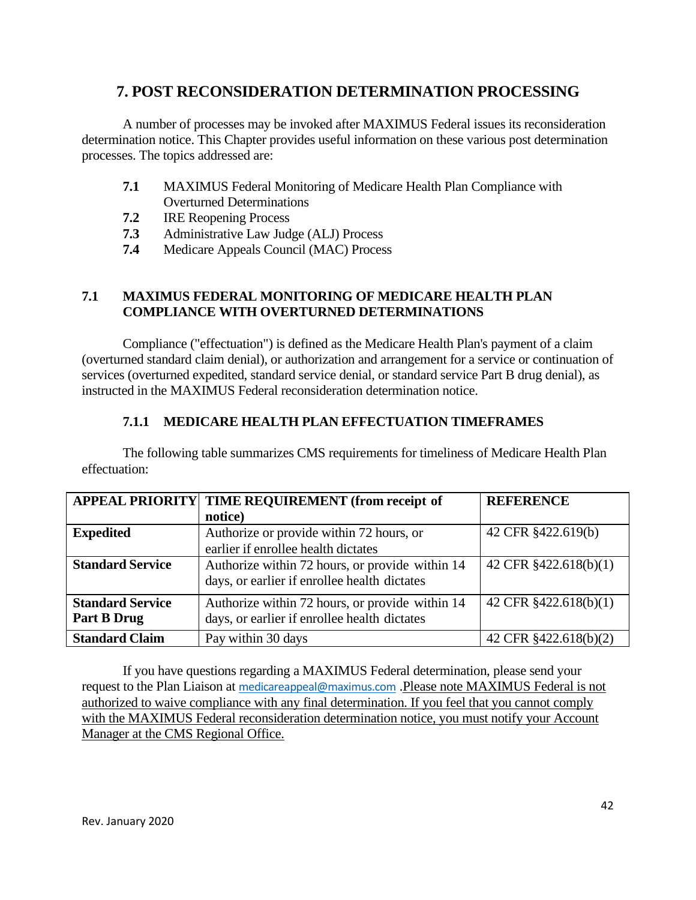# 7. POST RECONSIDERATION DETERMINATION PROCESSING

A number of processes may be invoked after MAXIMUS Federal issues its reconsideration determination notice. This Chapter provides useful information on these various post determination processes. The topics addressed are:

- **7.1** MAXIMUS Federal Monitoring of Medicare Health Plan Compliance with Overturned Determinations
- **7.2** IRE Reopening Process
- **7.3** Administrative Law Judge (ALJ) Process
- **7.4** Medicare Appeals Council (MAC) Process

## 7.1 MAXIMUS FEDERAL MONITORING OF MEDICARE HEALTH PLAN COMPLIANCE WITH OVERTURNED DETERMINATIONS

Compliance ("effectuation") is defined as the Medicare Health Plan's payment of a claim (overturned standard claim denial), or authorization and arrangement for a service or continuation of services (overturned expedited, standard service denial, or standard service Part B drug denial), as instructed in the MAXIMUS Federal reconsideration determination notice.

### 7.1.1 MEDICARE HEALTH PLAN EFFECTUATION TIMEFRAMES

The following table summarizes CMS requirements for timeliness of Medicare Health Plan effectuation:

| APPEAL PRIORITY | TIME REQUIREMENT (from receipt of notice) | REFERENCE |
|---|---|---|
| **Expedited** | Authorize or provide within 72 hours, or earlier if enrollee health dictates | 42 CFR §422.619(b) |
| **Standard Service** | Authorize within 72 hours, or provide within 14 days, or earlier if enrollee health dictates | 42 CFR §422.618(b)(1) |
| **Standard Service Part B Drug** | Authorize within 72 hours, or provide within 14 days, or earlier if enrollee health dictates | 42 CFR §422.618(b)(1) |
| **Standard Claim** | Pay within 30 days | 42 CFR §422.618(b)(2) |

If you have questions regarding a MAXIMUS Federal determination, please send your request to the Plan Liaison at medicareappeal@maximus.com .Please note MAXIMUS Federal is not authorized to waive compliance with any final determination. If you feel that you cannot comply with the MAXIMUS Federal reconsideration determination notice, you must notify your Account Manager at the CMS Regional Office.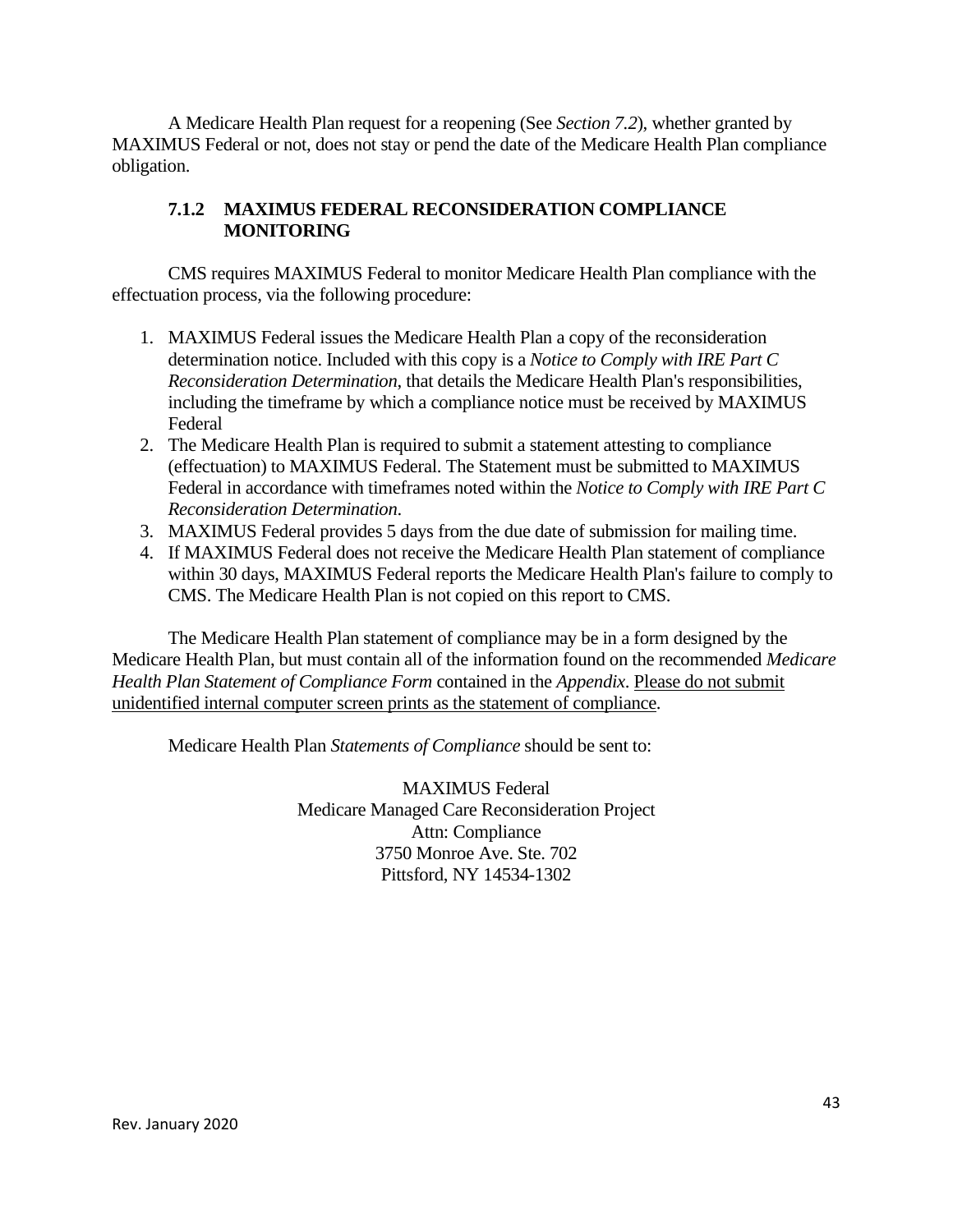A Medicare Health Plan request for a reopening (See *Section 7.2*), whether granted by MAXIMUS Federal or not, does not stay or pend the date of the Medicare Health Plan compliance obligation.

### 7.1.2 MAXIMUS FEDERAL RECONSIDERATION COMPLIANCE MONITORING

CMS requires MAXIMUS Federal to monitor Medicare Health Plan compliance with the effectuation process, via the following procedure:

1. MAXIMUS Federal issues the Medicare Health Plan a copy of the reconsideration determination notice. Included with this copy is a *Notice to Comply with IRE Part C Reconsideration Determination*, that details the Medicare Health Plan's responsibilities, including the timeframe by which a compliance notice must be received by MAXIMUS Federal
2. The Medicare Health Plan is required to submit a statement attesting to compliance (effectuation) to MAXIMUS Federal. The Statement must be submitted to MAXIMUS Federal in accordance with timeframes noted within the *Notice to Comply with IRE Part C Reconsideration Determination*.
3. MAXIMUS Federal provides 5 days from the due date of submission for mailing time.
4. If MAXIMUS Federal does not receive the Medicare Health Plan statement of compliance within 30 days, MAXIMUS Federal reports the Medicare Health Plan's failure to comply to CMS. The Medicare Health Plan is not copied on this report to CMS.

The Medicare Health Plan statement of compliance may be in a form designed by the Medicare Health Plan, but must contain all of the information found on the recommended *Medicare Health Plan Statement of Compliance Form* contained in the *Appendix*. Please do not submit unidentified internal computer screen prints as the statement of compliance.

Medicare Health Plan *Statements of Compliance* should be sent to:

MAXIMUS Federal
Medicare Managed Care Reconsideration Project
Attn: Compliance
3750 Monroe Ave. Ste. 702
Pittsford, NY 14534-1302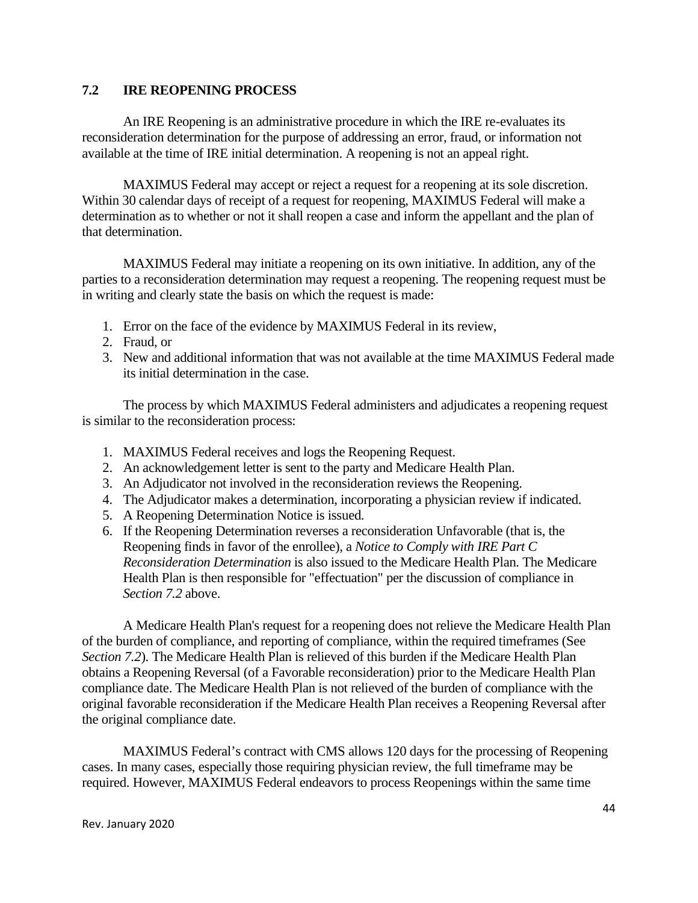## 7.2 IRE REOPENING PROCESS

An IRE Reopening is an administrative procedure in which the IRE re-evaluates its reconsideration determination for the purpose of addressing an error, fraud, or information not available at the time of IRE initial determination. A reopening is not an appeal right.

MAXIMUS Federal may accept or reject a request for a reopening at its sole discretion. Within 30 calendar days of receipt of a request for reopening, MAXIMUS Federal will make a determination as to whether or not it shall reopen a case and inform the appellant and the plan of that determination.

MAXIMUS Federal may initiate a reopening on its own initiative. In addition, any of the parties to a reconsideration determination may request a reopening. The reopening request must be in writing and clearly state the basis on which the request is made:

1. Error on the face of the evidence by MAXIMUS Federal in its review,
2. Fraud, or
3. New and additional information that was not available at the time MAXIMUS Federal made its initial determination in the case.

The process by which MAXIMUS Federal administers and adjudicates a reopening request is similar to the reconsideration process:

1. MAXIMUS Federal receives and logs the Reopening Request.
2. An acknowledgement letter is sent to the party and Medicare Health Plan.
3. An Adjudicator not involved in the reconsideration reviews the Reopening.
4. The Adjudicator makes a determination, incorporating a physician review if indicated.
5. A Reopening Determination Notice is issued.
6. If the Reopening Determination reverses a reconsideration Unfavorable (that is, the Reopening finds in favor of the enrollee), a *Notice to Comply with IRE Part C Reconsideration Determination* is also issued to the Medicare Health Plan. The Medicare Health Plan is then responsible for "effectuation" per the discussion of compliance in *Section 7.2* above.

A Medicare Health Plan's request for a reopening does not relieve the Medicare Health Plan of the burden of compliance, and reporting of compliance, within the required timeframes (See *Section 7.2*). The Medicare Health Plan is relieved of this burden if the Medicare Health Plan obtains a Reopening Reversal (of a Favorable reconsideration) prior to the Medicare Health Plan compliance date. The Medicare Health Plan is not relieved of the burden of compliance with the original favorable reconsideration if the Medicare Health Plan receives a Reopening Reversal after the original compliance date.

MAXIMUS Federal's contract with CMS allows 120 days for the processing of Reopening cases. In many cases, especially those requiring physician review, the full timeframe may be required. However, MAXIMUS Federal endeavors to process Reopenings within the same time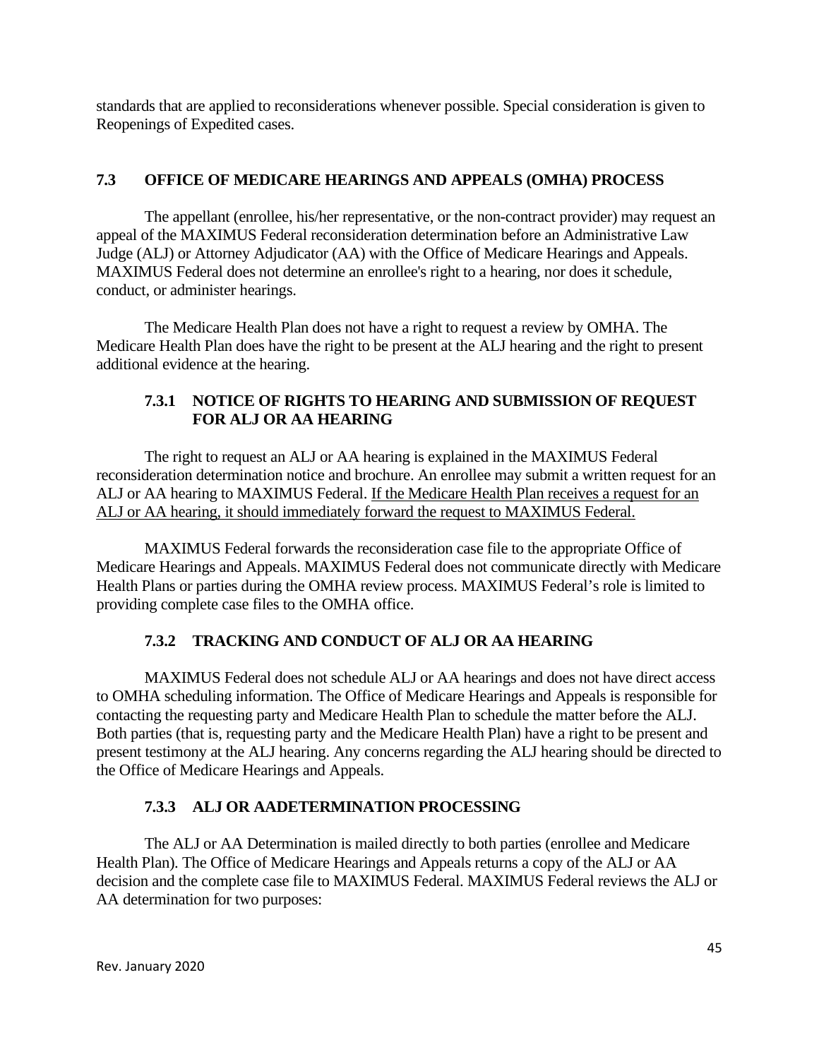standards that are applied to reconsiderations whenever possible. Special consideration is given to Reopenings of Expedited cases.

## 7.3 OFFICE OF MEDICARE HEARINGS AND APPEALS (OMHA) PROCESS

The appellant (enrollee, his/her representative, or the non-contract provider) may request an appeal of the MAXIMUS Federal reconsideration determination before an Administrative Law Judge (ALJ) or Attorney Adjudicator (AA) with the Office of Medicare Hearings and Appeals. MAXIMUS Federal does not determine an enrollee's right to a hearing, nor does it schedule, conduct, or administer hearings.

The Medicare Health Plan does not have a right to request a review by OMHA. The Medicare Health Plan does have the right to be present at the ALJ hearing and the right to present additional evidence at the hearing.

### 7.3.1 NOTICE OF RIGHTS TO HEARING AND SUBMISSION OF REQUEST FOR ALJ OR AA HEARING

The right to request an ALJ or AA hearing is explained in the MAXIMUS Federal reconsideration determination notice and brochure. An enrollee may submit a written request for an ALJ or AA hearing to MAXIMUS Federal. <u>If the Medicare Health Plan receives a request for an ALJ or AA hearing, it should immediately forward the request to MAXIMUS Federal.</u>

MAXIMUS Federal forwards the reconsideration case file to the appropriate Office of Medicare Hearings and Appeals. MAXIMUS Federal does not communicate directly with Medicare Health Plans or parties during the OMHA review process. MAXIMUS Federal's role is limited to providing complete case files to the OMHA office.

### 7.3.2 TRACKING AND CONDUCT OF ALJ OR AA HEARING

MAXIMUS Federal does not schedule ALJ or AA hearings and does not have direct access to OMHA scheduling information. The Office of Medicare Hearings and Appeals is responsible for contacting the requesting party and Medicare Health Plan to schedule the matter before the ALJ. Both parties (that is, requesting party and the Medicare Health Plan) have a right to be present and present testimony at the ALJ hearing. Any concerns regarding the ALJ hearing should be directed to the Office of Medicare Hearings and Appeals.

### 7.3.3 ALJ OR AADETERMINATION PROCESSING

The ALJ or AA Determination is mailed directly to both parties (enrollee and Medicare Health Plan). The Office of Medicare Hearings and Appeals returns a copy of the ALJ or AA decision and the complete case file to MAXIMUS Federal. MAXIMUS Federal reviews the ALJ or AA determination for two purposes: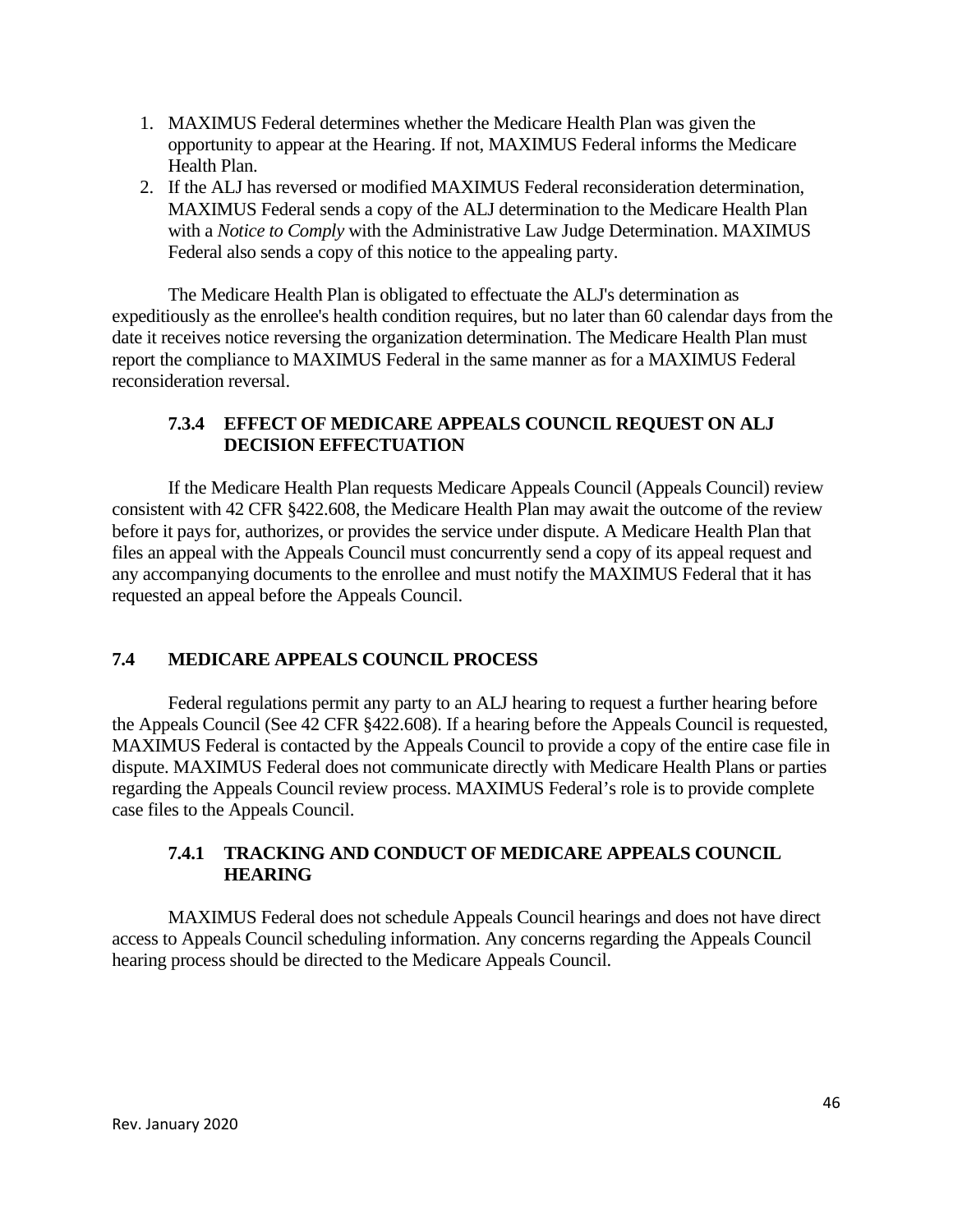1. MAXIMUS Federal determines whether the Medicare Health Plan was given the opportunity to appear at the Hearing. If not, MAXIMUS Federal informs the Medicare Health Plan.
2. If the ALJ has reversed or modified MAXIMUS Federal reconsideration determination, MAXIMUS Federal sends a copy of the ALJ determination to the Medicare Health Plan with a *Notice to Comply* with the Administrative Law Judge Determination. MAXIMUS Federal also sends a copy of this notice to the appealing party.

The Medicare Health Plan is obligated to effectuate the ALJ's determination as expeditiously as the enrollee's health condition requires, but no later than 60 calendar days from the date it receives notice reversing the organization determination. The Medicare Health Plan must report the compliance to MAXIMUS Federal in the same manner as for a MAXIMUS Federal reconsideration reversal.

### 7.3.4 EFFECT OF MEDICARE APPEALS COUNCIL REQUEST ON ALJ DECISION EFFECTUATION

If the Medicare Health Plan requests Medicare Appeals Council (Appeals Council) review consistent with 42 CFR §422.608, the Medicare Health Plan may await the outcome of the review before it pays for, authorizes, or provides the service under dispute. A Medicare Health Plan that files an appeal with the Appeals Council must concurrently send a copy of its appeal request and any accompanying documents to the enrollee and must notify the MAXIMUS Federal that it has requested an appeal before the Appeals Council.

## 7.4 MEDICARE APPEALS COUNCIL PROCESS

Federal regulations permit any party to an ALJ hearing to request a further hearing before the Appeals Council (See 42 CFR §422.608). If a hearing before the Appeals Council is requested, MAXIMUS Federal is contacted by the Appeals Council to provide a copy of the entire case file in dispute. MAXIMUS Federal does not communicate directly with Medicare Health Plans or parties regarding the Appeals Council review process. MAXIMUS Federal's role is to provide complete case files to the Appeals Council.

### 7.4.1 TRACKING AND CONDUCT OF MEDICARE APPEALS COUNCIL HEARING

MAXIMUS Federal does not schedule Appeals Council hearings and does not have direct access to Appeals Council scheduling information. Any concerns regarding the Appeals Council hearing process should be directed to the Medicare Appeals Council.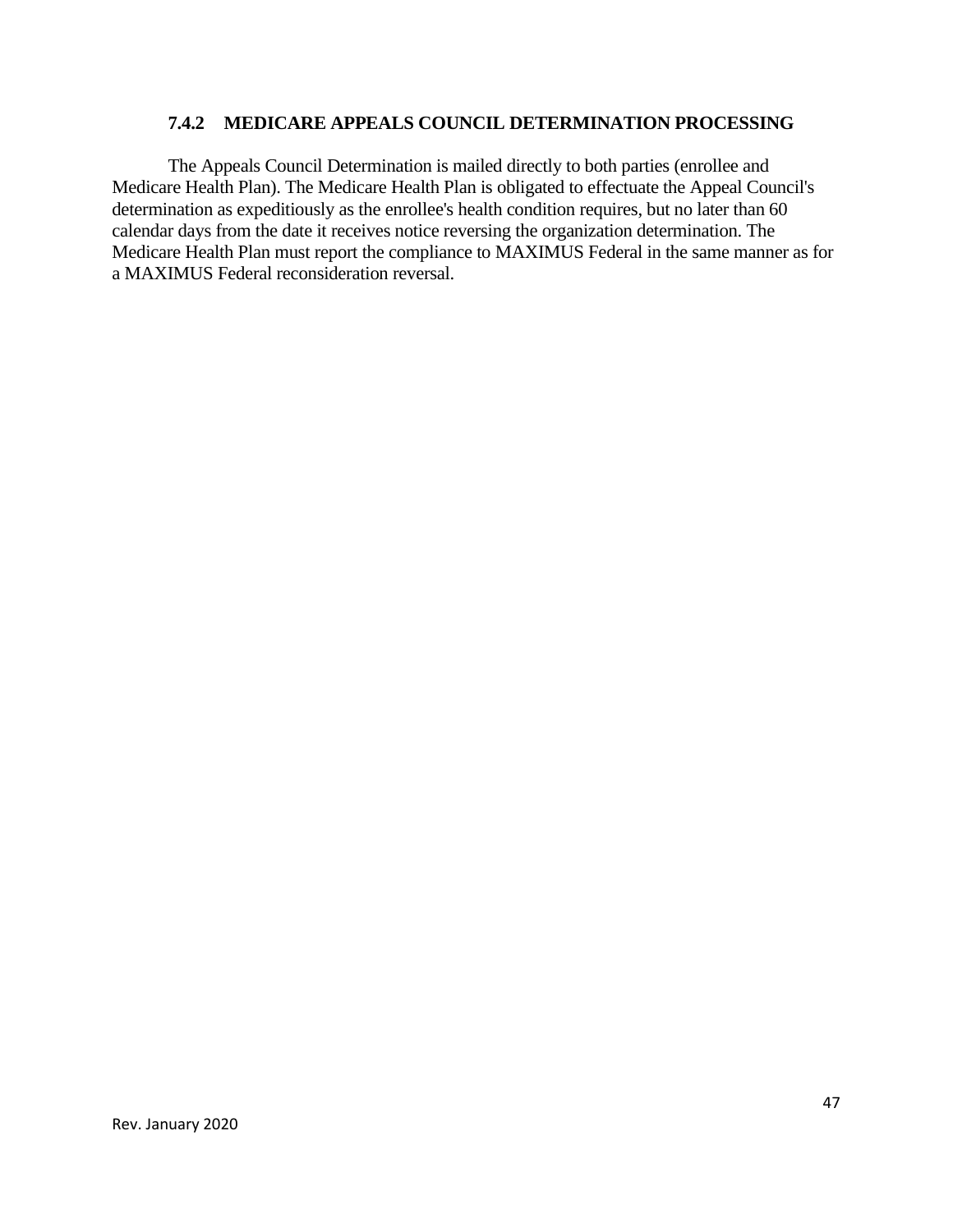### 7.4.2 MEDICARE APPEALS COUNCIL DETERMINATION PROCESSING

The Appeals Council Determination is mailed directly to both parties (enrollee and Medicare Health Plan). The Medicare Health Plan is obligated to effectuate the Appeal Council's determination as expeditiously as the enrollee's health condition requires, but no later than 60 calendar days from the date it receives notice reversing the organization determination. The Medicare Health Plan must report the compliance to MAXIMUS Federal in the same manner as for a MAXIMUS Federal reconsideration reversal.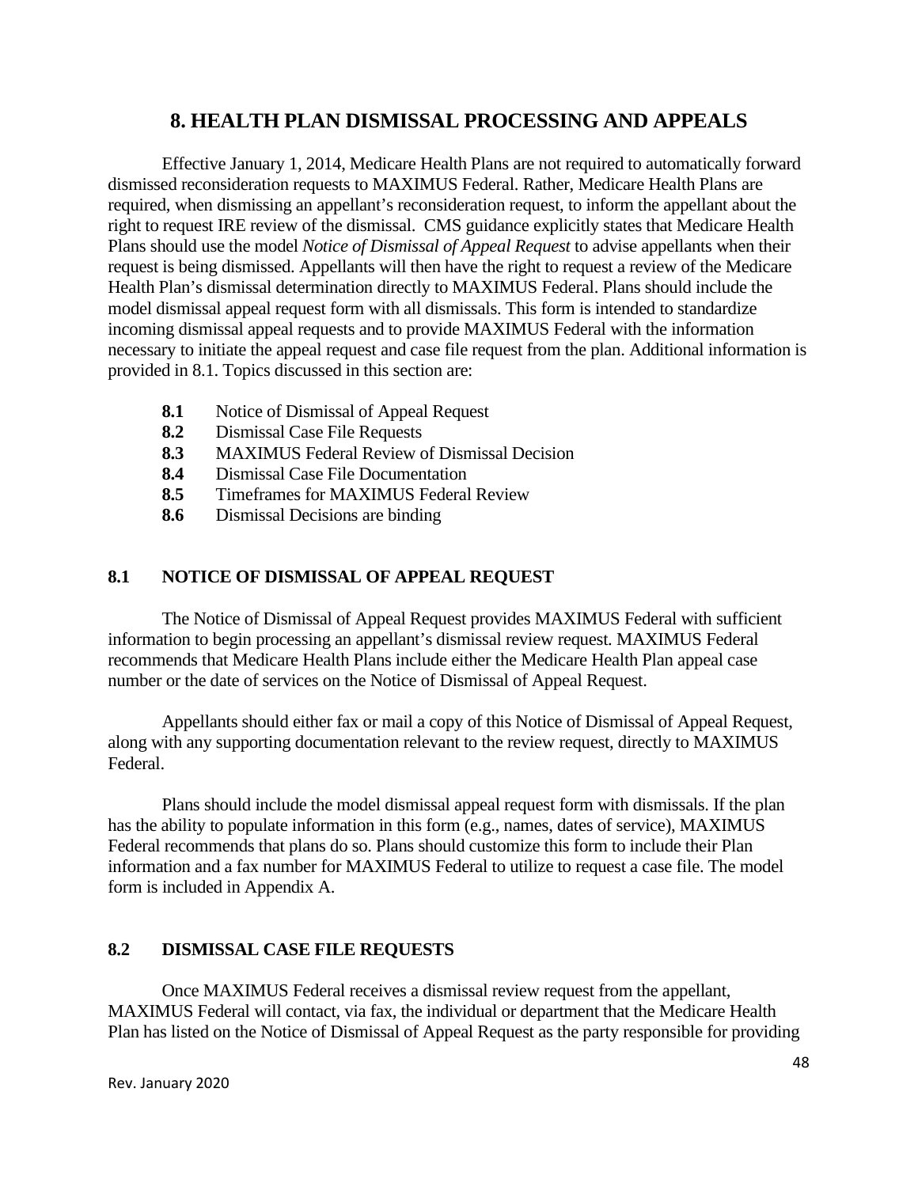# 8. HEALTH PLAN DISMISSAL PROCESSING AND APPEALS

Effective January 1, 2014, Medicare Health Plans are not required to automatically forward dismissed reconsideration requests to MAXIMUS Federal. Rather, Medicare Health Plans are required, when dismissing an appellant's reconsideration request, to inform the appellant about the right to request IRE review of the dismissal. CMS guidance explicitly states that Medicare Health Plans should use the model *Notice of Dismissal of Appeal Request* to advise appellants when their request is being dismissed. Appellants will then have the right to request a review of the Medicare Health Plan's dismissal determination directly to MAXIMUS Federal. Plans should include the model dismissal appeal request form with all dismissals. This form is intended to standardize incoming dismissal appeal requests and to provide MAXIMUS Federal with the information necessary to initiate the appeal request and case file request from the plan. Additional information is provided in 8.1. Topics discussed in this section are:

- **8.1** Notice of Dismissal of Appeal Request
- **8.2** Dismissal Case File Requests
- **8.3** MAXIMUS Federal Review of Dismissal Decision
- **8.4** Dismissal Case File Documentation
- **8.5** Timeframes for MAXIMUS Federal Review
- **8.6** Dismissal Decisions are binding

## 8.1 NOTICE OF DISMISSAL OF APPEAL REQUEST

The Notice of Dismissal of Appeal Request provides MAXIMUS Federal with sufficient information to begin processing an appellant's dismissal review request. MAXIMUS Federal recommends that Medicare Health Plans include either the Medicare Health Plan appeal case number or the date of services on the Notice of Dismissal of Appeal Request.

Appellants should either fax or mail a copy of this Notice of Dismissal of Appeal Request, along with any supporting documentation relevant to the review request, directly to MAXIMUS Federal.

Plans should include the model dismissal appeal request form with dismissals. If the plan has the ability to populate information in this form (e.g., names, dates of service), MAXIMUS Federal recommends that plans do so. Plans should customize this form to include their Plan information and a fax number for MAXIMUS Federal to utilize to request a case file. The model form is included in Appendix A.

## 8.2 DISMISSAL CASE FILE REQUESTS

Once MAXIMUS Federal receives a dismissal review request from the appellant, MAXIMUS Federal will contact, via fax, the individual or department that the Medicare Health Plan has listed on the Notice of Dismissal of Appeal Request as the party responsible for providing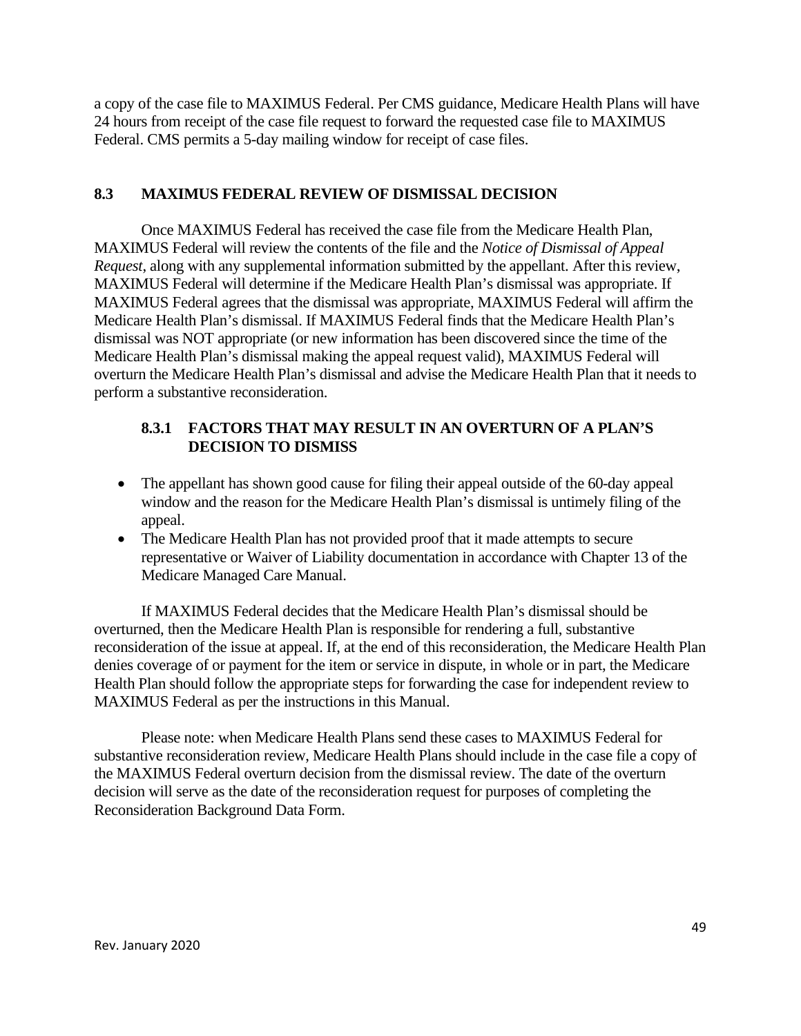a copy of the case file to MAXIMUS Federal. Per CMS guidance, Medicare Health Plans will have 24 hours from receipt of the case file request to forward the requested case file to MAXIMUS Federal. CMS permits a 5-day mailing window for receipt of case files.

## 8.3 MAXIMUS FEDERAL REVIEW OF DISMISSAL DECISION

Once MAXIMUS Federal has received the case file from the Medicare Health Plan, MAXIMUS Federal will review the contents of the file and the *Notice of Dismissal of Appeal Request*, along with any supplemental information submitted by the appellant. After this review, MAXIMUS Federal will determine if the Medicare Health Plan's dismissal was appropriate. If MAXIMUS Federal agrees that the dismissal was appropriate, MAXIMUS Federal will affirm the Medicare Health Plan's dismissal. If MAXIMUS Federal finds that the Medicare Health Plan's dismissal was NOT appropriate (or new information has been discovered since the time of the Medicare Health Plan's dismissal making the appeal request valid), MAXIMUS Federal will overturn the Medicare Health Plan's dismissal and advise the Medicare Health Plan that it needs to perform a substantive reconsideration.

### 8.3.1 FACTORS THAT MAY RESULT IN AN OVERTURN OF A PLAN'S DECISION TO DISMISS

- The appellant has shown good cause for filing their appeal outside of the 60-day appeal window and the reason for the Medicare Health Plan's dismissal is untimely filing of the appeal.
- The Medicare Health Plan has not provided proof that it made attempts to secure representative or Waiver of Liability documentation in accordance with Chapter 13 of the Medicare Managed Care Manual.

If MAXIMUS Federal decides that the Medicare Health Plan's dismissal should be overturned, then the Medicare Health Plan is responsible for rendering a full, substantive reconsideration of the issue at appeal. If, at the end of this reconsideration, the Medicare Health Plan denies coverage of or payment for the item or service in dispute, in whole or in part, the Medicare Health Plan should follow the appropriate steps for forwarding the case for independent review to MAXIMUS Federal as per the instructions in this Manual.

Please note: when Medicare Health Plans send these cases to MAXIMUS Federal for substantive reconsideration review, Medicare Health Plans should include in the case file a copy of the MAXIMUS Federal overturn decision from the dismissal review. The date of the overturn decision will serve as the date of the reconsideration request for purposes of completing the Reconsideration Background Data Form.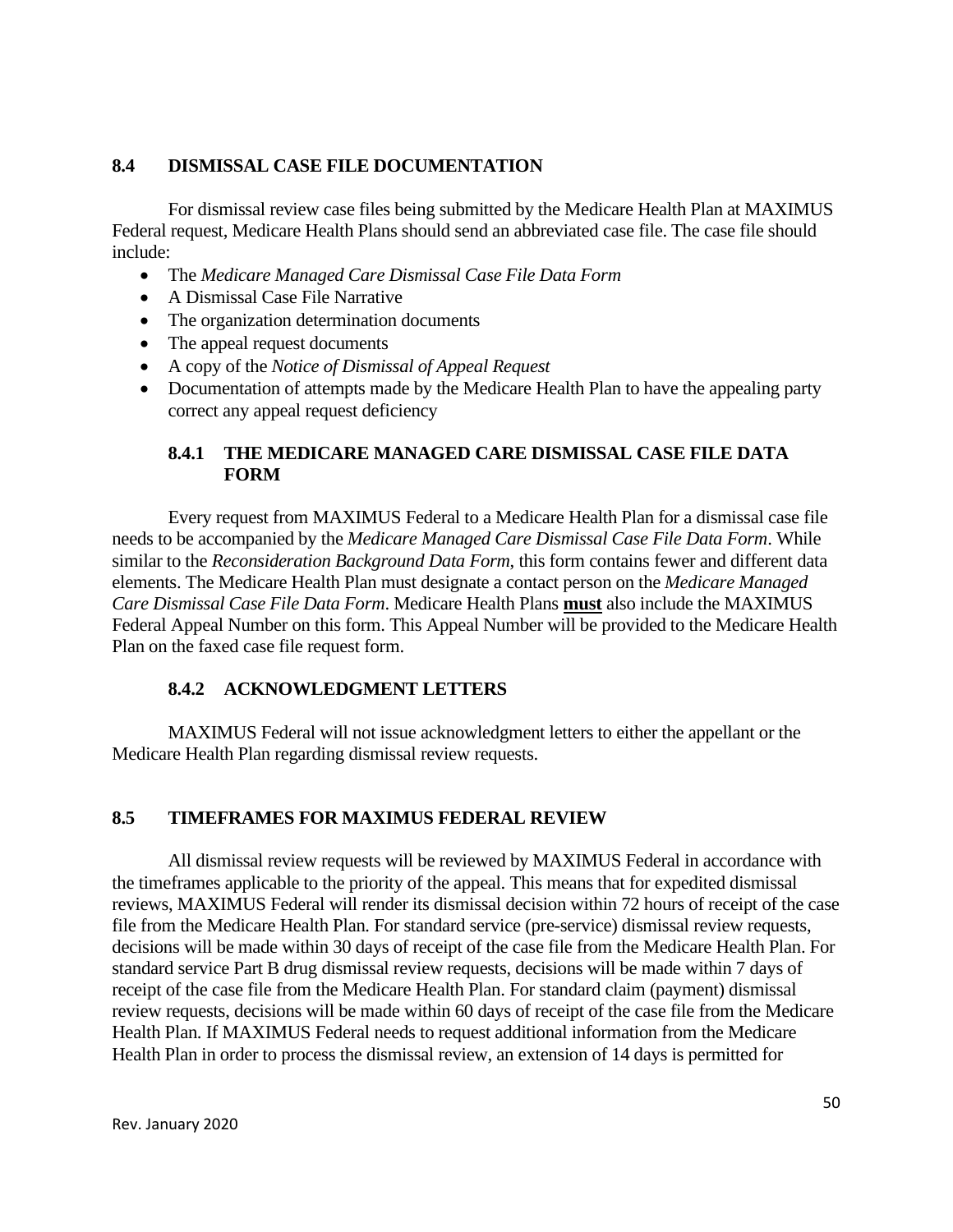## 8.4 DISMISSAL CASE FILE DOCUMENTATION

For dismissal review case files being submitted by the Medicare Health Plan at MAXIMUS Federal request, Medicare Health Plans should send an abbreviated case file. The case file should include:

- The *Medicare Managed Care Dismissal Case File Data Form*
- A Dismissal Case File Narrative
- The organization determination documents
- The appeal request documents
- A copy of the *Notice of Dismissal of Appeal Request*
- Documentation of attempts made by the Medicare Health Plan to have the appealing party correct any appeal request deficiency

### 8.4.1 THE MEDICARE MANAGED CARE DISMISSAL CASE FILE DATA FORM

Every request from MAXIMUS Federal to a Medicare Health Plan for a dismissal case file needs to be accompanied by the *Medicare Managed Care Dismissal Case File Data Form*. While similar to the *Reconsideration Background Data Form*, this form contains fewer and different data elements. The Medicare Health Plan must designate a contact person on the *Medicare Managed Care Dismissal Case File Data Form*. Medicare Health Plans **must** also include the MAXIMUS Federal Appeal Number on this form. This Appeal Number will be provided to the Medicare Health Plan on the faxed case file request form.

### 8.4.2 ACKNOWLEDGMENT LETTERS

MAXIMUS Federal will not issue acknowledgment letters to either the appellant or the Medicare Health Plan regarding dismissal review requests.

## 8.5 TIMEFRAMES FOR MAXIMUS FEDERAL REVIEW

All dismissal review requests will be reviewed by MAXIMUS Federal in accordance with the timeframes applicable to the priority of the appeal. This means that for expedited dismissal reviews, MAXIMUS Federal will render its dismissal decision within 72 hours of receipt of the case file from the Medicare Health Plan. For standard service (pre-service) dismissal review requests, decisions will be made within 30 days of receipt of the case file from the Medicare Health Plan. For standard service Part B drug dismissal review requests, decisions will be made within 7 days of receipt of the case file from the Medicare Health Plan. For standard claim (payment) dismissal review requests, decisions will be made within 60 days of receipt of the case file from the Medicare Health Plan. If MAXIMUS Federal needs to request additional information from the Medicare Health Plan in order to process the dismissal review, an extension of 14 days is permitted for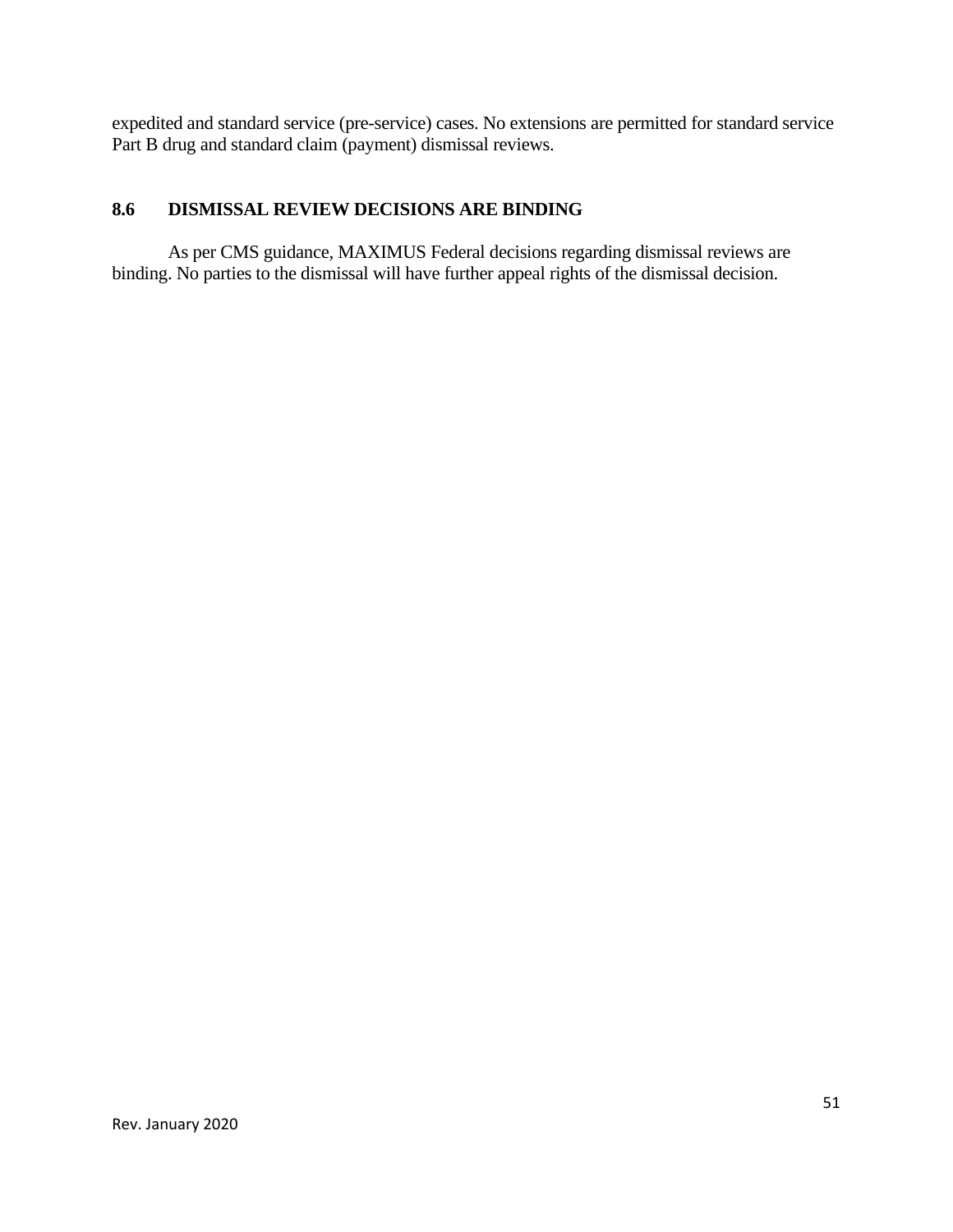expedited and standard service (pre-service) cases. No extensions are permitted for standard service Part B drug and standard claim (payment) dismissal reviews.

## 8.6 DISMISSAL REVIEW DECISIONS ARE BINDING

As per CMS guidance, MAXIMUS Federal decisions regarding dismissal reviews are binding. No parties to the dismissal will have further appeal rights of the dismissal decision.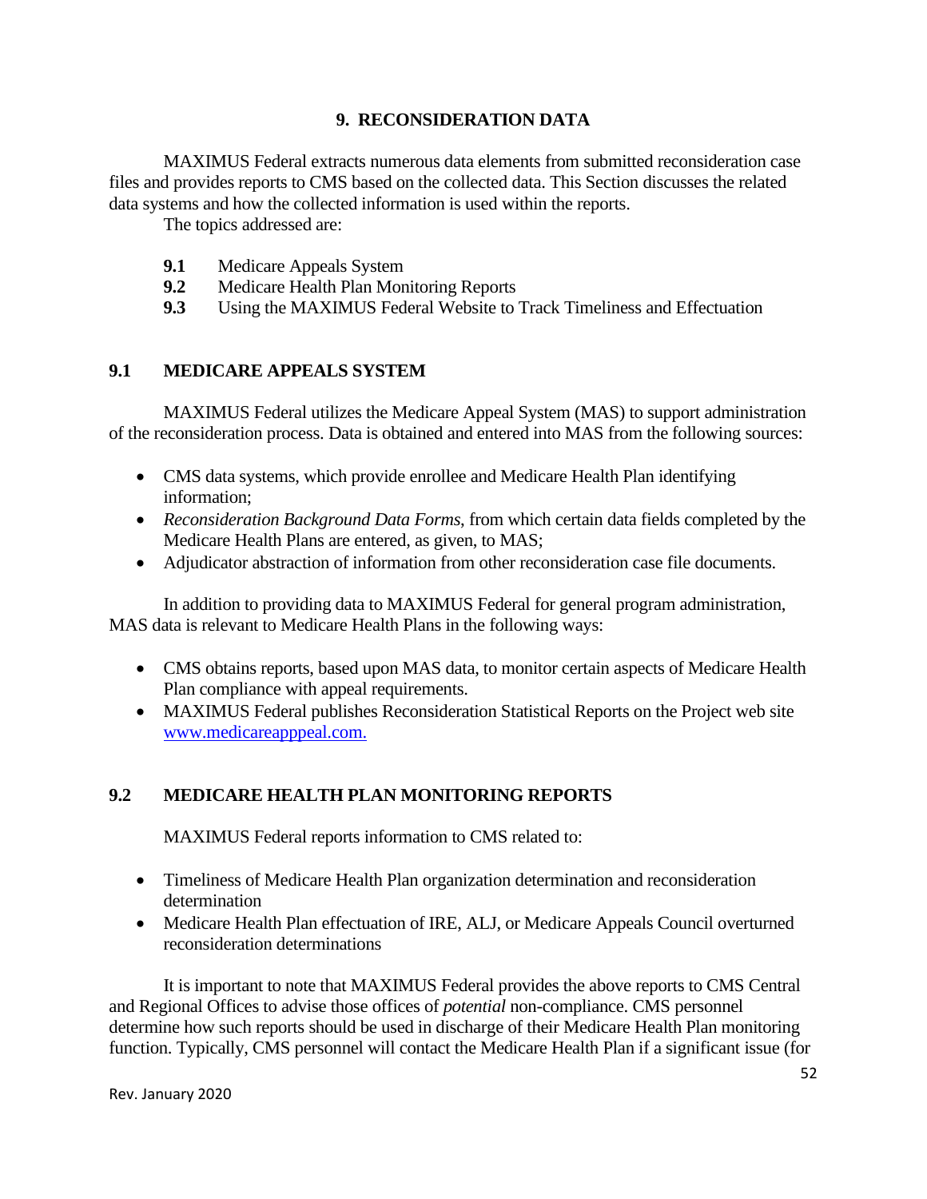## 9. RECONSIDERATION DATA

MAXIMUS Federal extracts numerous data elements from submitted reconsideration case files and provides reports to CMS based on the collected data. This Section discusses the related data systems and how the collected information is used within the reports.

The topics addressed are:

**9.1** Medicare Appeals System
**9.2** Medicare Health Plan Monitoring Reports
**9.3** Using the MAXIMUS Federal Website to Track Timeliness and Effectuation

### 9.1 MEDICARE APPEALS SYSTEM

MAXIMUS Federal utilizes the Medicare Appeal System (MAS) to support administration of the reconsideration process. Data is obtained and entered into MAS from the following sources:

- CMS data systems, which provide enrollee and Medicare Health Plan identifying information;
- *Reconsideration Background Data Forms*, from which certain data fields completed by the Medicare Health Plans are entered, as given, to MAS;
- Adjudicator abstraction of information from other reconsideration case file documents.

In addition to providing data to MAXIMUS Federal for general program administration, MAS data is relevant to Medicare Health Plans in the following ways:

- CMS obtains reports, based upon MAS data, to monitor certain aspects of Medicare Health Plan compliance with appeal requirements.
- MAXIMUS Federal publishes Reconsideration Statistical Reports on the Project web site www.medicareapppeal.com.

### 9.2 MEDICARE HEALTH PLAN MONITORING REPORTS

MAXIMUS Federal reports information to CMS related to:

- Timeliness of Medicare Health Plan organization determination and reconsideration determination
- Medicare Health Plan effectuation of IRE, ALJ, or Medicare Appeals Council overturned reconsideration determinations

It is important to note that MAXIMUS Federal provides the above reports to CMS Central and Regional Offices to advise those offices of *potential* non-compliance. CMS personnel determine how such reports should be used in discharge of their Medicare Health Plan monitoring function. Typically, CMS personnel will contact the Medicare Health Plan if a significant issue (for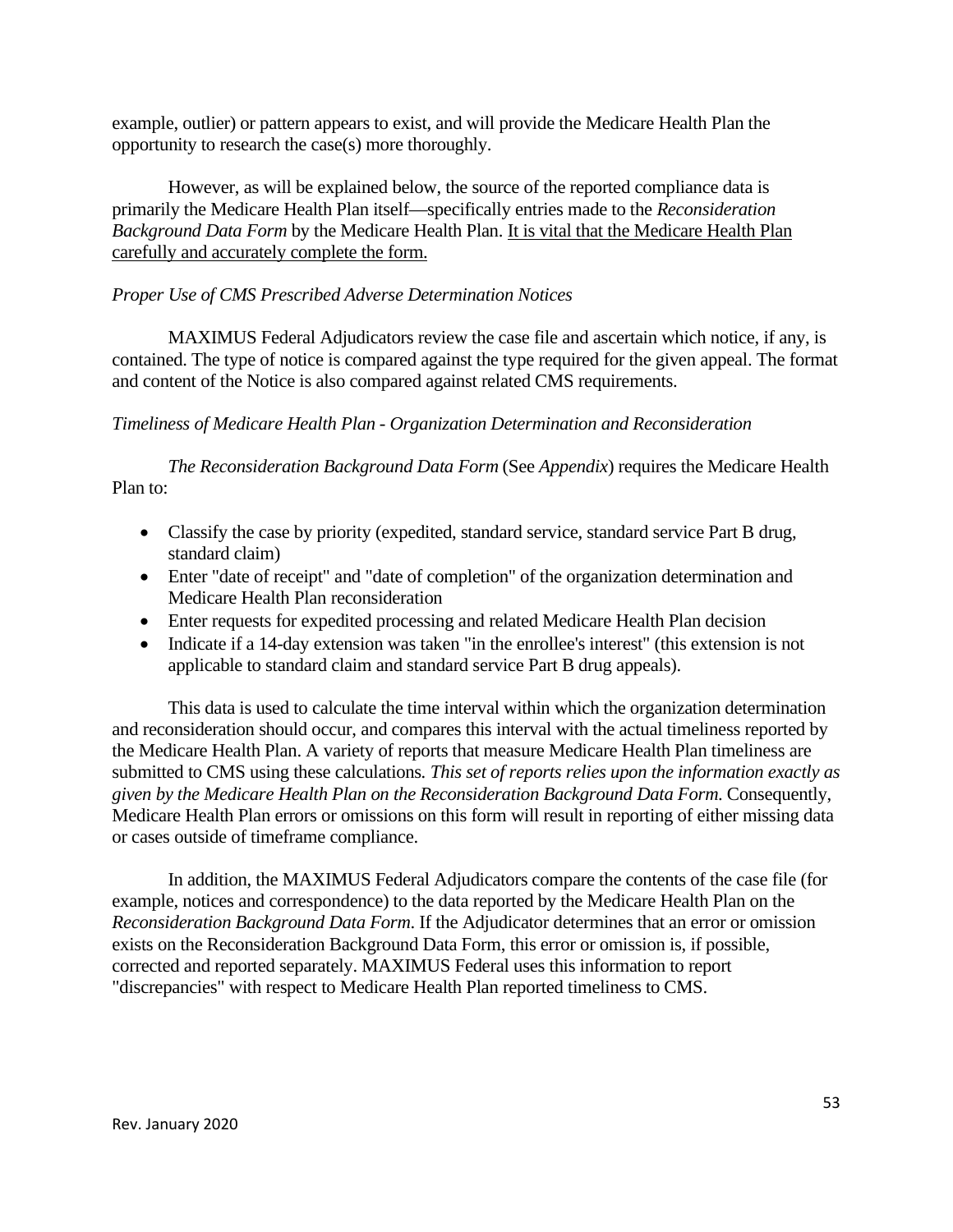example, outlier) or pattern appears to exist, and will provide the Medicare Health Plan the opportunity to research the case(s) more thoroughly.

However, as will be explained below, the source of the reported compliance data is primarily the Medicare Health Plan itself—specifically entries made to the *Reconsideration Background Data Form* by the Medicare Health Plan. <u>It is vital that the Medicare Health Plan carefully and accurately complete the form.</u>

*Proper Use of CMS Prescribed Adverse Determination Notices*

MAXIMUS Federal Adjudicators review the case file and ascertain which notice, if any, is contained. The type of notice is compared against the type required for the given appeal. The format and content of the Notice is also compared against related CMS requirements.

*Timeliness of Medicare Health Plan - Organization Determination and Reconsideration*

*The Reconsideration Background Data Form* (See *Appendix*) requires the Medicare Health Plan to:

- Classify the case by priority (expedited, standard service, standard service Part B drug, standard claim)
- Enter "date of receipt" and "date of completion" of the organization determination and Medicare Health Plan reconsideration
- Enter requests for expedited processing and related Medicare Health Plan decision
- Indicate if a 14-day extension was taken "in the enrollee's interest" (this extension is not applicable to standard claim and standard service Part B drug appeals).

This data is used to calculate the time interval within which the organization determination and reconsideration should occur, and compares this interval with the actual timeliness reported by the Medicare Health Plan. A variety of reports that measure Medicare Health Plan timeliness are submitted to CMS using these calculations. *This set of reports relies upon the information exactly as given by the Medicare Health Plan on the Reconsideration Background Data Form.* Consequently, Medicare Health Plan errors or omissions on this form will result in reporting of either missing data or cases outside of timeframe compliance.

In addition, the MAXIMUS Federal Adjudicators compare the contents of the case file (for example, notices and correspondence) to the data reported by the Medicare Health Plan on the *Reconsideration Background Data Form*. If the Adjudicator determines that an error or omission exists on the Reconsideration Background Data Form, this error or omission is, if possible, corrected and reported separately. MAXIMUS Federal uses this information to report "discrepancies" with respect to Medicare Health Plan reported timeliness to CMS.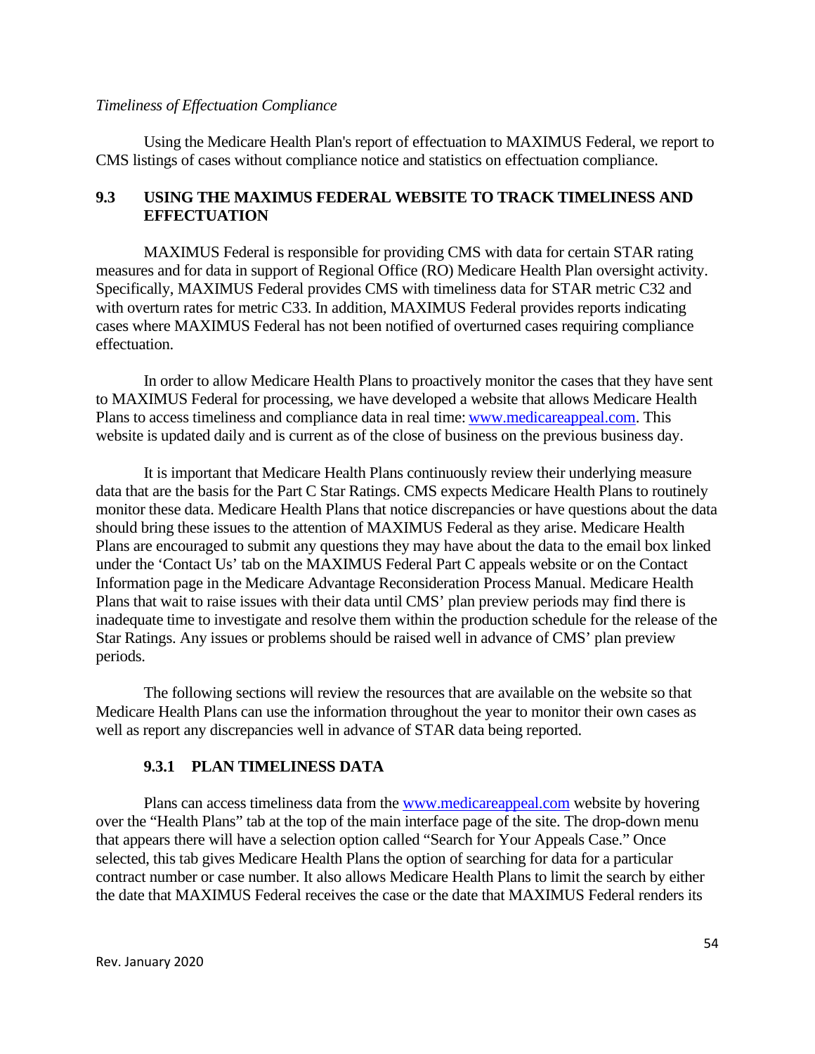*Timeliness of Effectuation Compliance*

Using the Medicare Health Plan's report of effectuation to MAXIMUS Federal, we report to CMS listings of cases without compliance notice and statistics on effectuation compliance.

## 9.3 USING THE MAXIMUS FEDERAL WEBSITE TO TRACK TIMELINESS AND EFFECTUATION

MAXIMUS Federal is responsible for providing CMS with data for certain STAR rating measures and for data in support of Regional Office (RO) Medicare Health Plan oversight activity. Specifically, MAXIMUS Federal provides CMS with timeliness data for STAR metric C32 and with overturn rates for metric C33. In addition, MAXIMUS Federal provides reports indicating cases where MAXIMUS Federal has not been notified of overturned cases requiring compliance effectuation.

In order to allow Medicare Health Plans to proactively monitor the cases that they have sent to MAXIMUS Federal for processing, we have developed a website that allows Medicare Health Plans to access timeliness and compliance data in real time: [www.medicareappeal.com](www.medicareappeal.com). This website is updated daily and is current as of the close of business on the previous business day.

It is important that Medicare Health Plans continuously review their underlying measure data that are the basis for the Part C Star Ratings. CMS expects Medicare Health Plans to routinely monitor these data. Medicare Health Plans that notice discrepancies or have questions about the data should bring these issues to the attention of MAXIMUS Federal as they arise. Medicare Health Plans are encouraged to submit any questions they may have about the data to the email box linked under the 'Contact Us' tab on the MAXIMUS Federal Part C appeals website or on the Contact Information page in the Medicare Advantage Reconsideration Process Manual. Medicare Health Plans that wait to raise issues with their data until CMS' plan preview periods may find there is inadequate time to investigate and resolve them within the production schedule for the release of the Star Ratings. Any issues or problems should be raised well in advance of CMS' plan preview periods.

The following sections will review the resources that are available on the website so that Medicare Health Plans can use the information throughout the year to monitor their own cases as well as report any discrepancies well in advance of STAR data being reported.

### 9.3.1 PLAN TIMELINESS DATA

Plans can access timeliness data from the [www.medicareappeal.com](www.medicareappeal.com) website by hovering over the "Health Plans" tab at the top of the main interface page of the site. The drop-down menu that appears there will have a selection option called "Search for Your Appeals Case." Once selected, this tab gives Medicare Health Plans the option of searching for data for a particular contract number or case number. It also allows Medicare Health Plans to limit the search by either the date that MAXIMUS Federal receives the case or the date that MAXIMUS Federal renders its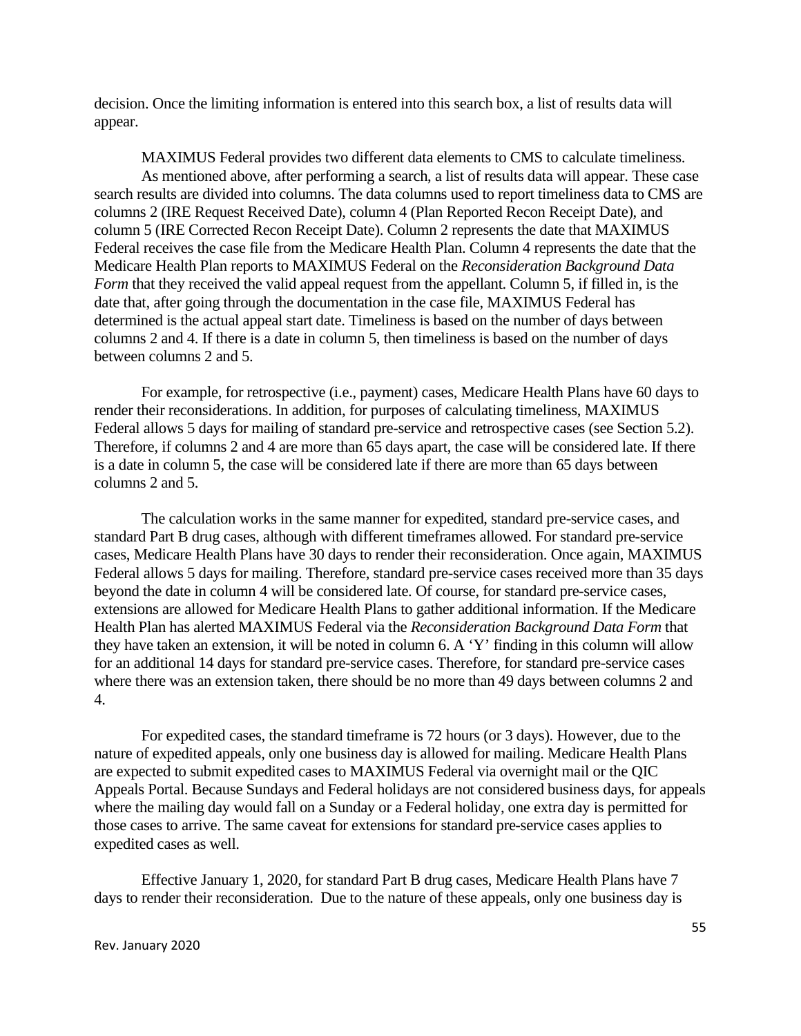decision. Once the limiting information is entered into this search box, a list of results data will appear.

MAXIMUS Federal provides two different data elements to CMS to calculate timeliness. As mentioned above, after performing a search, a list of results data will appear. These case search results are divided into columns. The data columns used to report timeliness data to CMS are columns 2 (IRE Request Received Date), column 4 (Plan Reported Recon Receipt Date), and column 5 (IRE Corrected Recon Receipt Date). Column 2 represents the date that MAXIMUS Federal receives the case file from the Medicare Health Plan. Column 4 represents the date that the Medicare Health Plan reports to MAXIMUS Federal on the *Reconsideration Background Data Form* that they received the valid appeal request from the appellant. Column 5, if filled in, is the date that, after going through the documentation in the case file, MAXIMUS Federal has determined is the actual appeal start date. Timeliness is based on the number of days between columns 2 and 4. If there is a date in column 5, then timeliness is based on the number of days between columns 2 and 5.

For example, for retrospective (i.e., payment) cases, Medicare Health Plans have 60 days to render their reconsiderations. In addition, for purposes of calculating timeliness, MAXIMUS Federal allows 5 days for mailing of standard pre-service and retrospective cases (see Section 5.2). Therefore, if columns 2 and 4 are more than 65 days apart, the case will be considered late. If there is a date in column 5, the case will be considered late if there are more than 65 days between columns 2 and 5.

The calculation works in the same manner for expedited, standard pre-service cases, and standard Part B drug cases, although with different timeframes allowed. For standard pre-service cases, Medicare Health Plans have 30 days to render their reconsideration. Once again, MAXIMUS Federal allows 5 days for mailing. Therefore, standard pre-service cases received more than 35 days beyond the date in column 4 will be considered late. Of course, for standard pre-service cases, extensions are allowed for Medicare Health Plans to gather additional information. If the Medicare Health Plan has alerted MAXIMUS Federal via the *Reconsideration Background Data Form* that they have taken an extension, it will be noted in column 6. A 'Y' finding in this column will allow for an additional 14 days for standard pre-service cases. Therefore, for standard pre-service cases where there was an extension taken, there should be no more than 49 days between columns 2 and 4.

For expedited cases, the standard timeframe is 72 hours (or 3 days). However, due to the nature of expedited appeals, only one business day is allowed for mailing. Medicare Health Plans are expected to submit expedited cases to MAXIMUS Federal via overnight mail or the QIC Appeals Portal. Because Sundays and Federal holidays are not considered business days, for appeals where the mailing day would fall on a Sunday or a Federal holiday, one extra day is permitted for those cases to arrive. The same caveat for extensions for standard pre-service cases applies to expedited cases as well.

Effective January 1, 2020, for standard Part B drug cases, Medicare Health Plans have 7 days to render their reconsideration. Due to the nature of these appeals, only one business day is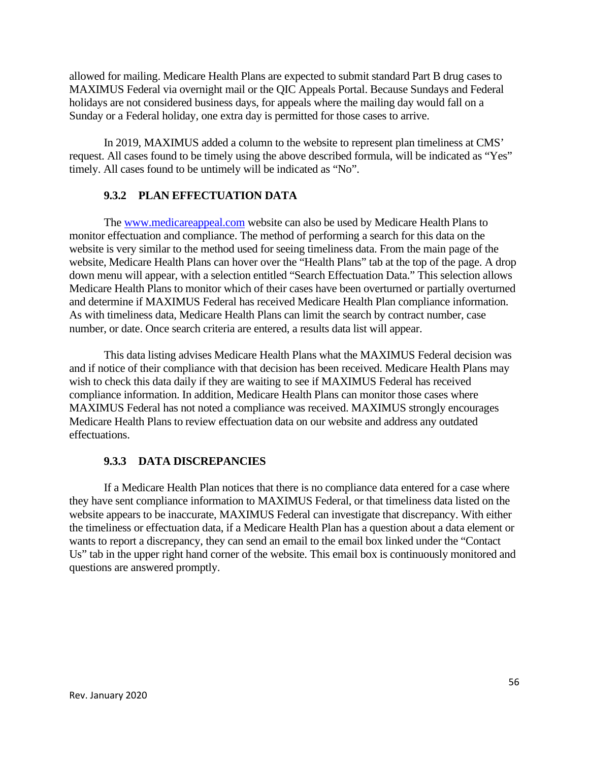allowed for mailing. Medicare Health Plans are expected to submit standard Part B drug cases to MAXIMUS Federal via overnight mail or the QIC Appeals Portal. Because Sundays and Federal holidays are not considered business days, for appeals where the mailing day would fall on a Sunday or a Federal holiday, one extra day is permitted for those cases to arrive.

In 2019, MAXIMUS added a column to the website to represent plan timeliness at CMS' request. All cases found to be timely using the above described formula, will be indicated as "Yes" timely. All cases found to be untimely will be indicated as "No".

### 9.3.2 PLAN EFFECTUATION DATA

The [www.medicareappeal.com](http://www.medicareappeal.com) website can also be used by Medicare Health Plans to monitor effectuation and compliance. The method of performing a search for this data on the website is very similar to the method used for seeing timeliness data. From the main page of the website, Medicare Health Plans can hover over the "Health Plans" tab at the top of the page. A drop down menu will appear, with a selection entitled "Search Effectuation Data." This selection allows Medicare Health Plans to monitor which of their cases have been overturned or partially overturned and determine if MAXIMUS Federal has received Medicare Health Plan compliance information. As with timeliness data, Medicare Health Plans can limit the search by contract number, case number, or date. Once search criteria are entered, a results data list will appear.

This data listing advises Medicare Health Plans what the MAXIMUS Federal decision was and if notice of their compliance with that decision has been received. Medicare Health Plans may wish to check this data daily if they are waiting to see if MAXIMUS Federal has received compliance information. In addition, Medicare Health Plans can monitor those cases where MAXIMUS Federal has not noted a compliance was received. MAXIMUS strongly encourages Medicare Health Plans to review effectuation data on our website and address any outdated effectuations.

### 9.3.3 DATA DISCREPANCIES

If a Medicare Health Plan notices that there is no compliance data entered for a case where they have sent compliance information to MAXIMUS Federal, or that timeliness data listed on the website appears to be inaccurate, MAXIMUS Federal can investigate that discrepancy. With either the timeliness or effectuation data, if a Medicare Health Plan has a question about a data element or wants to report a discrepancy, they can send an email to the email box linked under the "Contact Us" tab in the upper right hand corner of the website. This email box is continuously monitored and questions are answered promptly.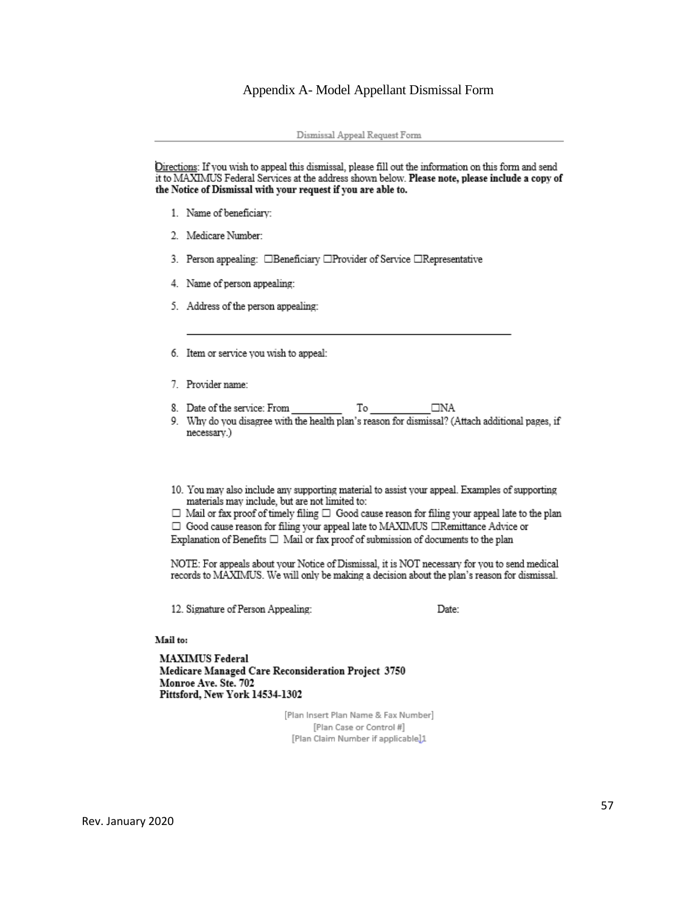# Appendix A- Model Appellant Dismissal Form

Dismissal Appeal Request Form

Directions: If you wish to appeal this dismissal, please fill out the information on this form and send it to MAXIMUS Federal Services at the address shown below. **Please note, please include a copy of the Notice of Dismissal with your request if you are able to.**

1. Name of beneficiary:
2. Medicare Number:
3. Person appealing: ☐Beneficiary ☐Provider of Service ☐Representative
4. Name of person appealing:
5. Address of the person appealing:

   \_\_\_\_\_\_\_\_\_\_\_\_\_\_\_\_\_\_\_\_\_\_\_\_\_\_\_\_\_\_\_\_\_\_\_\_\_\_\_\_\_\_\_\_\_\_\_\_

6. Item or service you wish to appeal:
7. Provider name:
8. Date of the service: From \_\_\_\_\_\_\_\_\_ To \_\_\_\_\_\_\_\_\_\_ ☐NA
9. Why do you disagree with the health plan's reason for dismissal? (Attach additional pages, if necessary.)
10. You may also include any supporting material to assist your appeal. Examples of supporting materials may include, but are not limited to:

☐ Mail or fax proof of timely filing ☐ Good cause reason for filing your appeal late to the plan ☐ Good cause reason for filing your appeal late to MAXIMUS ☐Remittance Advice or Explanation of Benefits ☐ Mail or fax proof of submission of documents to the plan

NOTE: For appeals about your Notice of Dismissal, it is NOT necessary for you to send medical records to MAXIMUS. We will only be making a decision about the plan's reason for dismissal.

12. Signature of Person Appealing: Date:

**Mail to:**

**MAXIMUS Federal**
**Medicare Managed Care Reconsideration Project 3750**
**Monroe Ave. Ste. 702**
**Pittsford, New York 14534-1302**

[Plan Insert Plan Name & Fax Number]
[Plan Case or Control #]
[Plan Claim Number if applicable]1

Rev. January 2020